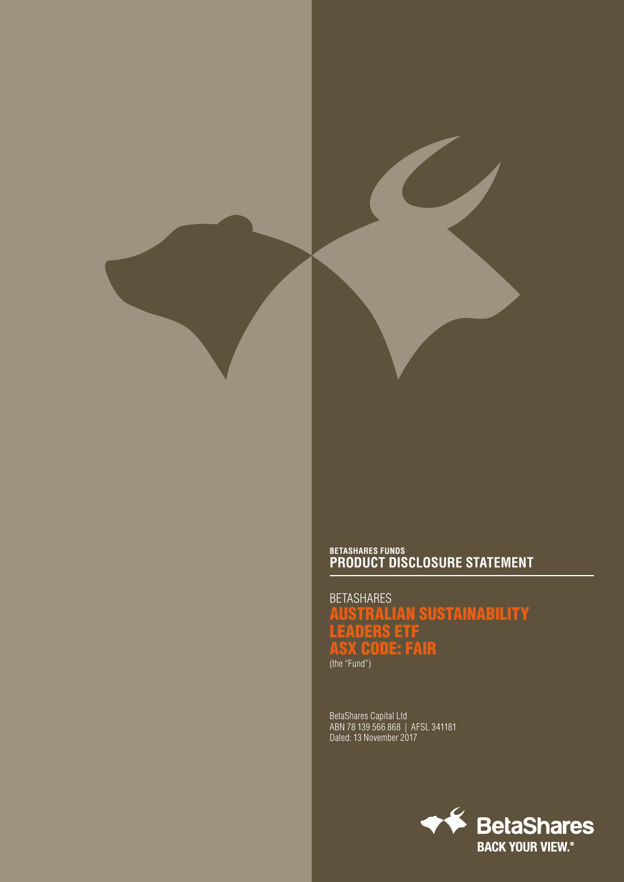**BETASHARES FUNDS**

# PRODUCT DISCLOSURE STATEMENT

BETASHARES

## AUSTRALIAN SUSTAINABILITY LEADERS ETF

## ASX CODE: FAIR

(the "Fund")

BetaShares Capital Ltd
ABN 78 139 566 868 | AFSL 341181
Dated: 13 November 2017

BetaShares
BACK YOUR VIEW.®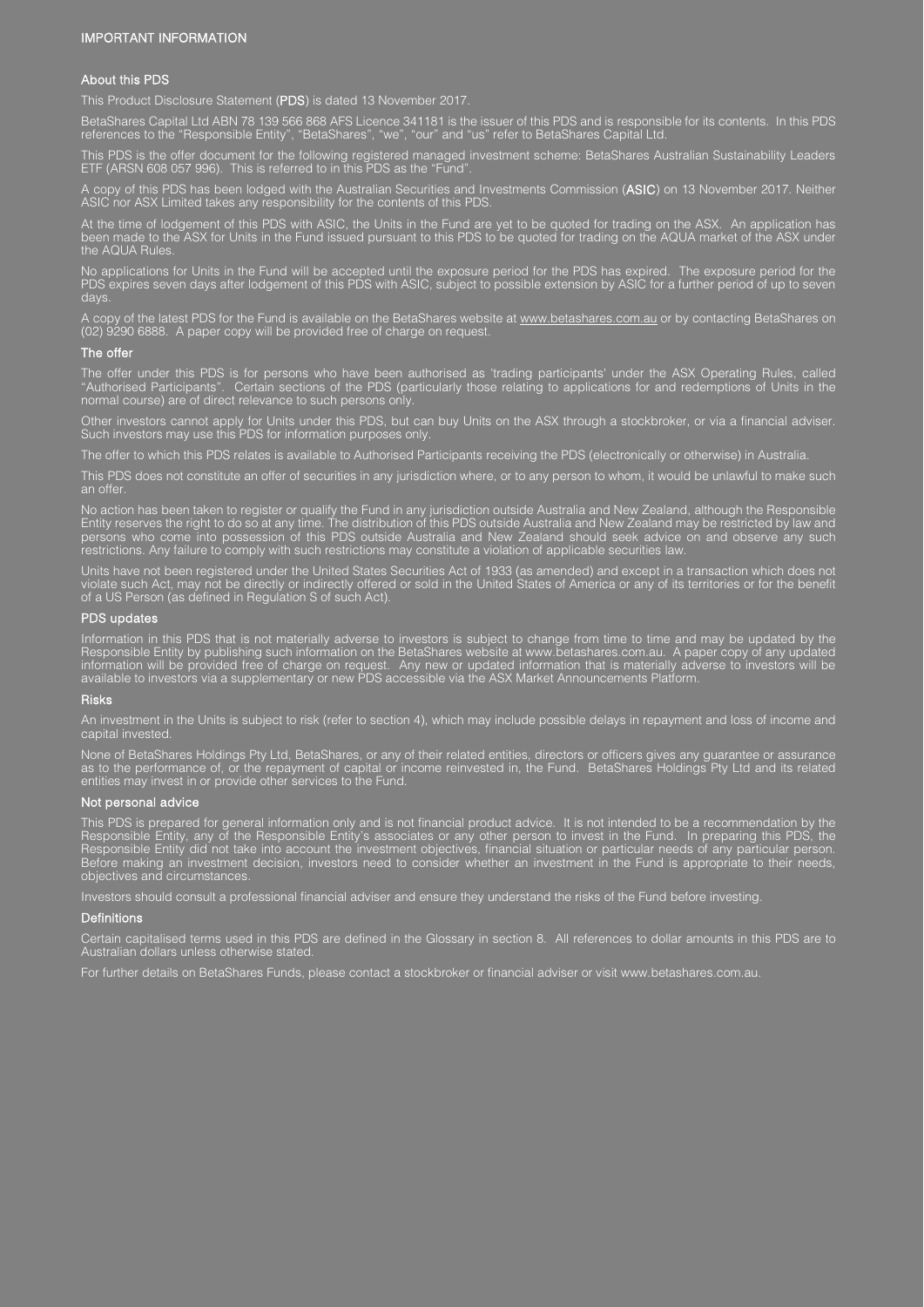# IMPORTANT INFORMATION

## About this PDS

This Product Disclosure Statement (**PDS**) is dated 13 November 2017.

BetaShares Capital Ltd ABN 78 139 566 868 AFS Licence 341181 is the issuer of this PDS and is responsible for its contents. In this PDS references to the "Responsible Entity", "BetaShares", "we", "our" and "us" refer to BetaShares Capital Ltd.

This PDS is the offer document for the following registered managed investment scheme: BetaShares Australian Sustainability Leaders ETF (ARSN 608 057 996). This is referred to in this PDS as the "Fund".

A copy of this PDS has been lodged with the Australian Securities and Investments Commission (**ASIC**) on 13 November 2017. Neither ASIC nor ASX Limited takes any responsibility for the contents of this PDS.

At the time of lodgement of this PDS with ASIC, the Units in the Fund are yet to be quoted for trading on the ASX. An application has been made to the ASX for Units in the Fund issued pursuant to this PDS to be quoted for trading on the AQUA market of the ASX under the AQUA Rules.

No applications for Units in the Fund will be accepted until the exposure period for the PDS has expired. The exposure period for the PDS expires seven days after lodgement of this PDS with ASIC, subject to possible extension by ASIC for a further period of up to seven days.

A copy of the latest PDS for the Fund is available on the BetaShares website at www.betashares.com.au or by contacting BetaShares on (02) 9290 6888. A paper copy will be provided free of charge on request.

## The offer

The offer under this PDS is for persons who have been authorised as 'trading participants' under the ASX Operating Rules, called "Authorised Participants". Certain sections of the PDS (particularly those relating to applications for and redemptions of Units in the normal course) are of direct relevance to such persons only.

Other investors cannot apply for Units under this PDS, but can buy Units on the ASX through a stockbroker, or via a financial adviser. Such investors may use this PDS for information purposes only.

The offer to which this PDS relates is available to Authorised Participants receiving the PDS (electronically or otherwise) in Australia.

This PDS does not constitute an offer of securities in any jurisdiction where, or to any person to whom, it would be unlawful to make such an offer.

No action has been taken to register or qualify the Fund in any jurisdiction outside Australia and New Zealand, although the Responsible Entity reserves the right to do so at any time. The distribution of this PDS outside Australia and New Zealand may be restricted by law and persons who come into possession of this PDS outside Australia and New Zealand should seek advice on and observe any such restrictions. Any failure to comply with such restrictions may constitute a violation of applicable securities law.

Units have not been registered under the United States Securities Act of 1933 (as amended) and except in a transaction which does not violate such Act, may not be directly or indirectly offered or sold in the United States of America or any of its territories or for the benefit of a US Person (as defined in Regulation S of such Act).

## PDS updates

Information in this PDS that is not materially adverse to investors is subject to change from time to time and may be updated by the Responsible Entity by publishing such information on the BetaShares website at www.betashares.com.au. A paper copy of any updated information will be provided free of charge on request. Any new or updated information that is materially adverse to investors will be available to investors via a supplementary or new PDS accessible via the ASX Market Announcements Platform.

## Risks

An investment in the Units is subject to risk (refer to section 4), which may include possible delays in repayment and loss of income and capital invested.

None of BetaShares Holdings Pty Ltd, BetaShares, or any of their related entities, directors or officers gives any guarantee or assurance as to the performance of, or the repayment of capital or income reinvested in, the Fund. BetaShares Holdings Pty Ltd and its related entities may invest in or provide other services to the Fund.

## Not personal advice

This PDS is prepared for general information only and is not financial product advice. It is not intended to be a recommendation by the Responsible Entity, any of the Responsible Entity's associates or any other person to invest in the Fund. In preparing this PDS, the Responsible Entity did not take into account the investment objectives, financial situation or particular needs of any particular person. Before making an investment decision, investors need to consider whether an investment in the Fund is appropriate to their needs, objectives and circumstances.

Investors should consult a professional financial adviser and ensure they understand the risks of the Fund before investing.

## Definitions

Certain capitalised terms used in this PDS are defined in the Glossary in section 8. All references to dollar amounts in this PDS are to Australian dollars unless otherwise stated.

For further details on BetaShares Funds, please contact a stockbroker or financial adviser or visit www.betashares.com.au.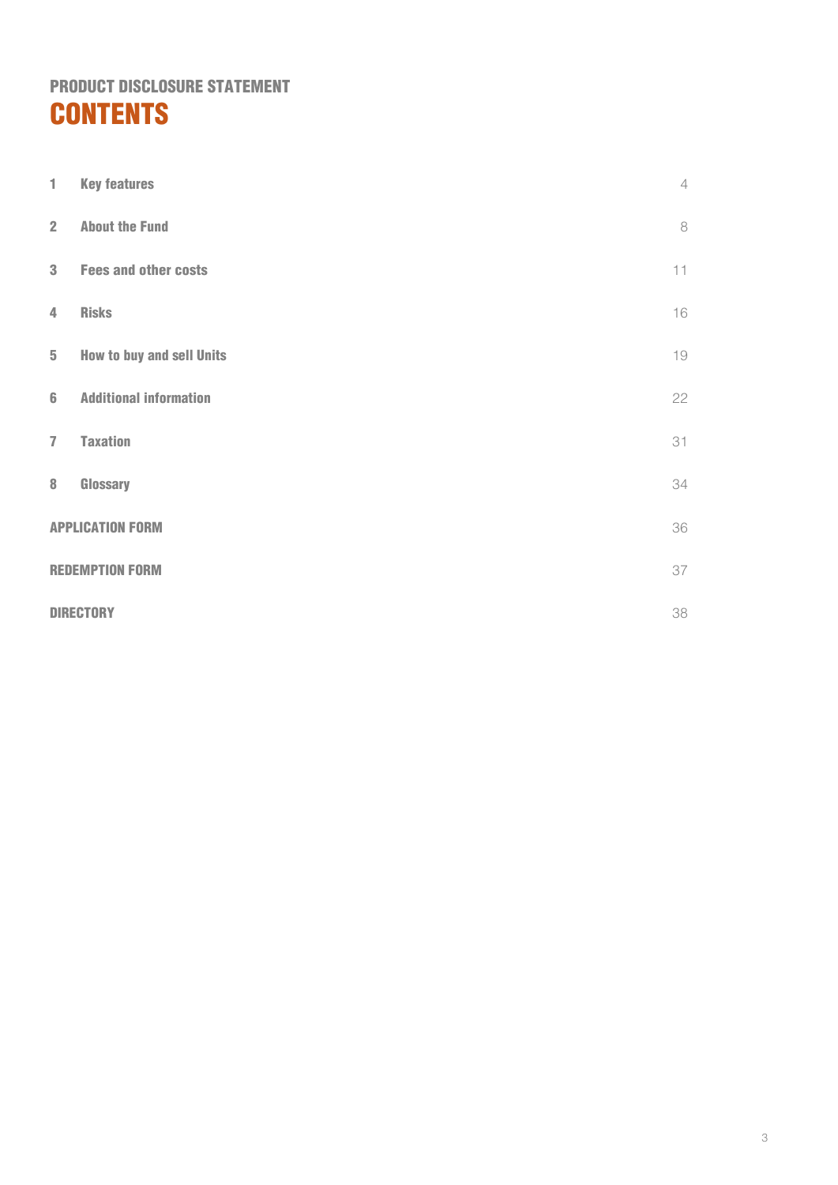## PRODUCT DISCLOSURE STATEMENT

# CONTENTS

| | | |
|---|---|---|
| 1 | **Key features** | 4 |
| 2 | **About the Fund** | 8 |
| 3 | **Fees and other costs** | 11 |
| 4 | **Risks** | 16 |
| 5 | **How to buy and sell Units** | 19 |
| 6 | **Additional information** | 22 |
| 7 | **Taxation** | 31 |
| 8 | **Glossary** | 34 |
| **APPLICATION FORM** | | 36 |
| **REDEMPTION FORM** | | 37 |
| **DIRECTORY** | | 38 |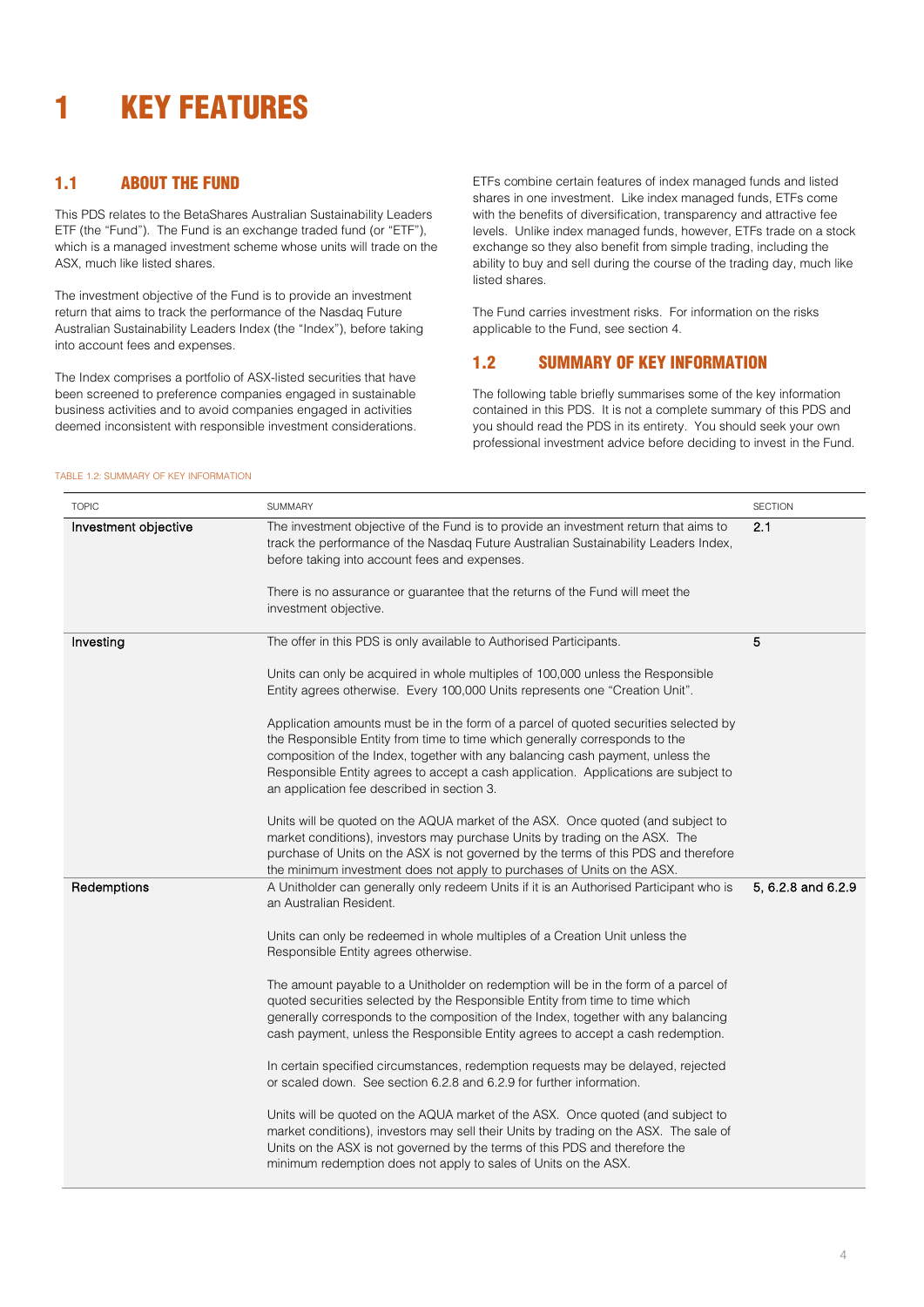# 1 KEY FEATURES

## 1.1 ABOUT THE FUND

This PDS relates to the BetaShares Australian Sustainability Leaders ETF (the "Fund"). The Fund is an exchange traded fund (or "ETF"), which is a managed investment scheme whose units will trade on the ASX, much like listed shares.

The investment objective of the Fund is to provide an investment return that aims to track the performance of the Nasdaq Future Australian Sustainability Leaders Index (the "Index"), before taking into account fees and expenses.

The Index comprises a portfolio of ASX-listed securities that have been screened to preference companies engaged in sustainable business activities and to avoid companies engaged in activities deemed inconsistent with responsible investment considerations.

ETFs combine certain features of index managed funds and listed shares in one investment. Like index managed funds, ETFs come with the benefits of diversification, transparency and attractive fee levels. Unlike index managed funds, however, ETFs trade on a stock exchange so they also benefit from simple trading, including the ability to buy and sell during the course of the trading day, much like listed shares.

The Fund carries investment risks. For information on the risks applicable to the Fund, see section 4.

## 1.2 SUMMARY OF KEY INFORMATION

The following table briefly summarises some of the key information contained in this PDS. It is not a complete summary of this PDS and you should read the PDS in its entirety. You should seek your own professional investment advice before deciding to invest in the Fund.

TABLE 1.2: SUMMARY OF KEY INFORMATION

| TOPIC | SUMMARY | SECTION |
|---|---|---|
| **Investment objective** | The investment objective of the Fund is to provide an investment return that aims to track the performance of the Nasdaq Future Australian Sustainability Leaders Index, before taking into account fees and expenses.<br><br>There is no assurance or guarantee that the returns of the Fund will meet the investment objective. | 2.1 |
| **Investing** | The offer in this PDS is only available to Authorised Participants.<br><br>Units can only be acquired in whole multiples of 100,000 unless the Responsible Entity agrees otherwise. Every 100,000 Units represents one "Creation Unit".<br><br>Application amounts must be in the form of a parcel of quoted securities selected by the Responsible Entity from time to time which generally corresponds to the composition of the Index, together with any balancing cash payment, unless the Responsible Entity agrees to accept a cash application. Applications are subject to an application fee described in section 3.<br><br>Units will be quoted on the AQUA market of the ASX. Once quoted (and subject to market conditions), investors may purchase Units by trading on the ASX. The purchase of Units on the ASX is not governed by the terms of this PDS and therefore the minimum investment does not apply to purchases of Units on the ASX. | 5 |
| **Redemptions** | A Unitholder can generally only redeem Units if it is an Authorised Participant who is an Australian Resident.<br><br>Units can only be redeemed in whole multiples of a Creation Unit unless the Responsible Entity agrees otherwise.<br><br>The amount payable to a Unitholder on redemption will be in the form of a parcel of quoted securities selected by the Responsible Entity from time to time which generally corresponds to the composition of the Index, together with any balancing cash payment, unless the Responsible Entity agrees to accept a cash redemption.<br><br>In certain specified circumstances, redemption requests may be delayed, rejected or scaled down. See section 6.2.8 and 6.2.9 for further information.<br><br>Units will be quoted on the AQUA market of the ASX. Once quoted (and subject to market conditions), investors may sell their Units by trading on the ASX. The sale of Units on the ASX is not governed by the terms of this PDS and therefore the minimum redemption does not apply to sales of Units on the ASX. | 5, 6.2.8 and 6.2.9 |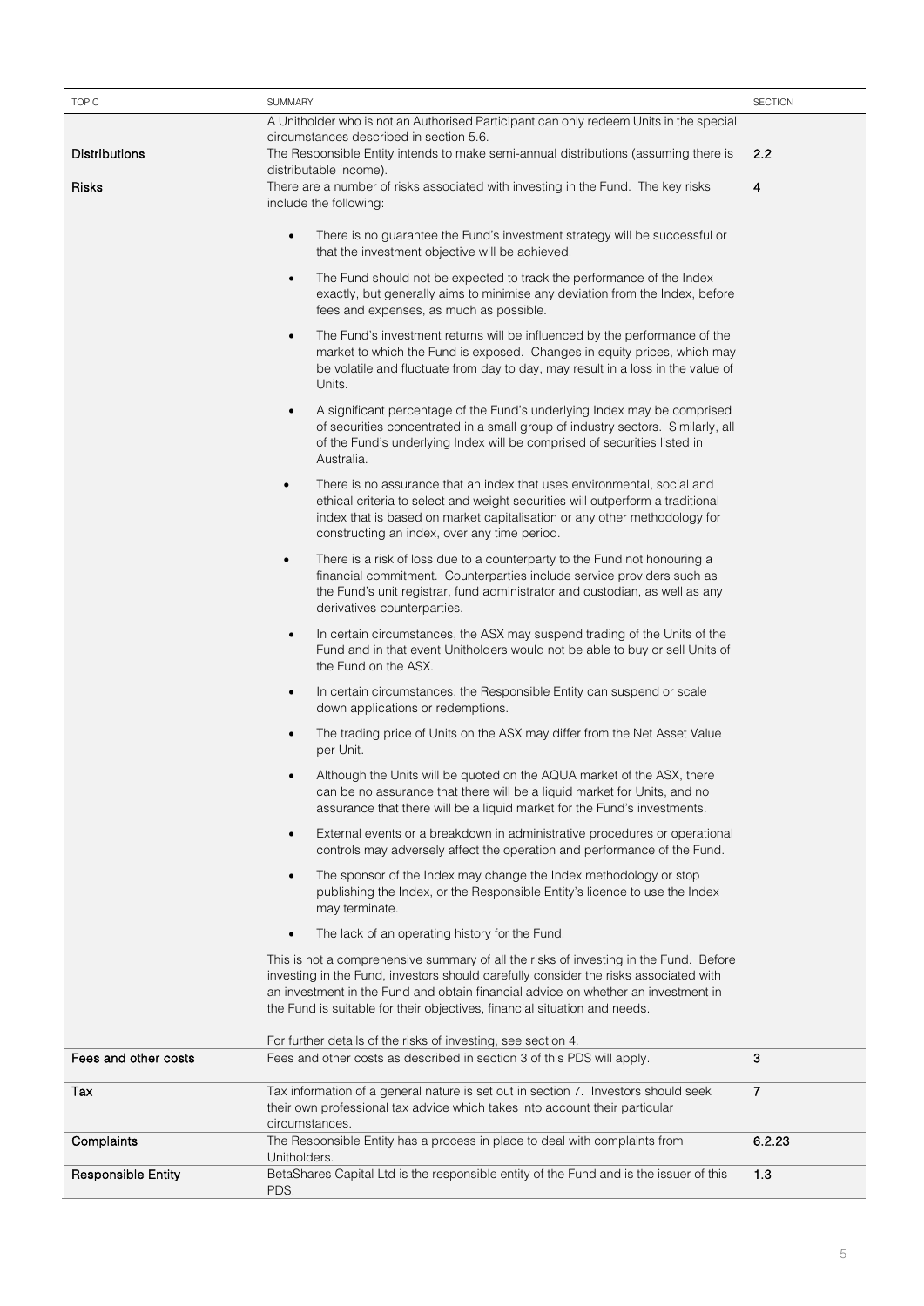| TOPIC | SUMMARY | SECTION |
|---|---|---|
| | A Unitholder who is not an Authorised Participant can only redeem Units in the special circumstances described in section 5.6. | |
| **Distributions** | The Responsible Entity intends to make semi-annual distributions (assuming there is distributable income). | 2.2 |
| **Risks** | There are a number of risks associated with investing in the Fund. The key risks include the following:<br><br>• There is no guarantee the Fund's investment strategy will be successful or that the investment objective will be achieved.<br>• The Fund should not be expected to track the performance of the Index exactly, but generally aims to minimise any deviation from the Index, before fees and expenses, as much as possible.<br>• The Fund's investment returns will be influenced by the performance of the market to which the Fund is exposed. Changes in equity prices, which may be volatile and fluctuate from day to day, may result in a loss in the value of Units.<br>• A significant percentage of the Fund's underlying Index may be comprised of securities concentrated in a small group of industry sectors. Similarly, all of the Fund's underlying Index will be comprised of securities listed in Australia.<br>• There is no assurance that an index that uses environmental, social and ethical criteria to select and weight securities will outperform a traditional index that is based on market capitalisation or any other methodology for constructing an index, over any time period.<br>• There is a risk of loss due to a counterparty to the Fund not honouring a financial commitment. Counterparties include service providers such as the Fund's unit registrar, fund administrator and custodian, as well as any derivatives counterparties.<br>• In certain circumstances, the ASX may suspend trading of the Units of the Fund and in that event Unitholders would not be able to buy or sell Units of the Fund on the ASX.<br>• In certain circumstances, the Responsible Entity can suspend or scale down applications or redemptions.<br>• The trading price of Units on the ASX may differ from the Net Asset Value per Unit.<br>• Although the Units will be quoted on the AQUA market of the ASX, there can be no assurance that there will be a liquid market for Units, and no assurance that there will be a liquid market for the Fund's investments.<br>• External events or a breakdown in administrative procedures or operational controls may adversely affect the operation and performance of the Fund.<br>• The sponsor of the Index may change the Index methodology or stop publishing the Index, or the Responsible Entity's licence to use the Index may terminate.<br>• The lack of an operating history for the Fund.<br><br>This is not a comprehensive summary of all the risks of investing in the Fund. Before investing in the Fund, investors should carefully consider the risks associated with an investment in the Fund and obtain financial advice on whether an investment in the Fund is suitable for their objectives, financial situation and needs.<br><br>For further details of the risks of investing, see section 4. | 4 |
| **Fees and other costs** | Fees and other costs as described in section 3 of this PDS will apply. | 3 |
| **Tax** | Tax information of a general nature is set out in section 7. Investors should seek their own professional tax advice which takes into account their particular circumstances. | 7 |
| **Complaints** | The Responsible Entity has a process in place to deal with complaints from Unitholders. | 6.2.23 |
| **Responsible Entity** | BetaShares Capital Ltd is the responsible entity of the Fund and is the issuer of this PDS. | 1.3 |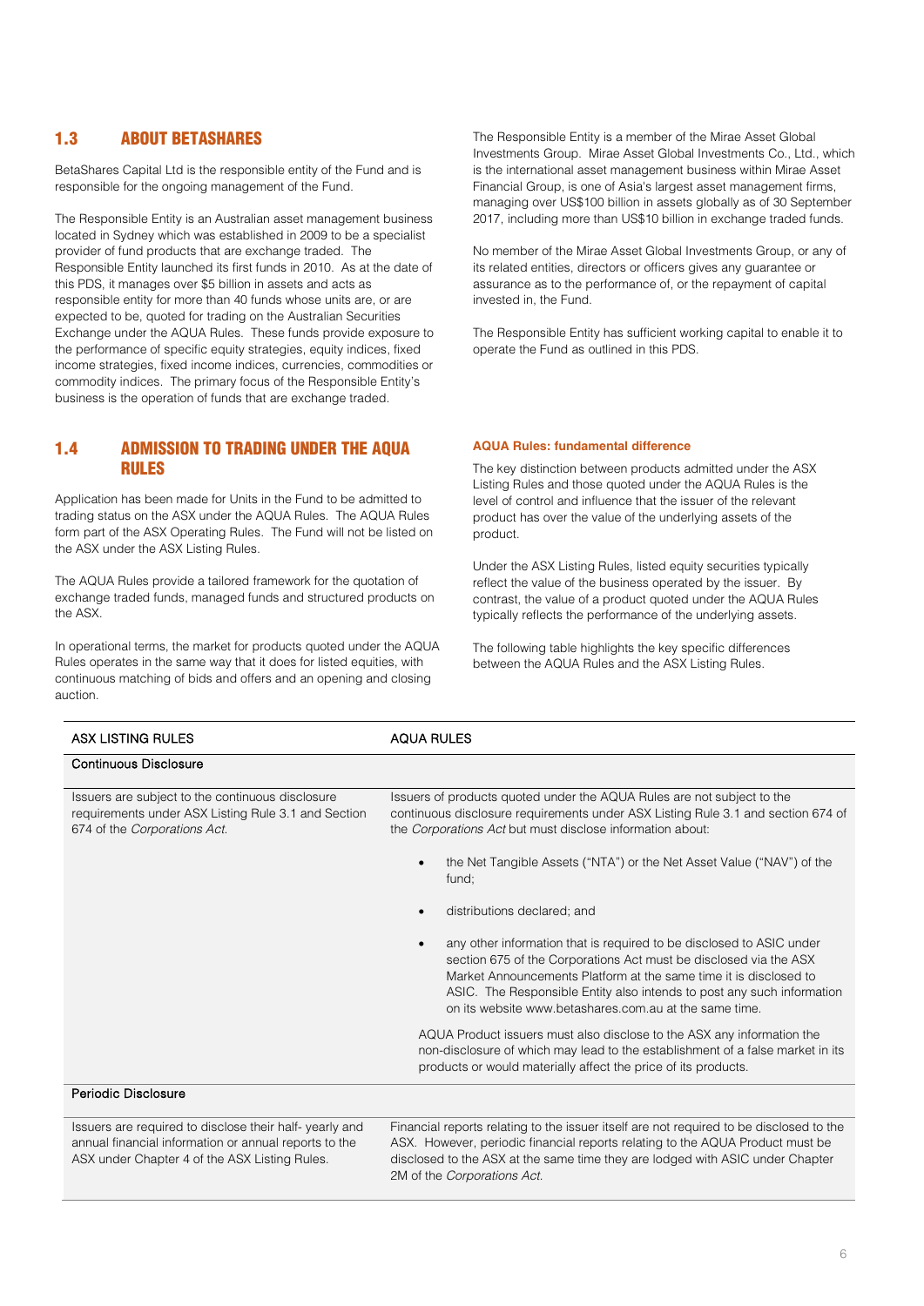## 1.3 ABOUT BETASHARES

BetaShares Capital Ltd is the responsible entity of the Fund and is responsible for the ongoing management of the Fund.

The Responsible Entity is an Australian asset management business located in Sydney which was established in 2009 to be a specialist provider of fund products that are exchange traded. The Responsible Entity launched its first funds in 2010. As at the date of this PDS, it manages over $5 billion in assets and acts as responsible entity for more than 40 funds whose units are, or are expected to be, quoted for trading on the Australian Securities Exchange under the AQUA Rules. These funds provide exposure to the performance of specific equity strategies, equity indices, fixed income strategies, fixed income indices, currencies, commodities or commodity indices. The primary focus of the Responsible Entity's business is the operation of funds that are exchange traded.

The Responsible Entity is a member of the Mirae Asset Global Investments Group. Mirae Asset Global Investments Co., Ltd., which is the international asset management business within Mirae Asset Financial Group, is one of Asia's largest asset management firms, managing over US$100 billion in assets globally as of 30 September 2017, including more than US$10 billion in exchange traded funds.

No member of the Mirae Asset Global Investments Group, or any of its related entities, directors or officers gives any guarantee or assurance as to the performance of, or the repayment of capital invested in, the Fund.

The Responsible Entity has sufficient working capital to enable it to operate the Fund as outlined in this PDS.

## 1.4 ADMISSION TO TRADING UNDER THE AQUA RULES

Application has been made for Units in the Fund to be admitted to trading status on the ASX under the AQUA Rules. The AQUA Rules form part of the ASX Operating Rules. The Fund will not be listed on the ASX under the ASX Listing Rules.

The AQUA Rules provide a tailored framework for the quotation of exchange traded funds, managed funds and structured products on the ASX.

In operational terms, the market for products quoted under the AQUA Rules operates in the same way that it does for listed equities, with continuous matching of bids and offers and an opening and closing auction.

**AQUA Rules: fundamental difference**

The key distinction between products admitted under the ASX Listing Rules and those quoted under the AQUA Rules is the level of control and influence that the issuer of the relevant product has over the value of the underlying assets of the product.

Under the ASX Listing Rules, listed equity securities typically reflect the value of the business operated by the issuer. By contrast, the value of a product quoted under the AQUA Rules typically reflects the performance of the underlying assets.

The following table highlights the key specific differences between the AQUA Rules and the ASX Listing Rules.

| ASX LISTING RULES | AQUA RULES |
|---|---|
| **Continuous Disclosure** | |
| Issuers are subject to the continuous disclosure requirements under ASX Listing Rule 3.1 and Section 674 of the *Corporations Act*. | Issuers of products quoted under the AQUA Rules are not subject to the continuous disclosure requirements under ASX Listing Rule 3.1 and section 674 of the *Corporations Act* but must disclose information about:<br>• the Net Tangible Assets ("NTA") or the Net Asset Value ("NAV") of the fund;<br>• distributions declared; and<br>• any other information that is required to be disclosed to ASIC under section 675 of the Corporations Act must be disclosed via the ASX Market Announcements Platform at the same time it is disclosed to ASIC. The Responsible Entity also intends to post any such information on its website www.betashares.com.au at the same time.<br>AQUA Product issuers must also disclose to the ASX any information the non-disclosure of which may lead to the establishment of a false market in its products or would materially affect the price of its products. |
| **Periodic Disclosure** | |
| Issuers are required to disclose their half- yearly and annual financial information or annual reports to the ASX under Chapter 4 of the ASX Listing Rules. | Financial reports relating to the issuer itself are not required to be disclosed to the ASX. However, periodic financial reports relating to the AQUA Product must be disclosed to the ASX at the same time they are lodged with ASIC under Chapter 2M of the *Corporations Act*. |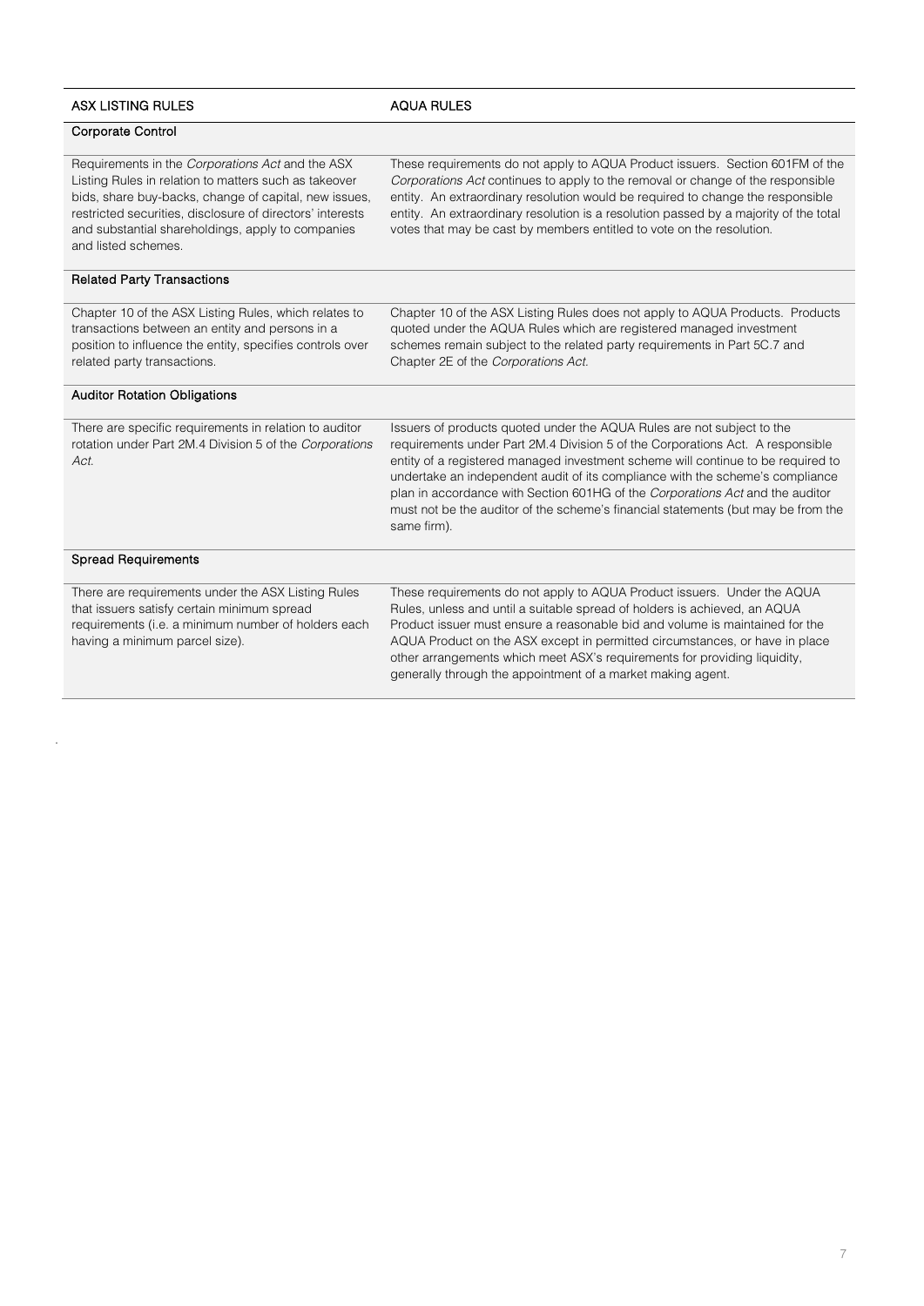| ASX LISTING RULES | AQUA RULES |
|---|---|
| **Corporate Control** | |
| Requirements in the *Corporations Act* and the ASX Listing Rules in relation to matters such as takeover bids, share buy-backs, change of capital, new issues, restricted securities, disclosure of directors' interests and substantial shareholdings, apply to companies and listed schemes. | These requirements do not apply to AQUA Product issuers. Section 601FM of the *Corporations Act* continues to apply to the removal or change of the responsible entity. An extraordinary resolution would be required to change the responsible entity. An extraordinary resolution is a resolution passed by a majority of the total votes that may be cast by members entitled to vote on the resolution. |
| **Related Party Transactions** | |
| Chapter 10 of the ASX Listing Rules, which relates to transactions between an entity and persons in a position to influence the entity, specifies controls over related party transactions. | Chapter 10 of the ASX Listing Rules does not apply to AQUA Products. Products quoted under the AQUA Rules which are registered managed investment schemes remain subject to the related party requirements in Part 5C.7 and Chapter 2E of the *Corporations Act*. |
| **Auditor Rotation Obligations** | |
| There are specific requirements in relation to auditor rotation under Part 2M.4 Division 5 of the *Corporations Act*. | Issuers of products quoted under the AQUA Rules are not subject to the requirements under Part 2M.4 Division 5 of the Corporations Act. A responsible entity of a registered managed investment scheme will continue to be required to undertake an independent audit of its compliance with the scheme's compliance plan in accordance with Section 601HG of the *Corporations Act* and the auditor must not be the auditor of the scheme's financial statements (but may be from the same firm). |
| **Spread Requirements** | |
| There are requirements under the ASX Listing Rules that issuers satisfy certain minimum spread requirements (i.e. a minimum number of holders each having a minimum parcel size). | These requirements do not apply to AQUA Product issuers. Under the AQUA Rules, unless and until a suitable spread of holders is achieved, an AQUA Product issuer must ensure a reasonable bid and volume is maintained for the AQUA Product on the ASX except in permitted circumstances, or have in place other arrangements which meet ASX's requirements for providing liquidity, generally through the appointment of a market making agent. |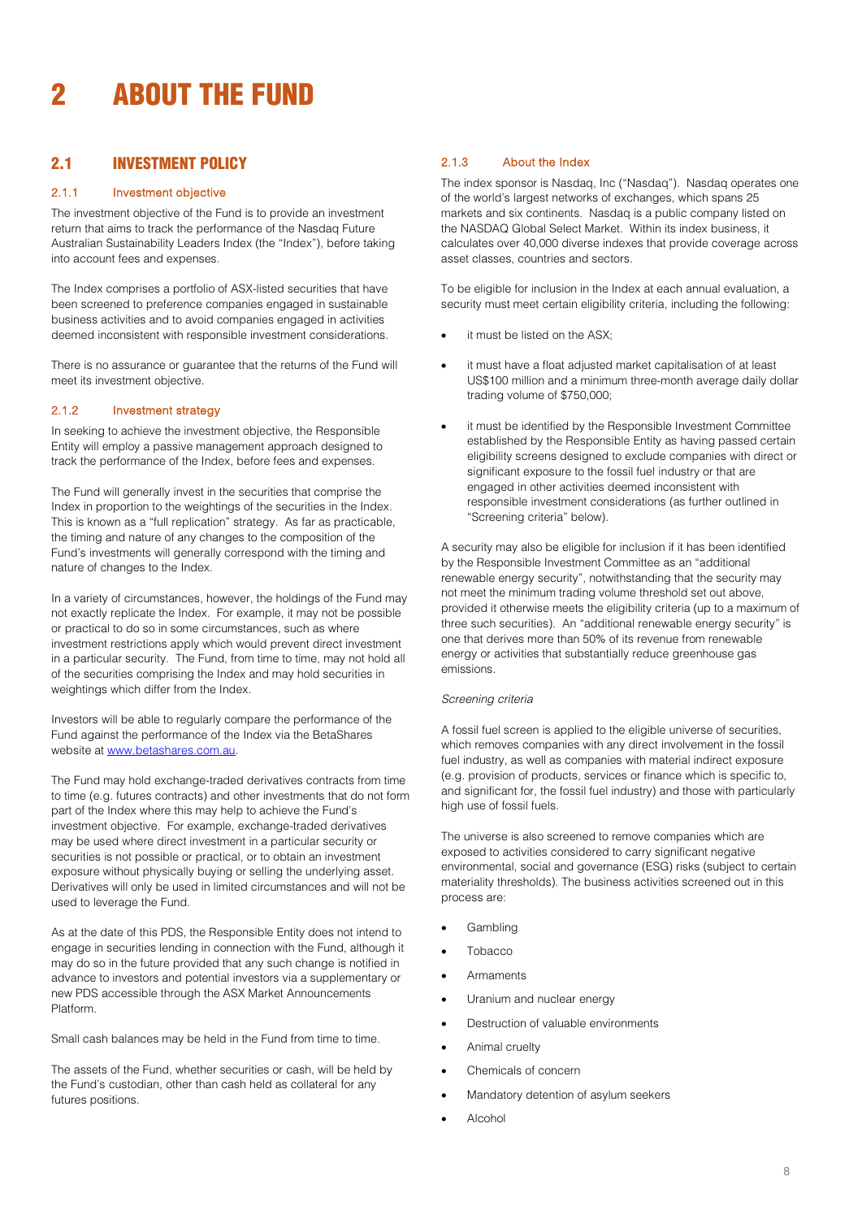# 2 ABOUT THE FUND

## 2.1 INVESTMENT POLICY

### 2.1.1 Investment objective

The investment objective of the Fund is to provide an investment return that aims to track the performance of the Nasdaq Future Australian Sustainability Leaders Index (the "Index"), before taking into account fees and expenses.

The Index comprises a portfolio of ASX-listed securities that have been screened to preference companies engaged in sustainable business activities and to avoid companies engaged in activities deemed inconsistent with responsible investment considerations.

There is no assurance or guarantee that the returns of the Fund will meet its investment objective.

### 2.1.2 Investment strategy

In seeking to achieve the investment objective, the Responsible Entity will employ a passive management approach designed to track the performance of the Index, before fees and expenses.

The Fund will generally invest in the securities that comprise the Index in proportion to the weightings of the securities in the Index. This is known as a "full replication" strategy. As far as practicable, the timing and nature of any changes to the composition of the Fund's investments will generally correspond with the timing and nature of changes to the Index.

In a variety of circumstances, however, the holdings of the Fund may not exactly replicate the Index. For example, it may not be possible or practical to do so in some circumstances, such as where investment restrictions apply which would prevent direct investment in a particular security. The Fund, from time to time, may not hold all of the securities comprising the Index and may hold securities in weightings which differ from the Index.

Investors will be able to regularly compare the performance of the Fund against the performance of the Index via the BetaShares website at www.betashares.com.au.

The Fund may hold exchange-traded derivatives contracts from time to time (e.g. futures contracts) and other investments that do not form part of the Index where this may help to achieve the Fund's investment objective. For example, exchange-traded derivatives may be used where direct investment in a particular security or securities is not possible or practical, or to obtain an investment exposure without physically buying or selling the underlying asset. Derivatives will only be used in limited circumstances and will not be used to leverage the Fund.

As at the date of this PDS, the Responsible Entity does not intend to engage in securities lending in connection with the Fund, although it may do so in the future provided that any such change is notified in advance to investors and potential investors via a supplementary or new PDS accessible through the ASX Market Announcements Platform.

Small cash balances may be held in the Fund from time to time.

The assets of the Fund, whether securities or cash, will be held by the Fund's custodian, other than cash held as collateral for any futures positions.

### 2.1.3 About the Index

The index sponsor is Nasdaq, Inc ("Nasdaq"). Nasdaq operates one of the world's largest networks of exchanges, which spans 25 markets and six continents. Nasdaq is a public company listed on the NASDAQ Global Select Market. Within its index business, it calculates over 40,000 diverse indexes that provide coverage across asset classes, countries and sectors.

To be eligible for inclusion in the Index at each annual evaluation, a security must meet certain eligibility criteria, including the following:

- it must be listed on the ASX;
- it must have a float adjusted market capitalisation of at least US$100 million and a minimum three-month average daily dollar trading volume of $750,000;
- it must be identified by the Responsible Investment Committee established by the Responsible Entity as having passed certain eligibility screens designed to exclude companies with direct or significant exposure to the fossil fuel industry or that are engaged in other activities deemed inconsistent with responsible investment considerations (as further outlined in "Screening criteria" below).

A security may also be eligible for inclusion if it has been identified by the Responsible Investment Committee as an "additional renewable energy security", notwithstanding that the security may not meet the minimum trading volume threshold set out above, provided it otherwise meets the eligibility criteria (up to a maximum of three such securities). An "additional renewable energy security" is one that derives more than 50% of its revenue from renewable energy or activities that substantially reduce greenhouse gas emissions.

*Screening criteria*

A fossil fuel screen is applied to the eligible universe of securities, which removes companies with any direct involvement in the fossil fuel industry, as well as companies with material indirect exposure (e.g. provision of products, services or finance which is specific to, and significant for, the fossil fuel industry) and those with particularly high use of fossil fuels.

The universe is also screened to remove companies which are exposed to activities considered to carry significant negative environmental, social and governance (ESG) risks (subject to certain materiality thresholds). The business activities screened out in this process are:

- Gambling
- Tobacco
- Armaments
- Uranium and nuclear energy
- Destruction of valuable environments
- Animal cruelty
- Chemicals of concern
- Mandatory detention of asylum seekers
- Alcohol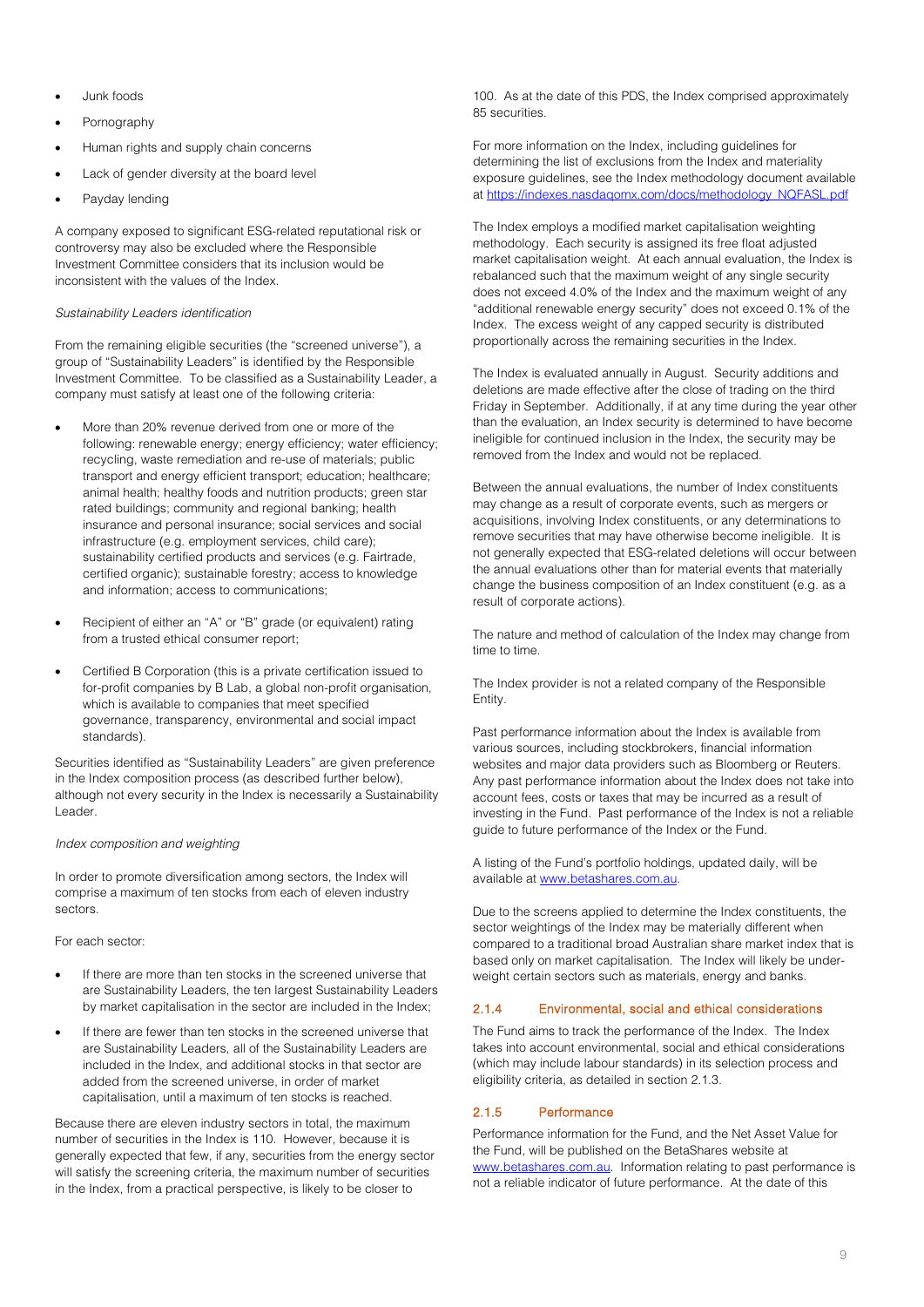- Junk foods
- Pornography
- Human rights and supply chain concerns
- Lack of gender diversity at the board level
- Payday lending

A company exposed to significant ESG-related reputational risk or controversy may also be excluded where the Responsible Investment Committee considers that its inclusion would be inconsistent with the values of the Index.

*Sustainability Leaders identification*

From the remaining eligible securities (the "screened universe"), a group of "Sustainability Leaders" is identified by the Responsible Investment Committee. To be classified as a Sustainability Leader, a company must satisfy at least one of the following criteria:

- More than 20% revenue derived from one or more of the following: renewable energy; energy efficiency; water efficiency; recycling, waste remediation and re-use of materials; public transport and energy efficient transport; education; healthcare; animal health; healthy foods and nutrition products; green star rated buildings; community and regional banking; health insurance and personal insurance; social services and social infrastructure (e.g. employment services, child care); sustainability certified products and services (e.g. Fairtrade, certified organic); sustainable forestry; access to knowledge and information; access to communications;
- Recipient of either an "A" or "B" grade (or equivalent) rating from a trusted ethical consumer report;
- Certified B Corporation (this is a private certification issued to for-profit companies by B Lab, a global non-profit organisation, which is available to companies that meet specified governance, transparency, environmental and social impact standards).

Securities identified as "Sustainability Leaders" are given preference in the Index composition process (as described further below), although not every security in the Index is necessarily a Sustainability Leader.

*Index composition and weighting*

In order to promote diversification among sectors, the Index will comprise a maximum of ten stocks from each of eleven industry sectors.

For each sector:

- If there are more than ten stocks in the screened universe that are Sustainability Leaders, the ten largest Sustainability Leaders by market capitalisation in the sector are included in the Index;
- If there are fewer than ten stocks in the screened universe that are Sustainability Leaders, all of the Sustainability Leaders are included in the Index, and additional stocks in that sector are added from the screened universe, in order of market capitalisation, until a maximum of ten stocks is reached.

Because there are eleven industry sectors in total, the maximum number of securities in the Index is 110. However, because it is generally expected that few, if any, securities from the energy sector will satisfy the screening criteria, the maximum number of securities in the Index, from a practical perspective, is likely to be closer to 100. As at the date of this PDS, the Index comprised approximately 85 securities.

For more information on the Index, including guidelines for determining the list of exclusions from the Index and materiality exposure guidelines, see the Index methodology document available at [https://indexes.nasdaqomx.com/docs/methodology_NQFASL.pdf](https://indexes.nasdaqomx.com/docs/methodology_NQFASL.pdf)

The Index employs a modified market capitalisation weighting methodology. Each security is assigned its free float adjusted market capitalisation weight. At each annual evaluation, the Index is rebalanced such that the maximum weight of any single security does not exceed 4.0% of the Index and the maximum weight of any "additional renewable energy security" does not exceed 0.1% of the Index. The excess weight of any capped security is distributed proportionally across the remaining securities in the Index.

The Index is evaluated annually in August. Security additions and deletions are made effective after the close of trading on the third Friday in September. Additionally, if at any time during the year other than the evaluation, an Index security is determined to have become ineligible for continued inclusion in the Index, the security may be removed from the Index and would not be replaced.

Between the annual evaluations, the number of Index constituents may change as a result of corporate events, such as mergers or acquisitions, involving Index constituents, or any determinations to remove securities that may have otherwise become ineligible. It is not generally expected that ESG-related deletions will occur between the annual evaluations other than for material events that materially change the business composition of an Index constituent (e.g. as a result of corporate actions).

The nature and method of calculation of the Index may change from time to time.

The Index provider is not a related company of the Responsible Entity.

Past performance information about the Index is available from various sources, including stockbrokers, financial information websites and major data providers such as Bloomberg or Reuters. Any past performance information about the Index does not take into account fees, costs or taxes that may be incurred as a result of investing in the Fund. Past performance of the Index is not a reliable guide to future performance of the Index or the Fund.

A listing of the Fund's portfolio holdings, updated daily, will be available at [www.betashares.com.au](http://www.betashares.com.au).

Due to the screens applied to determine the Index constituents, the sector weightings of the Index may be materially different when compared to a traditional broad Australian share market index that is based only on market capitalisation. The Index will likely be under-weight certain sectors such as materials, energy and banks.

### 2.1.4 Environmental, social and ethical considerations

The Fund aims to track the performance of the Index. The Index takes into account environmental, social and ethical considerations (which may include labour standards) in its selection process and eligibility criteria, as detailed in section 2.1.3.

### 2.1.5 Performance

Performance information for the Fund, and the Net Asset Value for the Fund, will be published on the BetaShares website at [www.betashares.com.au](http://www.betashares.com.au). Information relating to past performance is not a reliable indicator of future performance. At the date of this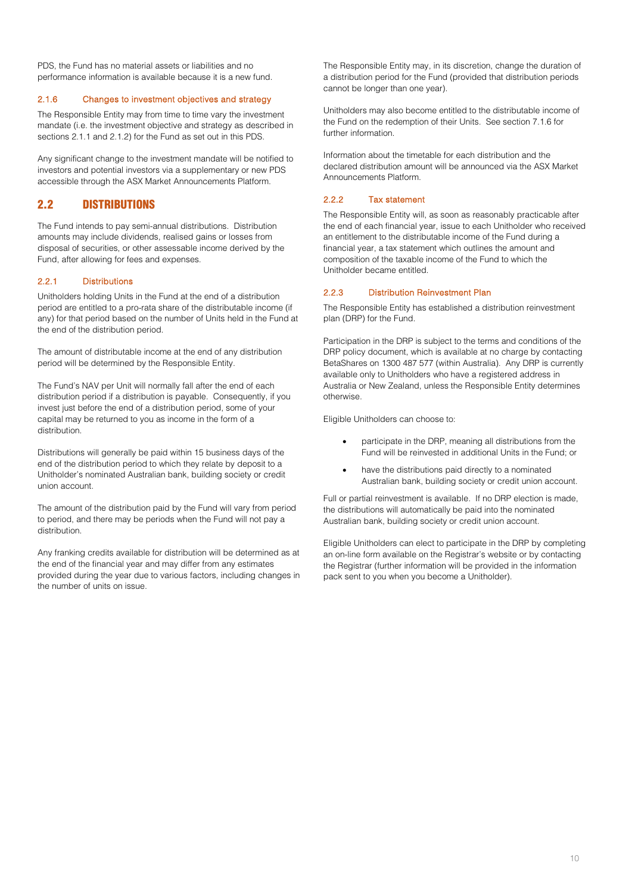PDS, the Fund has no material assets or liabilities and no performance information is available because it is a new fund.

### 2.1.6 Changes to investment objectives and strategy

The Responsible Entity may from time to time vary the investment mandate (i.e. the investment objective and strategy as described in sections 2.1.1 and 2.1.2) for the Fund as set out in this PDS.

Any significant change to the investment mandate will be notified to investors and potential investors via a supplementary or new PDS accessible through the ASX Market Announcements Platform.

## 2.2 DISTRIBUTIONS

The Fund intends to pay semi-annual distributions. Distribution amounts may include dividends, realised gains or losses from disposal of securities, or other assessable income derived by the Fund, after allowing for fees and expenses.

### 2.2.1 Distributions

Unitholders holding Units in the Fund at the end of a distribution period are entitled to a pro-rata share of the distributable income (if any) for that period based on the number of Units held in the Fund at the end of the distribution period.

The amount of distributable income at the end of any distribution period will be determined by the Responsible Entity.

The Fund's NAV per Unit will normally fall after the end of each distribution period if a distribution is payable. Consequently, if you invest just before the end of a distribution period, some of your capital may be returned to you as income in the form of a distribution.

Distributions will generally be paid within 15 business days of the end of the distribution period to which they relate by deposit to a Unitholder's nominated Australian bank, building society or credit union account.

The amount of the distribution paid by the Fund will vary from period to period, and there may be periods when the Fund will not pay a distribution.

Any franking credits available for distribution will be determined as at the end of the financial year and may differ from any estimates provided during the year due to various factors, including changes in the number of units on issue.

The Responsible Entity may, in its discretion, change the duration of a distribution period for the Fund (provided that distribution periods cannot be longer than one year).

Unitholders may also become entitled to the distributable income of the Fund on the redemption of their Units. See section 7.1.6 for further information.

Information about the timetable for each distribution and the declared distribution amount will be announced via the ASX Market Announcements Platform.

### 2.2.2 Tax statement

The Responsible Entity will, as soon as reasonably practicable after the end of each financial year, issue to each Unitholder who received an entitlement to the distributable income of the Fund during a financial year, a tax statement which outlines the amount and composition of the taxable income of the Fund to which the Unitholder became entitled.

### 2.2.3 Distribution Reinvestment Plan

The Responsible Entity has established a distribution reinvestment plan (DRP) for the Fund.

Participation in the DRP is subject to the terms and conditions of the DRP policy document, which is available at no charge by contacting BetaShares on 1300 487 577 (within Australia). Any DRP is currently available only to Unitholders who have a registered address in Australia or New Zealand, unless the Responsible Entity determines otherwise.

Eligible Unitholders can choose to:

- participate in the DRP, meaning all distributions from the Fund will be reinvested in additional Units in the Fund; or
- have the distributions paid directly to a nominated Australian bank, building society or credit union account.

Full or partial reinvestment is available. If no DRP election is made, the distributions will automatically be paid into the nominated Australian bank, building society or credit union account.

Eligible Unitholders can elect to participate in the DRP by completing an on-line form available on the Registrar's website or by contacting the Registrar (further information will be provided in the information pack sent to you when you become a Unitholder).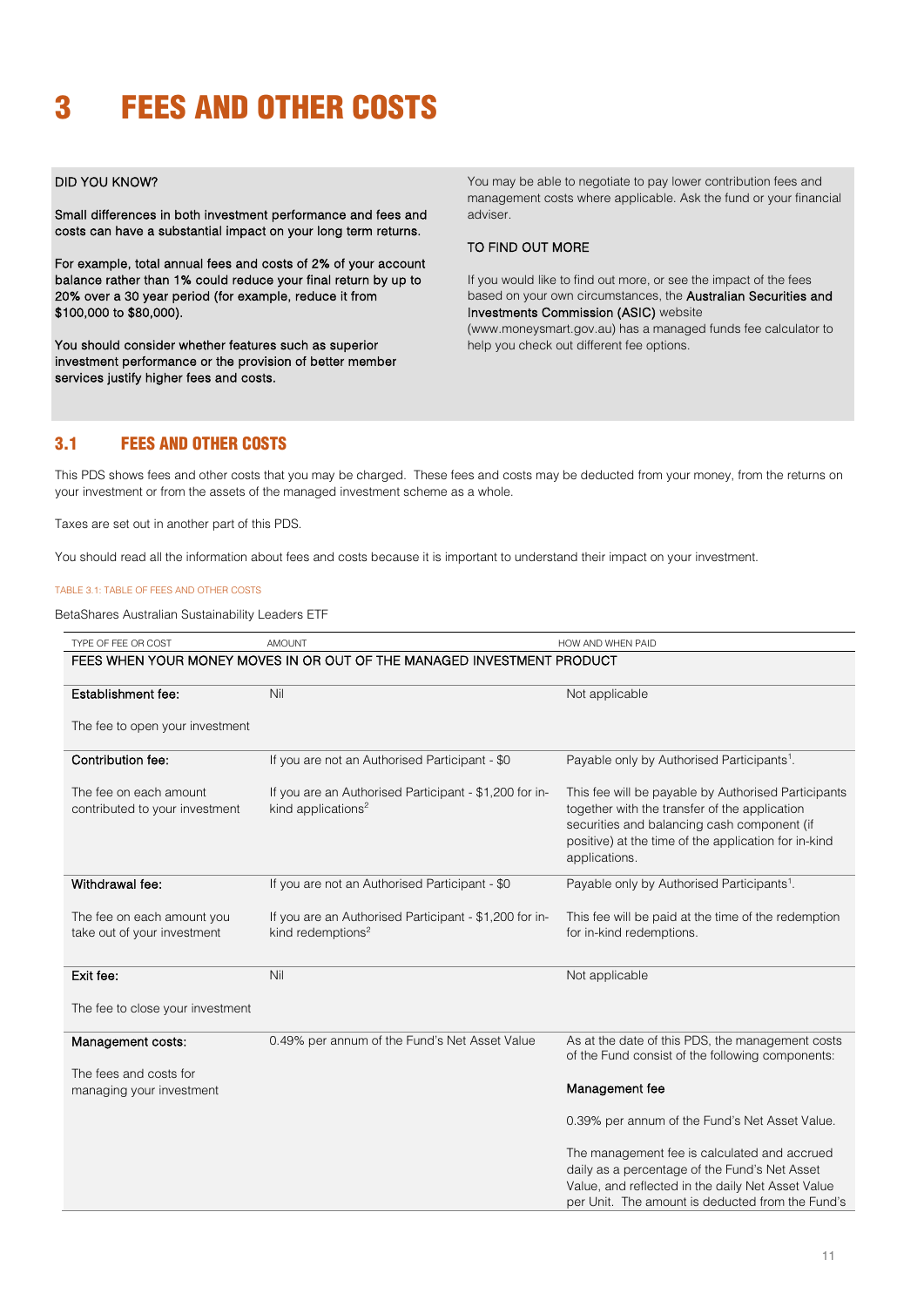# 3 FEES AND OTHER COSTS

**DID YOU KNOW?**

**Small differences in both investment performance and fees and costs can have a substantial impact on your long term returns.**

**For example, total annual fees and costs of 2% of your account balance rather than 1% could reduce your final return by up to 20% over a 30 year period (for example, reduce it from $100,000 to $80,000).**

**You should consider whether features such as superior investment performance or the provision of better member services justify higher fees and costs.**

You may be able to negotiate to pay lower contribution fees and management costs where applicable. Ask the fund or your financial adviser.

**TO FIND OUT MORE**

If you would like to find out more, or see the impact of the fees based on your own circumstances, the **Australian Securities and Investments Commission (ASIC)** website (www.moneysmart.gov.au) has a managed funds fee calculator to help you check out different fee options.

## 3.1 FEES AND OTHER COSTS

This PDS shows fees and other costs that you may be charged. These fees and costs may be deducted from your money, from the returns on your investment or from the assets of the managed investment scheme as a whole.

Taxes are set out in another part of this PDS.

You should read all the information about fees and costs because it is important to understand their impact on your investment.

TABLE 3.1: TABLE OF FEES AND OTHER COSTS

BetaShares Australian Sustainability Leaders ETF

| TYPE OF FEE OR COST | AMOUNT | HOW AND WHEN PAID |
|---|---|---|
| **FEES WHEN YOUR MONEY MOVES IN OR OUT OF THE MANAGED INVESTMENT PRODUCT** | | |
| **Establishment fee:**<br><br>The fee to open your investment | Nil | Not applicable |
| **Contribution fee:**<br><br>The fee on each amount contributed to your investment | If you are not an Authorised Participant - $0<br><br>If you are an Authorised Participant - $1,200 for in-kind applications[2] | Payable only by Authorised Participants[1].<br><br>This fee will be payable by Authorised Participants together with the transfer of the application securities and balancing cash component (if positive) at the time of the application for in-kind applications. |
| **Withdrawal fee:**<br><br>The fee on each amount you take out of your investment | If you are not an Authorised Participant - $0<br><br>If you are an Authorised Participant - $1,200 for in-kind redemptions[2] | Payable only by Authorised Participants[1].<br><br>This fee will be paid at the time of the redemption for in-kind redemptions. |
| **Exit fee:**<br><br>The fee to close your investment | Nil | Not applicable |
| **Management costs:**<br><br>The fees and costs for managing your investment | 0.49% per annum of the Fund's Net Asset Value | As at the date of this PDS, the management costs of the Fund consist of the following components:<br><br>**Management fee**<br><br>0.39% per annum of the Fund's Net Asset Value.<br><br>The management fee is calculated and accrued daily as a percentage of the Fund's Net Asset Value, and reflected in the daily Net Asset Value per Unit. The amount is deducted from the Fund's |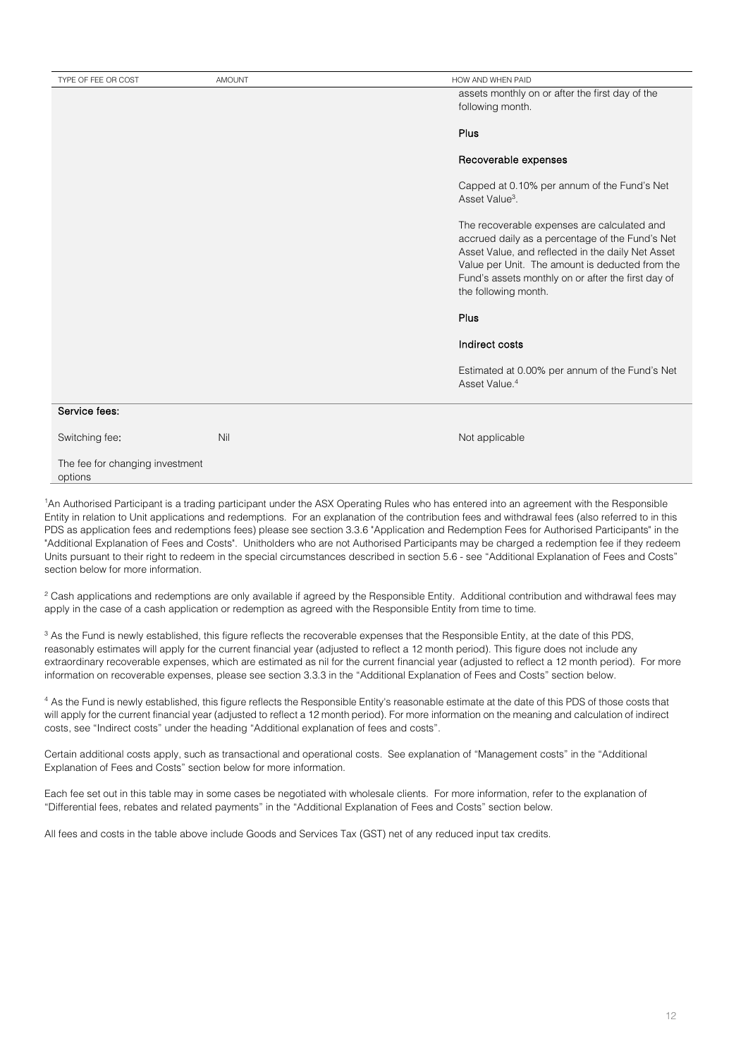| TYPE OF FEE OR COST | AMOUNT | HOW AND WHEN PAID |
|---|---|---|
| | | assets monthly on or after the first day of the following month.<br><br>**Plus**<br><br>**Recoverable expenses**<br><br>Capped at 0.10% per annum of the Fund's Net Asset Value[3].<br><br>The recoverable expenses are calculated and accrued daily as a percentage of the Fund's Net Asset Value, and reflected in the daily Net Asset Value per Unit. The amount is deducted from the Fund's assets monthly on or after the first day of the following month.<br><br>**Plus**<br><br>**Indirect costs**<br><br>Estimated at 0.00% per annum of the Fund's Net Asset Value.[4] |
| **Service fees:** | | |
| Switching fee**:**<br><br>The fee for changing investment options | Nil | Not applicable |

[1]An Authorised Participant is a trading participant under the ASX Operating Rules who has entered into an agreement with the Responsible Entity in relation to Unit applications and redemptions. For an explanation of the contribution fees and withdrawal fees (also referred to in this PDS as application fees and redemptions fees) please see section 3.3.6 "Application and Redemption Fees for Authorised Participants" in the "Additional Explanation of Fees and Costs". Unitholders who are not Authorised Participants may be charged a redemption fee if they redeem Units pursuant to their right to redeem in the special circumstances described in section 5.6 - see "Additional Explanation of Fees and Costs" section below for more information.

[2] Cash applications and redemptions are only available if agreed by the Responsible Entity. Additional contribution and withdrawal fees may apply in the case of a cash application or redemption as agreed with the Responsible Entity from time to time.

[3] As the Fund is newly established, this figure reflects the recoverable expenses that the Responsible Entity, at the date of this PDS, reasonably estimates will apply for the current financial year (adjusted to reflect a 12 month period). This figure does not include any extraordinary recoverable expenses, which are estimated as nil for the current financial year (adjusted to reflect a 12 month period). For more information on recoverable expenses, please see section 3.3.3 in the "Additional Explanation of Fees and Costs" section below.

[4] As the Fund is newly established, this figure reflects the Responsible Entity's reasonable estimate at the date of this PDS of those costs that will apply for the current financial year (adjusted to reflect a 12 month period). For more information on the meaning and calculation of indirect costs, see "Indirect costs" under the heading "Additional explanation of fees and costs".

Certain additional costs apply, such as transactional and operational costs. See explanation of "Management costs" in the "Additional Explanation of Fees and Costs" section below for more information.

Each fee set out in this table may in some cases be negotiated with wholesale clients. For more information, refer to the explanation of "Differential fees, rebates and related payments" in the "Additional Explanation of Fees and Costs" section below.

All fees and costs in the table above include Goods and Services Tax (GST) net of any reduced input tax credits.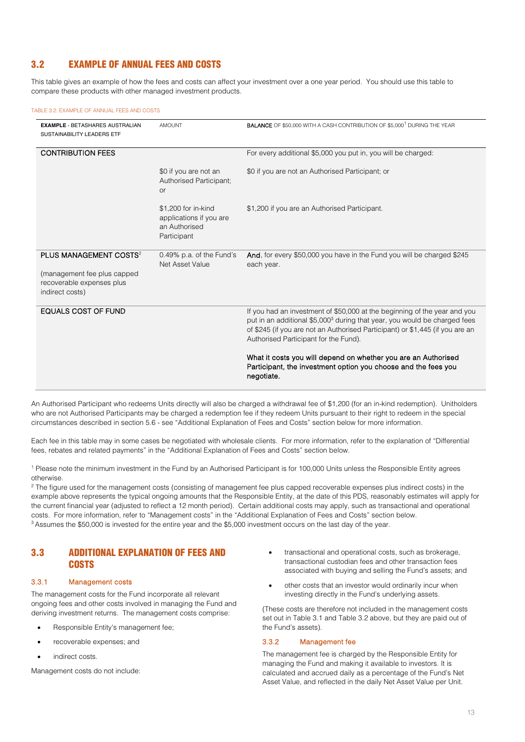## 3.2 EXAMPLE OF ANNUAL FEES AND COSTS

This table gives an example of how the fees and costs can affect your investment over a one year period. You should use this table to compare these products with other managed investment products.

TABLE 3.2: EXAMPLE OF ANNUAL FEES AND COSTS

| **EXAMPLE** - BETASHARES AUSTRALIAN SUSTAINABILITY LEADERS ETF | AMOUNT | **BALANCE** OF $50,000 WITH A CASH CONTRIBUTION OF $5,000[1] DURING THE YEAR |
|---|---|---|
| CONTRIBUTION FEES | | For every additional $5,000 you put in, you will be charged: |
| | $0 if you are not an Authorised Participant; or | $0 if you are not an Authorised Participant; or |
| | $1,200 for in-kind applications if you are an Authorised Participant | $1,200 if you are an Authorised Participant. |
| PLUS MANAGEMENT COSTS[2] (management fee plus capped recoverable expenses plus indirect costs) | 0.49% p.a. of the Fund's Net Asset Value | **And**, for every $50,000 you have in the Fund you will be charged $245 each year. |
| EQUALS COST OF FUND | | If you had an investment of $50,000 at the beginning of the year and you put in an additional $5,000[3] during that year, you would be charged fees of $245 (if you are not an Authorised Participant) or $1,445 (if you are an Authorised Participant for the Fund). **What it costs you will depend on whether you are an Authorised Participant, the investment option you choose and the fees you negotiate.** |

An Authorised Participant who redeems Units directly will also be charged a withdrawal fee of $1,200 (for an in-kind redemption). Unitholders who are not Authorised Participants may be charged a redemption fee if they redeem Units pursuant to their right to redeem in the special circumstances described in section 5.6 - see "Additional Explanation of Fees and Costs" section below for more information.

Each fee in this table may in some cases be negotiated with wholesale clients. For more information, refer to the explanation of "Differential fees, rebates and related payments" in the "Additional Explanation of Fees and Costs" section below.

[1] Please note the minimum investment in the Fund by an Authorised Participant is for 100,000 Units unless the Responsible Entity agrees otherwise.

[2] The figure used for the management costs (consisting of management fee plus capped recoverable expenses plus indirect costs) in the example above represents the typical ongoing amounts that the Responsible Entity, at the date of this PDS, reasonably estimates will apply for the current financial year (adjusted to reflect a 12 month period). Certain additional costs may apply, such as transactional and operational costs. For more information, refer to "Management costs" in the "Additional Explanation of Fees and Costs" section below.

[3] Assumes the $50,000 is invested for the entire year and the $5,000 investment occurs on the last day of the year.

## 3.3 ADDITIONAL EXPLANATION OF FEES AND COSTS

### 3.3.1 Management costs

The management costs for the Fund incorporate all relevant ongoing fees and other costs involved in managing the Fund and deriving investment returns. The management costs comprise:

- Responsible Entity's management fee;
- recoverable expenses; and
- indirect costs.

Management costs do not include:

- transactional and operational costs, such as brokerage, transactional custodian fees and other transaction fees associated with buying and selling the Fund's assets; and
- other costs that an investor would ordinarily incur when investing directly in the Fund's underlying assets.

(These costs are therefore not included in the management costs set out in Table 3.1 and Table 3.2 above, but they are paid out of the Fund's assets).

### 3.3.2 Management fee

The management fee is charged by the Responsible Entity for managing the Fund and making it available to investors. It is calculated and accrued daily as a percentage of the Fund's Net Asset Value, and reflected in the daily Net Asset Value per Unit.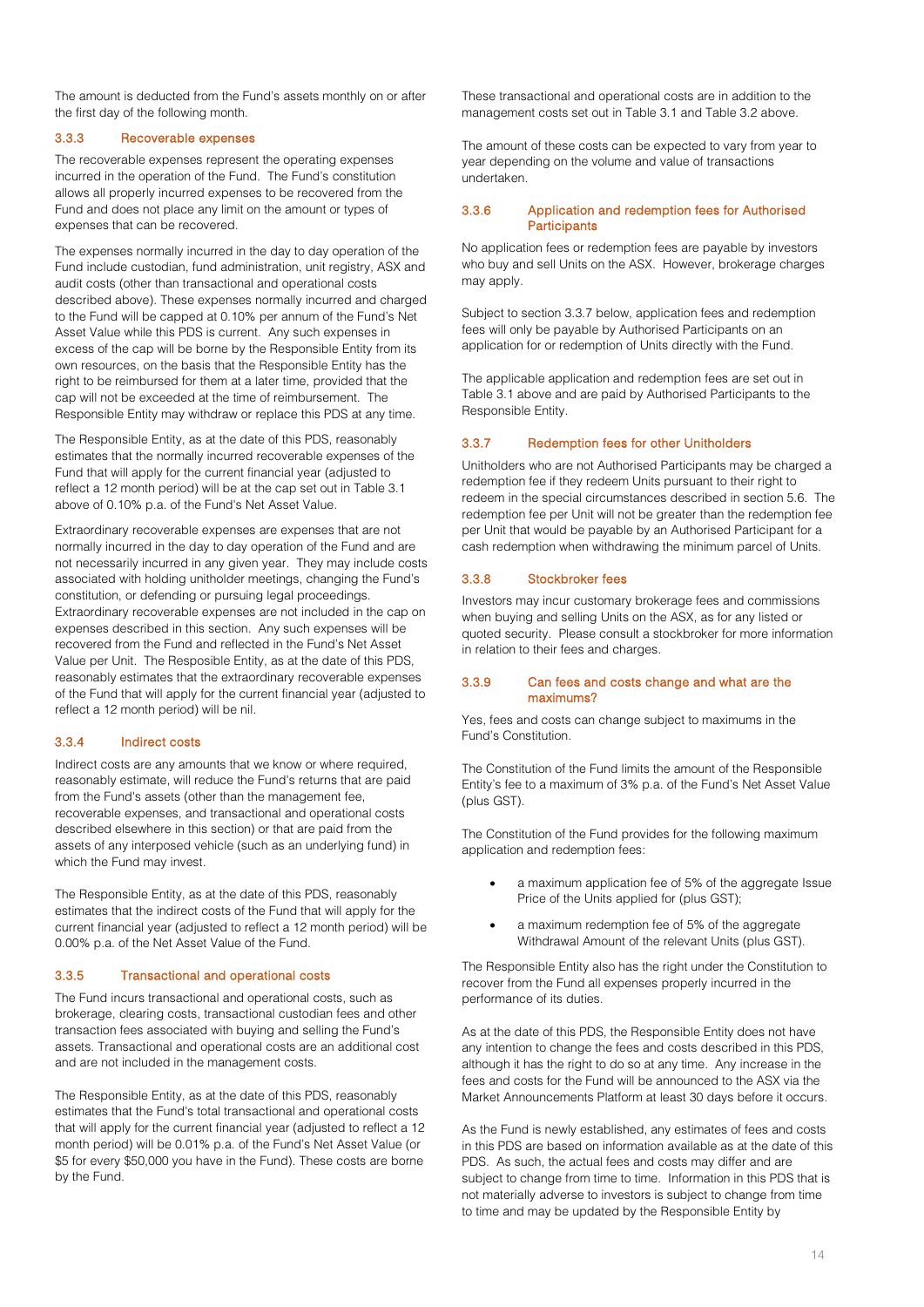The amount is deducted from the Fund's assets monthly on or after the first day of the following month.

### 3.3.3 Recoverable expenses

The recoverable expenses represent the operating expenses incurred in the operation of the Fund. The Fund's constitution allows all properly incurred expenses to be recovered from the Fund and does not place any limit on the amount or types of expenses that can be recovered.

The expenses normally incurred in the day to day operation of the Fund include custodian, fund administration, unit registry, ASX and audit costs (other than transactional and operational costs described above). These expenses normally incurred and charged to the Fund will be capped at 0.10% per annum of the Fund's Net Asset Value while this PDS is current. Any such expenses in excess of the cap will be borne by the Responsible Entity from its own resources, on the basis that the Responsible Entity has the right to be reimbursed for them at a later time, provided that the cap will not be exceeded at the time of reimbursement. The Responsible Entity may withdraw or replace this PDS at any time.

The Responsible Entity, as at the date of this PDS, reasonably estimates that the normally incurred recoverable expenses of the Fund that will apply for the current financial year (adjusted to reflect a 12 month period) will be at the cap set out in Table 3.1 above of 0.10% p.a. of the Fund's Net Asset Value.

Extraordinary recoverable expenses are expenses that are not normally incurred in the day to day operation of the Fund and are not necessarily incurred in any given year. They may include costs associated with holding unitholder meetings, changing the Fund's constitution, or defending or pursuing legal proceedings. Extraordinary recoverable expenses are not included in the cap on expenses described in this section. Any such expenses will be recovered from the Fund and reflected in the Fund's Net Asset Value per Unit. The Resposible Entity, as at the date of this PDS, reasonably estimates that the extraordinary recoverable expenses of the Fund that will apply for the current financial year (adjusted to reflect a 12 month period) will be nil.

### 3.3.4 Indirect costs

Indirect costs are any amounts that we know or where required, reasonably estimate, will reduce the Fund's returns that are paid from the Fund's assets (other than the management fee, recoverable expenses, and transactional and operational costs described elsewhere in this section) or that are paid from the assets of any interposed vehicle (such as an underlying fund) in which the Fund may invest.

The Responsible Entity, as at the date of this PDS, reasonably estimates that the indirect costs of the Fund that will apply for the current financial year (adjusted to reflect a 12 month period) will be 0.00% p.a. of the Net Asset Value of the Fund.

### 3.3.5 Transactional and operational costs

The Fund incurs transactional and operational costs, such as brokerage, clearing costs, transactional custodian fees and other transaction fees associated with buying and selling the Fund's assets. Transactional and operational costs are an additional cost and are not included in the management costs.

The Responsible Entity, as at the date of this PDS, reasonably estimates that the Fund's total transactional and operational costs that will apply for the current financial year (adjusted to reflect a 12 month period) will be 0.01% p.a. of the Fund's Net Asset Value (or $5 for every $50,000 you have in the Fund). These costs are borne by the Fund.

These transactional and operational costs are in addition to the management costs set out in Table 3.1 and Table 3.2 above.

The amount of these costs can be expected to vary from year to year depending on the volume and value of transactions undertaken.

### 3.3.6 Application and redemption fees for Authorised Participants

No application fees or redemption fees are payable by investors who buy and sell Units on the ASX. However, brokerage charges may apply.

Subject to section 3.3.7 below, application fees and redemption fees will only be payable by Authorised Participants on an application for or redemption of Units directly with the Fund.

The applicable application and redemption fees are set out in Table 3.1 above and are paid by Authorised Participants to the Responsible Entity.

### 3.3.7 Redemption fees for other Unitholders

Unitholders who are not Authorised Participants may be charged a redemption fee if they redeem Units pursuant to their right to redeem in the special circumstances described in section 5.6. The redemption fee per Unit will not be greater than the redemption fee per Unit that would be payable by an Authorised Participant for a cash redemption when withdrawing the minimum parcel of Units.

### 3.3.8 Stockbroker fees

Investors may incur customary brokerage fees and commissions when buying and selling Units on the ASX, as for any listed or quoted security. Please consult a stockbroker for more information in relation to their fees and charges.

### 3.3.9 Can fees and costs change and what are the maximums?

Yes, fees and costs can change subject to maximums in the Fund's Constitution.

The Constitution of the Fund limits the amount of the Responsible Entity's fee to a maximum of 3% p.a. of the Fund's Net Asset Value (plus GST).

The Constitution of the Fund provides for the following maximum application and redemption fees:

- a maximum application fee of 5% of the aggregate Issue Price of the Units applied for (plus GST);
- a maximum redemption fee of 5% of the aggregate Withdrawal Amount of the relevant Units (plus GST).

The Responsible Entity also has the right under the Constitution to recover from the Fund all expenses properly incurred in the performance of its duties.

As at the date of this PDS, the Responsible Entity does not have any intention to change the fees and costs described in this PDS, although it has the right to do so at any time. Any increase in the fees and costs for the Fund will be announced to the ASX via the Market Announcements Platform at least 30 days before it occurs.

As the Fund is newly established, any estimates of fees and costs in this PDS are based on information available as at the date of this PDS. As such, the actual fees and costs may differ and are subject to change from time to time. Information in this PDS that is not materially adverse to investors is subject to change from time to time and may be updated by the Responsible Entity by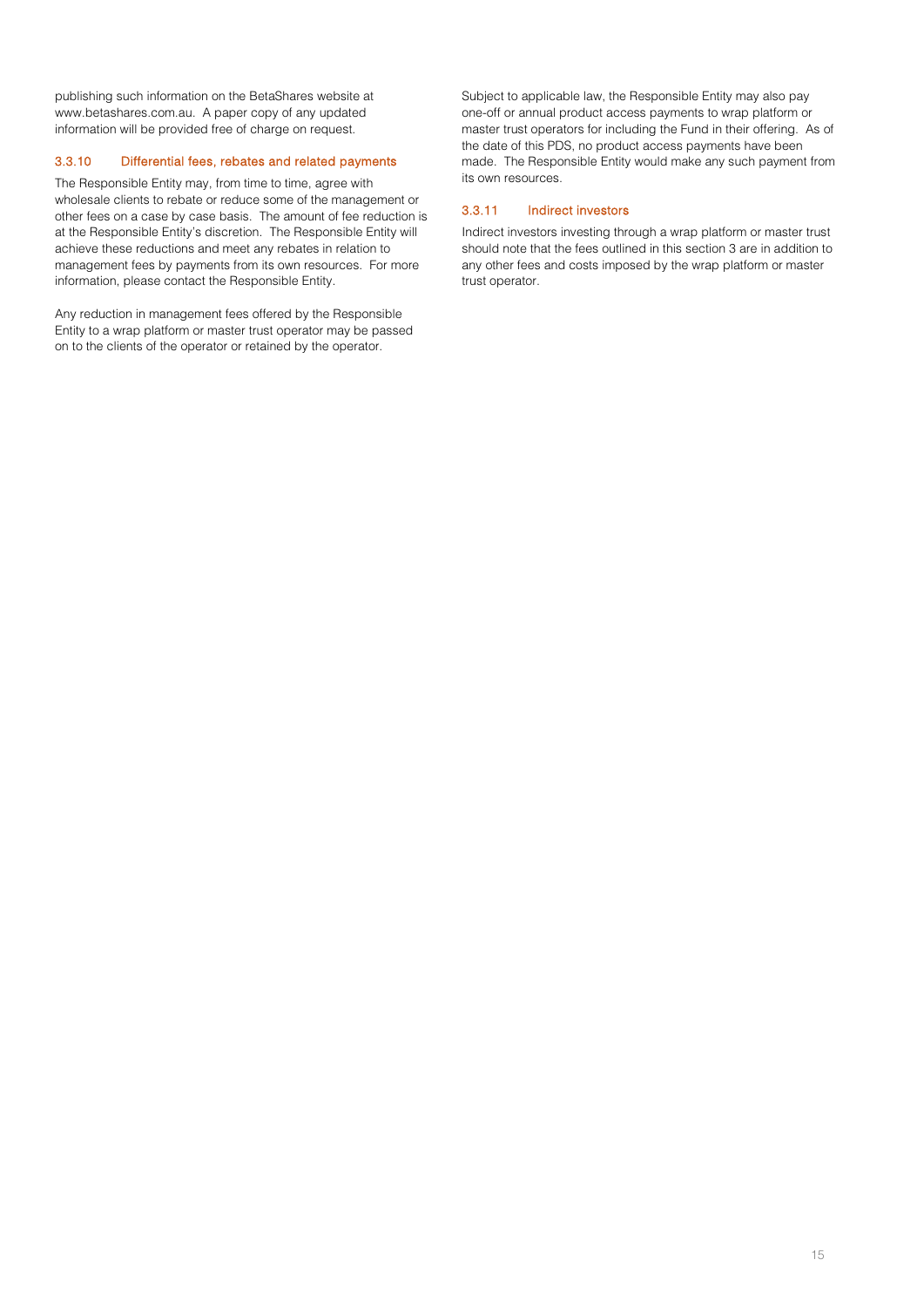publishing such information on the BetaShares website at www.betashares.com.au. A paper copy of any updated information will be provided free of charge on request.

### 3.3.10 Differential fees, rebates and related payments

The Responsible Entity may, from time to time, agree with wholesale clients to rebate or reduce some of the management or other fees on a case by case basis. The amount of fee reduction is at the Responsible Entity's discretion. The Responsible Entity will achieve these reductions and meet any rebates in relation to management fees by payments from its own resources. For more information, please contact the Responsible Entity.

Any reduction in management fees offered by the Responsible Entity to a wrap platform or master trust operator may be passed on to the clients of the operator or retained by the operator.

Subject to applicable law, the Responsible Entity may also pay one-off or annual product access payments to wrap platform or master trust operators for including the Fund in their offering. As of the date of this PDS, no product access payments have been made. The Responsible Entity would make any such payment from its own resources.

### 3.3.11 Indirect investors

Indirect investors investing through a wrap platform or master trust should note that the fees outlined in this section 3 are in addition to any other fees and costs imposed by the wrap platform or master trust operator.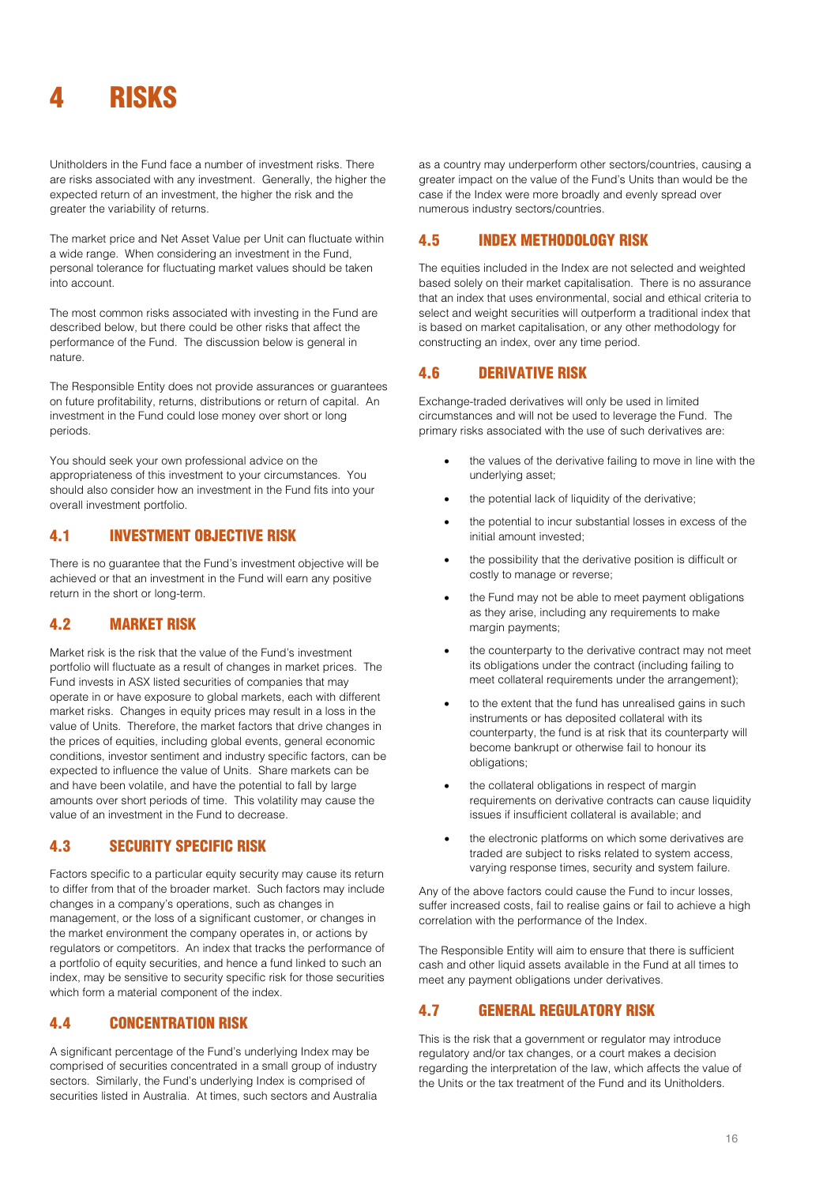# 4 RISKS

Unitholders in the Fund face a number of investment risks. There are risks associated with any investment. Generally, the higher the expected return of an investment, the higher the risk and the greater the variability of returns.

The market price and Net Asset Value per Unit can fluctuate within a wide range. When considering an investment in the Fund, personal tolerance for fluctuating market values should be taken into account.

The most common risks associated with investing in the Fund are described below, but there could be other risks that affect the performance of the Fund. The discussion below is general in nature.

The Responsible Entity does not provide assurances or guarantees on future profitability, returns, distributions or return of capital. An investment in the Fund could lose money over short or long periods.

You should seek your own professional advice on the appropriateness of this investment to your circumstances. You should also consider how an investment in the Fund fits into your overall investment portfolio.

## 4.1 INVESTMENT OBJECTIVE RISK

There is no guarantee that the Fund's investment objective will be achieved or that an investment in the Fund will earn any positive return in the short or long-term.

## 4.2 MARKET RISK

Market risk is the risk that the value of the Fund's investment portfolio will fluctuate as a result of changes in market prices. The Fund invests in ASX listed securities of companies that may operate in or have exposure to global markets, each with different market risks. Changes in equity prices may result in a loss in the value of Units. Therefore, the market factors that drive changes in the prices of equities, including global events, general economic conditions, investor sentiment and industry specific factors, can be expected to influence the value of Units. Share markets can be and have been volatile, and have the potential to fall by large amounts over short periods of time. This volatility may cause the value of an investment in the Fund to decrease.

## 4.3 SECURITY SPECIFIC RISK

Factors specific to a particular equity security may cause its return to differ from that of the broader market. Such factors may include changes in a company's operations, such as changes in management, or the loss of a significant customer, or changes in the market environment the company operates in, or actions by regulators or competitors. An index that tracks the performance of a portfolio of equity securities, and hence a fund linked to such an index, may be sensitive to security specific risk for those securities which form a material component of the index.

## 4.4 CONCENTRATION RISK

A significant percentage of the Fund's underlying Index may be comprised of securities concentrated in a small group of industry sectors. Similarly, the Fund's underlying Index is comprised of securities listed in Australia. At times, such sectors and Australia as a country may underperform other sectors/countries, causing a greater impact on the value of the Fund's Units than would be the case if the Index were more broadly and evenly spread over numerous industry sectors/countries.

## 4.5 INDEX METHODOLOGY RISK

The equities included in the Index are not selected and weighted based solely on their market capitalisation. There is no assurance that an index that uses environmental, social and ethical criteria to select and weight securities will outperform a traditional index that is based on market capitalisation, or any other methodology for constructing an index, over any time period.

## 4.6 DERIVATIVE RISK

Exchange-traded derivatives will only be used in limited circumstances and will not be used to leverage the Fund. The primary risks associated with the use of such derivatives are:

- the values of the derivative failing to move in line with the underlying asset;
- the potential lack of liquidity of the derivative;
- the potential to incur substantial losses in excess of the initial amount invested;
- the possibility that the derivative position is difficult or costly to manage or reverse;
- the Fund may not be able to meet payment obligations as they arise, including any requirements to make margin payments;
- the counterparty to the derivative contract may not meet its obligations under the contract (including failing to meet collateral requirements under the arrangement);
- to the extent that the fund has unrealised gains in such instruments or has deposited collateral with its counterparty, the fund is at risk that its counterparty will become bankrupt or otherwise fail to honour its obligations;
- the collateral obligations in respect of margin requirements on derivative contracts can cause liquidity issues if insufficient collateral is available; and
- the electronic platforms on which some derivatives are traded are subject to risks related to system access, varying response times, security and system failure.

Any of the above factors could cause the Fund to incur losses, suffer increased costs, fail to realise gains or fail to achieve a high correlation with the performance of the Index.

The Responsible Entity will aim to ensure that there is sufficient cash and other liquid assets available in the Fund at all times to meet any payment obligations under derivatives.

## 4.7 GENERAL REGULATORY RISK

This is the risk that a government or regulator may introduce regulatory and/or tax changes, or a court makes a decision regarding the interpretation of the law, which affects the value of the Units or the tax treatment of the Fund and its Unitholders.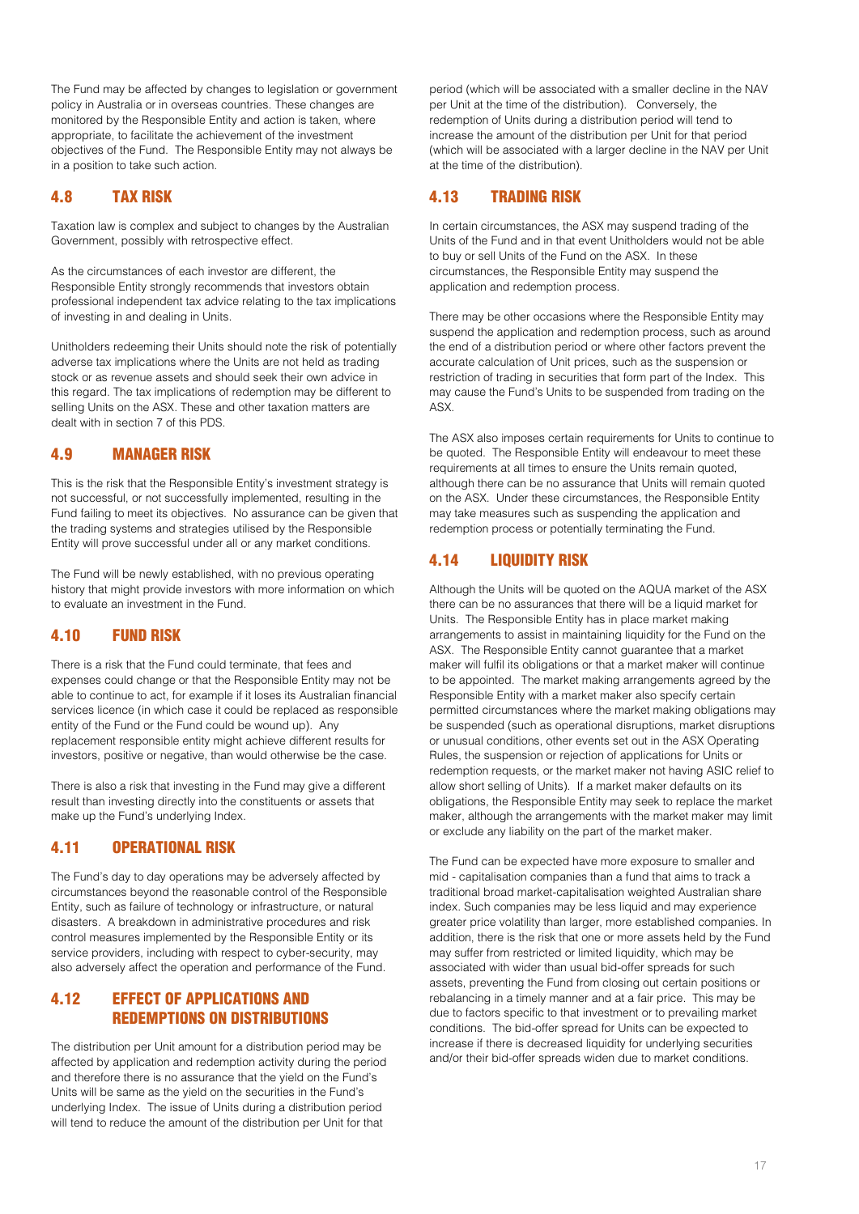The Fund may be affected by changes to legislation or government policy in Australia or in overseas countries. These changes are monitored by the Responsible Entity and action is taken, where appropriate, to facilitate the achievement of the investment objectives of the Fund. The Responsible Entity may not always be in a position to take such action.

## 4.8 TAX RISK

Taxation law is complex and subject to changes by the Australian Government, possibly with retrospective effect.

As the circumstances of each investor are different, the Responsible Entity strongly recommends that investors obtain professional independent tax advice relating to the tax implications of investing in and dealing in Units.

Unitholders redeeming their Units should note the risk of potentially adverse tax implications where the Units are not held as trading stock or as revenue assets and should seek their own advice in this regard. The tax implications of redemption may be different to selling Units on the ASX. These and other taxation matters are dealt with in section 7 of this PDS.

## 4.9 MANAGER RISK

This is the risk that the Responsible Entity's investment strategy is not successful, or not successfully implemented, resulting in the Fund failing to meet its objectives. No assurance can be given that the trading systems and strategies utilised by the Responsible Entity will prove successful under all or any market conditions.

The Fund will be newly established, with no previous operating history that might provide investors with more information on which to evaluate an investment in the Fund.

## 4.10 FUND RISK

There is a risk that the Fund could terminate, that fees and expenses could change or that the Responsible Entity may not be able to continue to act, for example if it loses its Australian financial services licence (in which case it could be replaced as responsible entity of the Fund or the Fund could be wound up). Any replacement responsible entity might achieve different results for investors, positive or negative, than would otherwise be the case.

There is also a risk that investing in the Fund may give a different result than investing directly into the constituents or assets that make up the Fund's underlying Index.

## 4.11 OPERATIONAL RISK

The Fund's day to day operations may be adversely affected by circumstances beyond the reasonable control of the Responsible Entity, such as failure of technology or infrastructure, or natural disasters. A breakdown in administrative procedures and risk control measures implemented by the Responsible Entity or its service providers, including with respect to cyber-security, may also adversely affect the operation and performance of the Fund.

## 4.12 EFFECT OF APPLICATIONS AND REDEMPTIONS ON DISTRIBUTIONS

The distribution per Unit amount for a distribution period may be affected by application and redemption activity during the period and therefore there is no assurance that the yield on the Fund's Units will be same as the yield on the securities in the Fund's underlying Index. The issue of Units during a distribution period will tend to reduce the amount of the distribution per Unit for that period (which will be associated with a smaller decline in the NAV per Unit at the time of the distribution). Conversely, the redemption of Units during a distribution period will tend to increase the amount of the distribution per Unit for that period (which will be associated with a larger decline in the NAV per Unit at the time of the distribution).

## 4.13 TRADING RISK

In certain circumstances, the ASX may suspend trading of the Units of the Fund and in that event Unitholders would not be able to buy or sell Units of the Fund on the ASX. In these circumstances, the Responsible Entity may suspend the application and redemption process.

There may be other occasions where the Responsible Entity may suspend the application and redemption process, such as around the end of a distribution period or where other factors prevent the accurate calculation of Unit prices, such as the suspension or restriction of trading in securities that form part of the Index. This may cause the Fund's Units to be suspended from trading on the ASX.

The ASX also imposes certain requirements for Units to continue to be quoted. The Responsible Entity will endeavour to meet these requirements at all times to ensure the Units remain quoted, although there can be no assurance that Units will remain quoted on the ASX. Under these circumstances, the Responsible Entity may take measures such as suspending the application and redemption process or potentially terminating the Fund.

## 4.14 LIQUIDITY RISK

Although the Units will be quoted on the AQUA market of the ASX there can be no assurances that there will be a liquid market for Units. The Responsible Entity has in place market making arrangements to assist in maintaining liquidity for the Fund on the ASX. The Responsible Entity cannot guarantee that a market maker will fulfil its obligations or that a market maker will continue to be appointed. The market making arrangements agreed by the Responsible Entity with a market maker also specify certain permitted circumstances where the market making obligations may be suspended (such as operational disruptions, market disruptions or unusual conditions, other events set out in the ASX Operating Rules, the suspension or rejection of applications for Units or redemption requests, or the market maker not having ASIC relief to allow short selling of Units). If a market maker defaults on its obligations, the Responsible Entity may seek to replace the market maker, although the arrangements with the market maker may limit or exclude any liability on the part of the market maker.

The Fund can be expected have more exposure to smaller and mid - capitalisation companies than a fund that aims to track a traditional broad market-capitalisation weighted Australian share index. Such companies may be less liquid and may experience greater price volatility than larger, more established companies. In addition, there is the risk that one or more assets held by the Fund may suffer from restricted or limited liquidity, which may be associated with wider than usual bid-offer spreads for such assets, preventing the Fund from closing out certain positions or rebalancing in a timely manner and at a fair price. This may be due to factors specific to that investment or to prevailing market conditions. The bid-offer spread for Units can be expected to increase if there is decreased liquidity for underlying securities and/or their bid-offer spreads widen due to market conditions.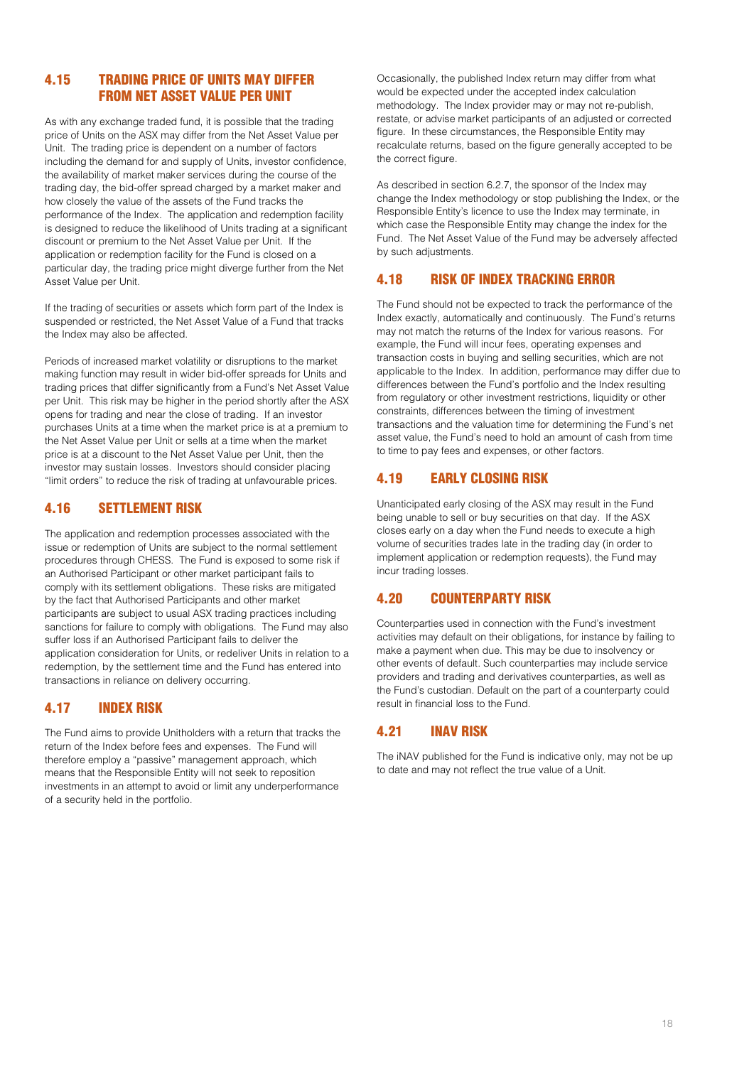## 4.15 TRADING PRICE OF UNITS MAY DIFFER FROM NET ASSET VALUE PER UNIT

As with any exchange traded fund, it is possible that the trading price of Units on the ASX may differ from the Net Asset Value per Unit. The trading price is dependent on a number of factors including the demand for and supply of Units, investor confidence, the availability of market maker services during the course of the trading day, the bid-offer spread charged by a market maker and how closely the value of the assets of the Fund tracks the performance of the Index. The application and redemption facility is designed to reduce the likelihood of Units trading at a significant discount or premium to the Net Asset Value per Unit. If the application or redemption facility for the Fund is closed on a particular day, the trading price might diverge further from the Net Asset Value per Unit.

If the trading of securities or assets which form part of the Index is suspended or restricted, the Net Asset Value of a Fund that tracks the Index may also be affected.

Periods of increased market volatility or disruptions to the market making function may result in wider bid-offer spreads for Units and trading prices that differ significantly from a Fund's Net Asset Value per Unit. This risk may be higher in the period shortly after the ASX opens for trading and near the close of trading. If an investor purchases Units at a time when the market price is at a premium to the Net Asset Value per Unit or sells at a time when the market price is at a discount to the Net Asset Value per Unit, then the investor may sustain losses. Investors should consider placing "limit orders" to reduce the risk of trading at unfavourable prices.

## 4.16 SETTLEMENT RISK

The application and redemption processes associated with the issue or redemption of Units are subject to the normal settlement procedures through CHESS. The Fund is exposed to some risk if an Authorised Participant or other market participant fails to comply with its settlement obligations. These risks are mitigated by the fact that Authorised Participants and other market participants are subject to usual ASX trading practices including sanctions for failure to comply with obligations. The Fund may also suffer loss if an Authorised Participant fails to deliver the application consideration for Units, or redeliver Units in relation to a redemption, by the settlement time and the Fund has entered into transactions in reliance on delivery occurring.

## 4.17 INDEX RISK

The Fund aims to provide Unitholders with a return that tracks the return of the Index before fees and expenses. The Fund will therefore employ a "passive" management approach, which means that the Responsible Entity will not seek to reposition investments in an attempt to avoid or limit any underperformance of a security held in the portfolio.

Occasionally, the published Index return may differ from what would be expected under the accepted index calculation methodology. The Index provider may or may not re-publish, restate, or advise market participants of an adjusted or corrected figure. In these circumstances, the Responsible Entity may recalculate returns, based on the figure generally accepted to be the correct figure.

As described in section 6.2.7, the sponsor of the Index may change the Index methodology or stop publishing the Index, or the Responsible Entity's licence to use the Index may terminate, in which case the Responsible Entity may change the index for the Fund. The Net Asset Value of the Fund may be adversely affected by such adjustments.

## 4.18 RISK OF INDEX TRACKING ERROR

The Fund should not be expected to track the performance of the Index exactly, automatically and continuously. The Fund's returns may not match the returns of the Index for various reasons. For example, the Fund will incur fees, operating expenses and transaction costs in buying and selling securities, which are not applicable to the Index. In addition, performance may differ due to differences between the Fund's portfolio and the Index resulting from regulatory or other investment restrictions, liquidity or other constraints, differences between the timing of investment transactions and the valuation time for determining the Fund's net asset value, the Fund's need to hold an amount of cash from time to time to pay fees and expenses, or other factors.

## 4.19 EARLY CLOSING RISK

Unanticipated early closing of the ASX may result in the Fund being unable to sell or buy securities on that day. If the ASX closes early on a day when the Fund needs to execute a high volume of securities trades late in the trading day (in order to implement application or redemption requests), the Fund may incur trading losses.

## 4.20 COUNTERPARTY RISK

Counterparties used in connection with the Fund's investment activities may default on their obligations, for instance by failing to make a payment when due. This may be due to insolvency or other events of default. Such counterparties may include service providers and trading and derivatives counterparties, as well as the Fund's custodian. Default on the part of a counterparty could result in financial loss to the Fund.

## 4.21 INAV RISK

The iNAV published for the Fund is indicative only, may not be up to date and may not reflect the true value of a Unit.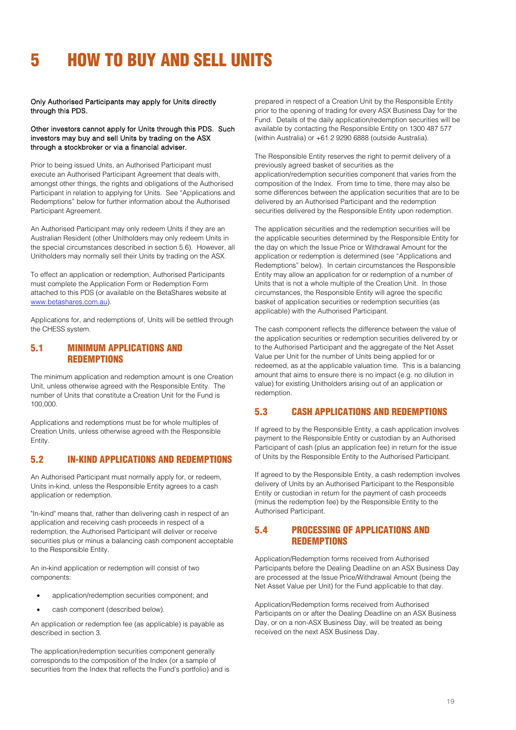# 5 HOW TO BUY AND SELL UNITS

**Only Authorised Participants may apply for Units directly through this PDS.**

**Other investors cannot apply for Units through this PDS. Such investors may buy and sell Units by trading on the ASX through a stockbroker or via a financial adviser.**

Prior to being issued Units, an Authorised Participant must execute an Authorised Participant Agreement that deals with, amongst other things, the rights and obligations of the Authorised Participant in relation to applying for Units. See "Applications and Redemptions" below for further information about the Authorised Participant Agreement.

An Authorised Participant may only redeem Units if they are an Australian Resident (other Unitholders may only redeem Units in the special circumstances described in section 5.6). However, all Unitholders may normally sell their Units by trading on the ASX.

To effect an application or redemption, Authorised Participants must complete the Application Form or Redemption Form attached to this PDS (or available on the BetaShares website at www.betashares.com.au).

Applications for, and redemptions of, Units will be settled through the CHESS system.

## 5.1 MINIMUM APPLICATIONS AND REDEMPTIONS

The minimum application and redemption amount is one Creation Unit, unless otherwise agreed with the Responsible Entity. The number of Units that constitute a Creation Unit for the Fund is 100,000.

Applications and redemptions must be for whole multiples of Creation Units, unless otherwise agreed with the Responsible Entity.

## 5.2 IN-KIND APPLICATIONS AND REDEMPTIONS

An Authorised Participant must normally apply for, or redeem, Units in-kind, unless the Responsible Entity agrees to a cash application or redemption.

"In-kind" means that, rather than delivering cash in respect of an application and receiving cash proceeds in respect of a redemption, the Authorised Participant will deliver or receive securities plus or minus a balancing cash component acceptable to the Responsible Entity.

An in-kind application or redemption will consist of two components:

- application/redemption securities component; and
- cash component (described below).

An application or redemption fee (as applicable) is payable as described in section 3.

The application/redemption securities component generally corresponds to the composition of the Index (or a sample of securities from the Index that reflects the Fund's portfolio) and is prepared in respect of a Creation Unit by the Responsible Entity prior to the opening of trading for every ASX Business Day for the Fund. Details of the daily application/redemption securities will be available by contacting the Responsible Entity on 1300 487 577 (within Australia) or +61 2 9290 6888 (outside Australia).

The Responsible Entity reserves the right to permit delivery of a previously agreed basket of securities as the application/redemption securities component that varies from the composition of the Index. From time to time, there may also be some differences between the application securities that are to be delivered by an Authorised Participant and the redemption securities delivered by the Responsible Entity upon redemption.

The application securities and the redemption securities will be the applicable securities determined by the Responsible Entity for the day on which the Issue Price or Withdrawal Amount for the application or redemption is determined (see "Applications and Redemptions" below). In certain circumstances the Responsible Entity may allow an application for or redemption of a number of Units that is not a whole multiple of the Creation Unit. In those circumstances, the Responsible Entity will agree the specific basket of application securities or redemption securities (as applicable) with the Authorised Participant.

The cash component reflects the difference between the value of the application securities or redemption securities delivered by or to the Authorised Participant and the aggregate of the Net Asset Value per Unit for the number of Units being applied for or redeemed, as at the applicable valuation time. This is a balancing amount that aims to ensure there is no impact (e.g. no dilution in value) for existing Unitholders arising out of an application or redemption.

## 5.3 CASH APPLICATIONS AND REDEMPTIONS

If agreed to by the Responsible Entity, a cash application involves payment to the Responsible Entity or custodian by an Authorised Participant of cash (plus an application fee) in return for the issue of Units by the Responsible Entity to the Authorised Participant.

If agreed to by the Responsible Entity, a cash redemption involves delivery of Units by an Authorised Participant to the Responsible Entity or custodian in return for the payment of cash proceeds (minus the redemption fee) by the Responsible Entity to the Authorised Participant.

## 5.4 PROCESSING OF APPLICATIONS AND REDEMPTIONS

Application/Redemption forms received from Authorised Participants before the Dealing Deadline on an ASX Business Day are processed at the Issue Price/Withdrawal Amount (being the Net Asset Value per Unit) for the Fund applicable to that day.

Application/Redemption forms received from Authorised Participants on or after the Dealing Deadline on an ASX Business Day, or on a non-ASX Business Day, will be treated as being received on the next ASX Business Day.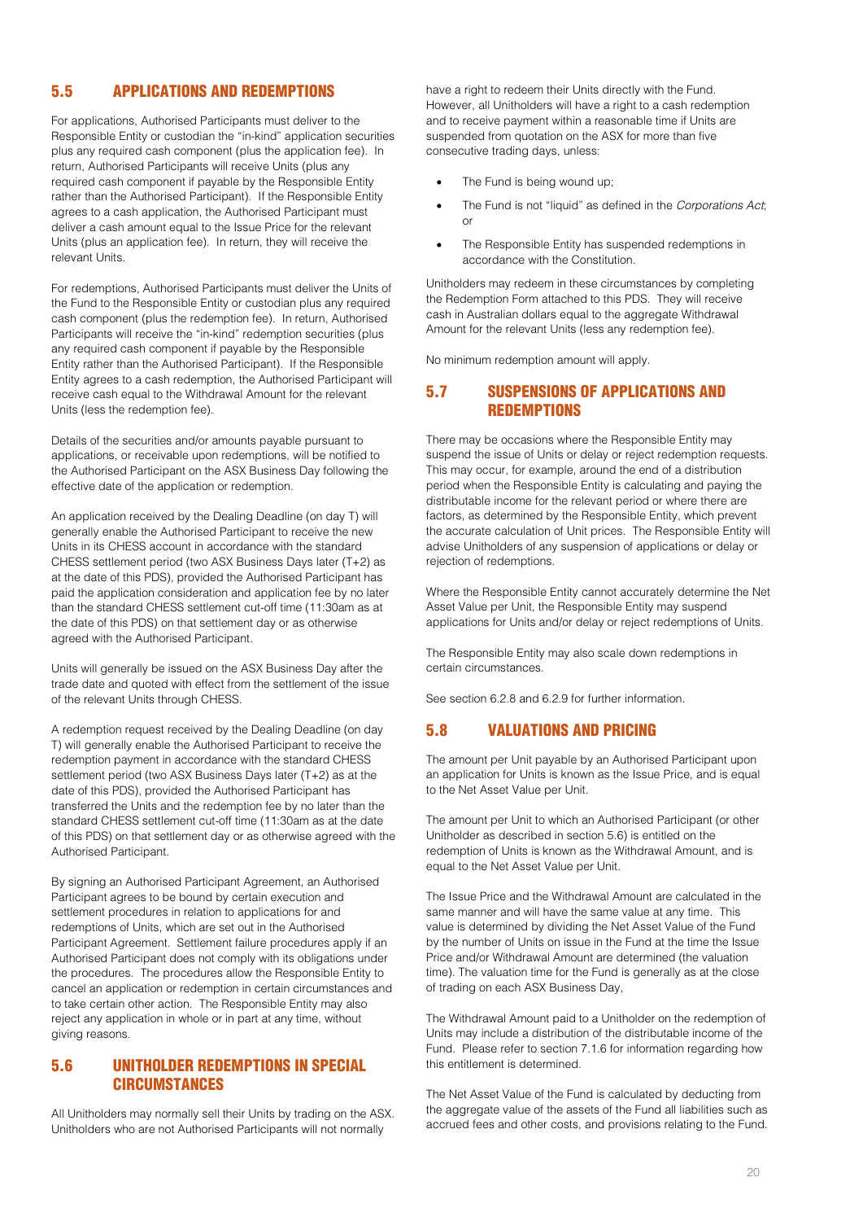## 5.5 APPLICATIONS AND REDEMPTIONS

For applications, Authorised Participants must deliver to the Responsible Entity or custodian the "in-kind" application securities plus any required cash component (plus the application fee). In return, Authorised Participants will receive Units (plus any required cash component if payable by the Responsible Entity rather than the Authorised Participant). If the Responsible Entity agrees to a cash application, the Authorised Participant must deliver a cash amount equal to the Issue Price for the relevant Units (plus an application fee). In return, they will receive the relevant Units.

For redemptions, Authorised Participants must deliver the Units of the Fund to the Responsible Entity or custodian plus any required cash component (plus the redemption fee). In return, Authorised Participants will receive the "in-kind" redemption securities (plus any required cash component if payable by the Responsible Entity rather than the Authorised Participant). If the Responsible Entity agrees to a cash redemption, the Authorised Participant will receive cash equal to the Withdrawal Amount for the relevant Units (less the redemption fee).

Details of the securities and/or amounts payable pursuant to applications, or receivable upon redemptions, will be notified to the Authorised Participant on the ASX Business Day following the effective date of the application or redemption.

An application received by the Dealing Deadline (on day T) will generally enable the Authorised Participant to receive the new Units in its CHESS account in accordance with the standard CHESS settlement period (two ASX Business Days later (T+2) as at the date of this PDS), provided the Authorised Participant has paid the application consideration and application fee by no later than the standard CHESS settlement cut-off time (11:30am as at the date of this PDS) on that settlement day or as otherwise agreed with the Authorised Participant.

Units will generally be issued on the ASX Business Day after the trade date and quoted with effect from the settlement of the issue of the relevant Units through CHESS.

A redemption request received by the Dealing Deadline (on day T) will generally enable the Authorised Participant to receive the redemption payment in accordance with the standard CHESS settlement period (two ASX Business Days later (T+2) as at the date of this PDS), provided the Authorised Participant has transferred the Units and the redemption fee by no later than the standard CHESS settlement cut-off time (11:30am as at the date of this PDS) on that settlement day or as otherwise agreed with the Authorised Participant.

By signing an Authorised Participant Agreement, an Authorised Participant agrees to be bound by certain execution and settlement procedures in relation to applications for and redemptions of Units, which are set out in the Authorised Participant Agreement. Settlement failure procedures apply if an Authorised Participant does not comply with its obligations under the procedures. The procedures allow the Responsible Entity to cancel an application or redemption in certain circumstances and to take certain other action. The Responsible Entity may also reject any application in whole or in part at any time, without giving reasons.

## 5.6 UNITHOLDER REDEMPTIONS IN SPECIAL CIRCUMSTANCES

All Unitholders may normally sell their Units by trading on the ASX. Unitholders who are not Authorised Participants will not normally have a right to redeem their Units directly with the Fund. However, all Unitholders will have a right to a cash redemption and to receive payment within a reasonable time if Units are suspended from quotation on the ASX for more than five consecutive trading days, unless:

- The Fund is being wound up;
- The Fund is not "liquid" as defined in the *Corporations Act*; or
- The Responsible Entity has suspended redemptions in accordance with the Constitution.

Unitholders may redeem in these circumstances by completing the Redemption Form attached to this PDS. They will receive cash in Australian dollars equal to the aggregate Withdrawal Amount for the relevant Units (less any redemption fee).

No minimum redemption amount will apply.

## 5.7 SUSPENSIONS OF APPLICATIONS AND REDEMPTIONS

There may be occasions where the Responsible Entity may suspend the issue of Units or delay or reject redemption requests. This may occur, for example, around the end of a distribution period when the Responsible Entity is calculating and paying the distributable income for the relevant period or where there are factors, as determined by the Responsible Entity, which prevent the accurate calculation of Unit prices. The Responsible Entity will advise Unitholders of any suspension of applications or delay or rejection of redemptions.

Where the Responsible Entity cannot accurately determine the Net Asset Value per Unit, the Responsible Entity may suspend applications for Units and/or delay or reject redemptions of Units.

The Responsible Entity may also scale down redemptions in certain circumstances.

See section 6.2.8 and 6.2.9 for further information.

## 5.8 VALUATIONS AND PRICING

The amount per Unit payable by an Authorised Participant upon an application for Units is known as the Issue Price, and is equal to the Net Asset Value per Unit.

The amount per Unit to which an Authorised Participant (or other Unitholder as described in section 5.6) is entitled on the redemption of Units is known as the Withdrawal Amount, and is equal to the Net Asset Value per Unit.

The Issue Price and the Withdrawal Amount are calculated in the same manner and will have the same value at any time. This value is determined by dividing the Net Asset Value of the Fund by the number of Units on issue in the Fund at the time the Issue Price and/or Withdrawal Amount are determined (the valuation time). The valuation time for the Fund is generally as at the close of trading on each ASX Business Day,

The Withdrawal Amount paid to a Unitholder on the redemption of Units may include a distribution of the distributable income of the Fund. Please refer to section 7.1.6 for information regarding how this entitlement is determined.

The Net Asset Value of the Fund is calculated by deducting from the aggregate value of the assets of the Fund all liabilities such as accrued fees and other costs, and provisions relating to the Fund.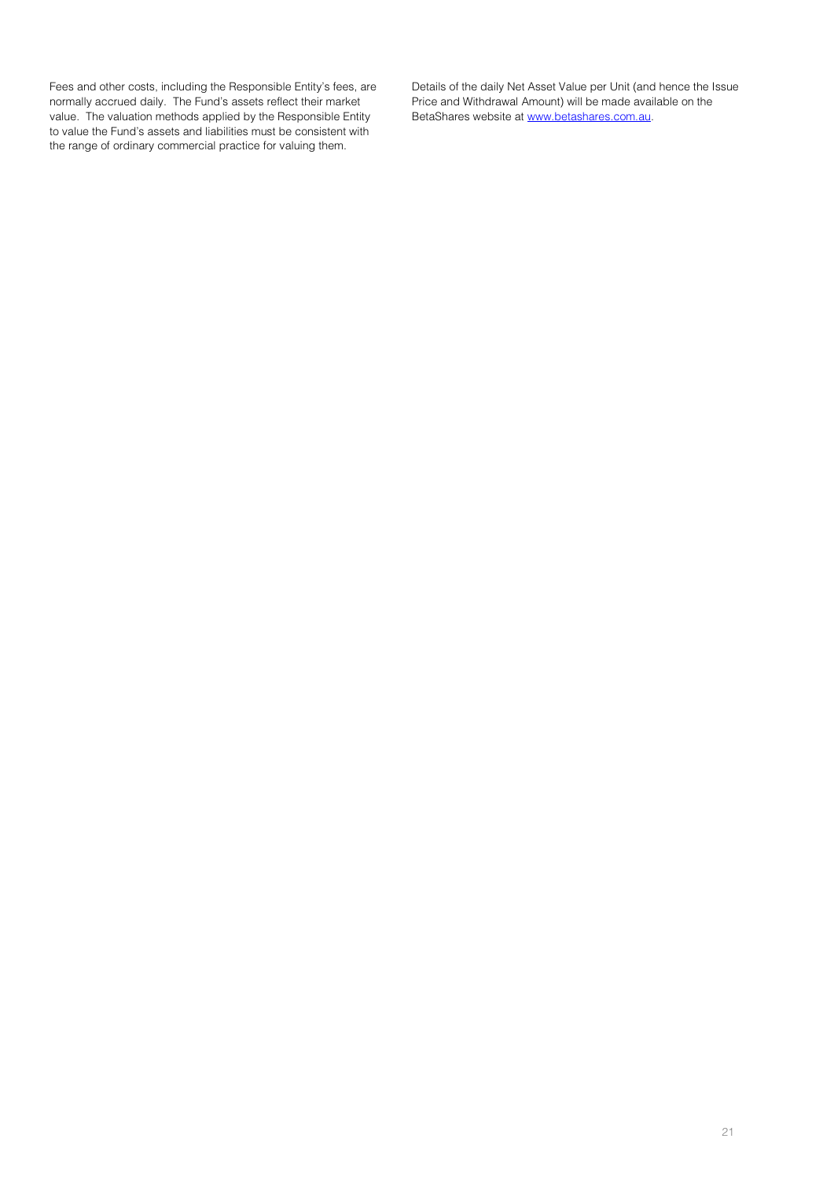Fees and other costs, including the Responsible Entity's fees, are normally accrued daily. The Fund's assets reflect their market value. The valuation methods applied by the Responsible Entity to value the Fund's assets and liabilities must be consistent with the range of ordinary commercial practice for valuing them.

Details of the daily Net Asset Value per Unit (and hence the Issue Price and Withdrawal Amount) will be made available on the BetaShares website at [www.betashares.com.au](http://www.betashares.com.au).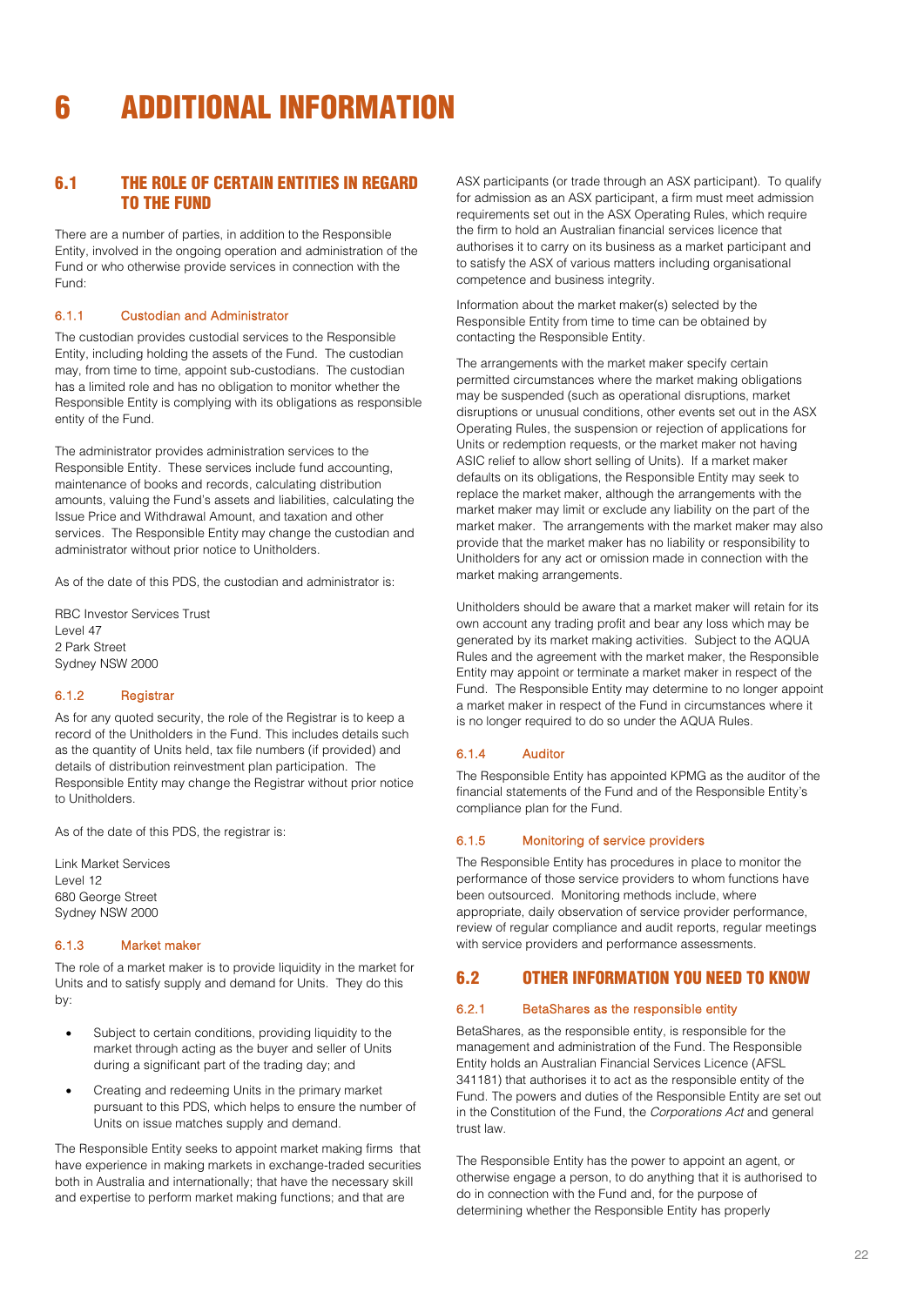# 6 ADDITIONAL INFORMATION

## 6.1 THE ROLE OF CERTAIN ENTITIES IN REGARD TO THE FUND

There are a number of parties, in addition to the Responsible Entity, involved in the ongoing operation and administration of the Fund or who otherwise provide services in connection with the Fund:

### 6.1.1 Custodian and Administrator

The custodian provides custodial services to the Responsible Entity, including holding the assets of the Fund. The custodian may, from time to time, appoint sub-custodians. The custodian has a limited role and has no obligation to monitor whether the Responsible Entity is complying with its obligations as responsible entity of the Fund.

The administrator provides administration services to the Responsible Entity. These services include fund accounting, maintenance of books and records, calculating distribution amounts, valuing the Fund's assets and liabilities, calculating the Issue Price and Withdrawal Amount, and taxation and other services. The Responsible Entity may change the custodian and administrator without prior notice to Unitholders.

As of the date of this PDS, the custodian and administrator is:

RBC Investor Services Trust
Level 47
2 Park Street
Sydney NSW 2000

### 6.1.2 Registrar

As for any quoted security, the role of the Registrar is to keep a record of the Unitholders in the Fund. This includes details such as the quantity of Units held, tax file numbers (if provided) and details of distribution reinvestment plan participation. The Responsible Entity may change the Registrar without prior notice to Unitholders.

As of the date of this PDS, the registrar is:

Link Market Services
Level 12
680 George Street
Sydney NSW 2000

### 6.1.3 Market maker

The role of a market maker is to provide liquidity in the market for Units and to satisfy supply and demand for Units. They do this by:

- Subject to certain conditions, providing liquidity to the market through acting as the buyer and seller of Units during a significant part of the trading day; and
- Creating and redeeming Units in the primary market pursuant to this PDS, which helps to ensure the number of Units on issue matches supply and demand.

The Responsible Entity seeks to appoint market making firms that have experience in making markets in exchange-traded securities both in Australia and internationally; that have the necessary skill and expertise to perform market making functions; and that are ASX participants (or trade through an ASX participant). To qualify for admission as an ASX participant, a firm must meet admission requirements set out in the ASX Operating Rules, which require the firm to hold an Australian financial services licence that authorises it to carry on its business as a market participant and to satisfy the ASX of various matters including organisational competence and business integrity.

Information about the market maker(s) selected by the Responsible Entity from time to time can be obtained by contacting the Responsible Entity.

The arrangements with the market maker specify certain permitted circumstances where the market making obligations may be suspended (such as operational disruptions, market disruptions or unusual conditions, other events set out in the ASX Operating Rules, the suspension or rejection of applications for Units or redemption requests, or the market maker not having ASIC relief to allow short selling of Units). If a market maker defaults on its obligations, the Responsible Entity may seek to replace the market maker, although the arrangements with the market maker may limit or exclude any liability on the part of the market maker. The arrangements with the market maker may also provide that the market maker has no liability or responsibility to Unitholders for any act or omission made in connection with the market making arrangements.

Unitholders should be aware that a market maker will retain for its own account any trading profit and bear any loss which may be generated by its market making activities. Subject to the AQUA Rules and the agreement with the market maker, the Responsible Entity may appoint or terminate a market maker in respect of the Fund. The Responsible Entity may determine to no longer appoint a market maker in respect of the Fund in circumstances where it is no longer required to do so under the AQUA Rules.

### 6.1.4 Auditor

The Responsible Entity has appointed KPMG as the auditor of the financial statements of the Fund and of the Responsible Entity's compliance plan for the Fund.

### 6.1.5 Monitoring of service providers

The Responsible Entity has procedures in place to monitor the performance of those service providers to whom functions have been outsourced. Monitoring methods include, where appropriate, daily observation of service provider performance, review of regular compliance and audit reports, regular meetings with service providers and performance assessments.

## 6.2 OTHER INFORMATION YOU NEED TO KNOW

### 6.2.1 BetaShares as the responsible entity

BetaShares, as the responsible entity, is responsible for the management and administration of the Fund. The Responsible Entity holds an Australian Financial Services Licence (AFSL 341181) that authorises it to act as the responsible entity of the Fund. The powers and duties of the Responsible Entity are set out in the Constitution of the Fund, the *Corporations Act* and general trust law.

The Responsible Entity has the power to appoint an agent, or otherwise engage a person, to do anything that it is authorised to do in connection with the Fund and, for the purpose of determining whether the Responsible Entity has properly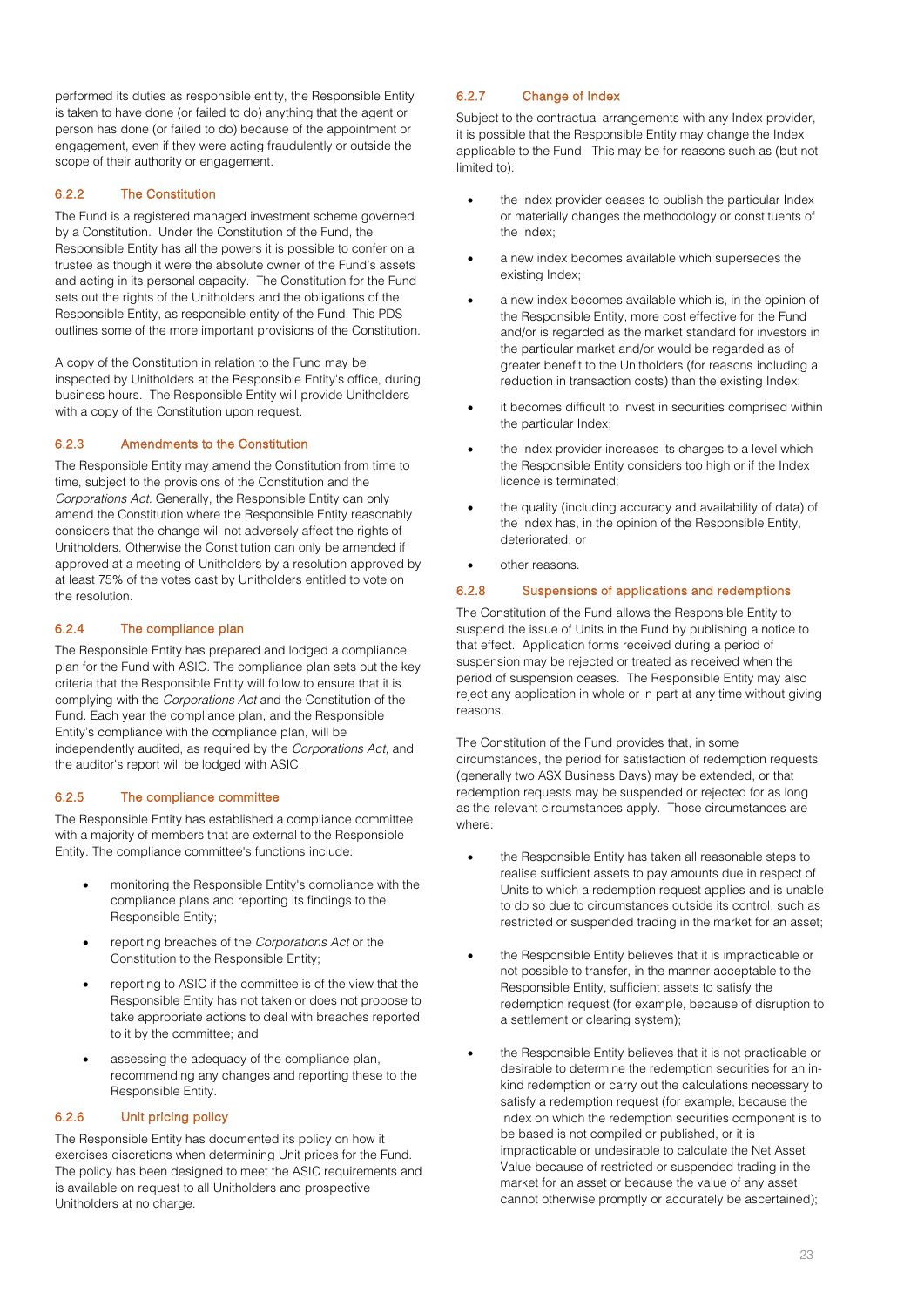performed its duties as responsible entity, the Responsible Entity is taken to have done (or failed to do) anything that the agent or person has done (or failed to do) because of the appointment or engagement, even if they were acting fraudulently or outside the scope of their authority or engagement.

### 6.2.2 The Constitution

The Fund is a registered managed investment scheme governed by a Constitution. Under the Constitution of the Fund, the Responsible Entity has all the powers it is possible to confer on a trustee as though it were the absolute owner of the Fund's assets and acting in its personal capacity. The Constitution for the Fund sets out the rights of the Unitholders and the obligations of the Responsible Entity, as responsible entity of the Fund. This PDS outlines some of the more important provisions of the Constitution.

A copy of the Constitution in relation to the Fund may be inspected by Unitholders at the Responsible Entity's office, during business hours. The Responsible Entity will provide Unitholders with a copy of the Constitution upon request.

### 6.2.3 Amendments to the Constitution

The Responsible Entity may amend the Constitution from time to time, subject to the provisions of the Constitution and the *Corporations Act*. Generally, the Responsible Entity can only amend the Constitution where the Responsible Entity reasonably considers that the change will not adversely affect the rights of Unitholders. Otherwise the Constitution can only be amended if approved at a meeting of Unitholders by a resolution approved by at least 75% of the votes cast by Unitholders entitled to vote on the resolution.

### 6.2.4 The compliance plan

The Responsible Entity has prepared and lodged a compliance plan for the Fund with ASIC. The compliance plan sets out the key criteria that the Responsible Entity will follow to ensure that it is complying with the *Corporations Act* and the Constitution of the Fund. Each year the compliance plan, and the Responsible Entity's compliance with the compliance plan, will be independently audited, as required by the *Corporations Act*, and the auditor's report will be lodged with ASIC.

### 6.2.5 The compliance committee

The Responsible Entity has established a compliance committee with a majority of members that are external to the Responsible Entity. The compliance committee's functions include:

- monitoring the Responsible Entity's compliance with the compliance plans and reporting its findings to the Responsible Entity;
- reporting breaches of the *Corporations Act* or the Constitution to the Responsible Entity;
- reporting to ASIC if the committee is of the view that the Responsible Entity has not taken or does not propose to take appropriate actions to deal with breaches reported to it by the committee; and
- assessing the adequacy of the compliance plan, recommending any changes and reporting these to the Responsible Entity.

### 6.2.6 Unit pricing policy

The Responsible Entity has documented its policy on how it exercises discretions when determining Unit prices for the Fund. The policy has been designed to meet the ASIC requirements and is available on request to all Unitholders and prospective Unitholders at no charge.

### 6.2.7 Change of Index

Subject to the contractual arrangements with any Index provider, it is possible that the Responsible Entity may change the Index applicable to the Fund. This may be for reasons such as (but not limited to):

- the Index provider ceases to publish the particular Index or materially changes the methodology or constituents of the Index;
- a new index becomes available which supersedes the existing Index;
- a new index becomes available which is, in the opinion of the Responsible Entity, more cost effective for the Fund and/or is regarded as the market standard for investors in the particular market and/or would be regarded as of greater benefit to the Unitholders (for reasons including a reduction in transaction costs) than the existing Index;
- it becomes difficult to invest in securities comprised within the particular Index;
- the Index provider increases its charges to a level which the Responsible Entity considers too high or if the Index licence is terminated;
- the quality (including accuracy and availability of data) of the Index has, in the opinion of the Responsible Entity, deteriorated; or
- other reasons.

### 6.2.8 Suspensions of applications and redemptions

The Constitution of the Fund allows the Responsible Entity to suspend the issue of Units in the Fund by publishing a notice to that effect. Application forms received during a period of suspension may be rejected or treated as received when the period of suspension ceases. The Responsible Entity may also reject any application in whole or in part at any time without giving reasons.

The Constitution of the Fund provides that, in some circumstances, the period for satisfaction of redemption requests (generally two ASX Business Days) may be extended, or that redemption requests may be suspended or rejected for as long as the relevant circumstances apply. Those circumstances are where:

- the Responsible Entity has taken all reasonable steps to realise sufficient assets to pay amounts due in respect of Units to which a redemption request applies and is unable to do so due to circumstances outside its control, such as restricted or suspended trading in the market for an asset;
- the Responsible Entity believes that it is impracticable or not possible to transfer, in the manner acceptable to the Responsible Entity, sufficient assets to satisfy the redemption request (for example, because of disruption to a settlement or clearing system);
- the Responsible Entity believes that it is not practicable or desirable to determine the redemption securities for an in-kind redemption or carry out the calculations necessary to satisfy a redemption request (for example, because the Index on which the redemption securities component is to be based is not compiled or published, or it is impracticable or undesirable to calculate the Net Asset Value because of restricted or suspended trading in the market for an asset or because the value of any asset cannot otherwise promptly or accurately be ascertained);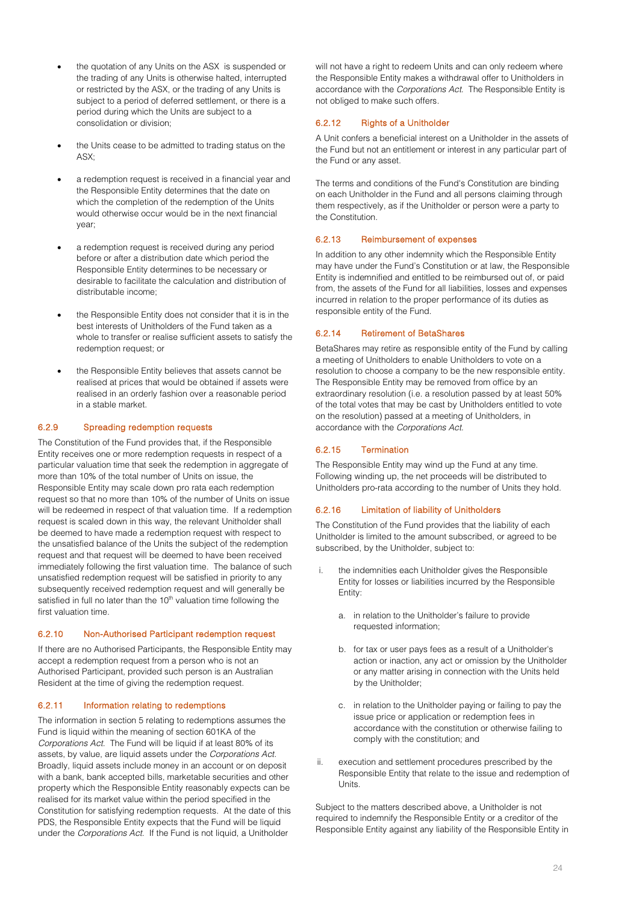- the quotation of any Units on the ASX is suspended or the trading of any Units is otherwise halted, interrupted or restricted by the ASX, or the trading of any Units is subject to a period of deferred settlement, or there is a period during which the Units are subject to a consolidation or division;
- the Units cease to be admitted to trading status on the ASX;
- a redemption request is received in a financial year and the Responsible Entity determines that the date on which the completion of the redemption of the Units would otherwise occur would be in the next financial year;
- a redemption request is received during any period before or after a distribution date which period the Responsible Entity determines to be necessary or desirable to facilitate the calculation and distribution of distributable income;
- the Responsible Entity does not consider that it is in the best interests of Unitholders of the Fund taken as a whole to transfer or realise sufficient assets to satisfy the redemption request; or
- the Responsible Entity believes that assets cannot be realised at prices that would be obtained if assets were realised in an orderly fashion over a reasonable period in a stable market.

### 6.2.9 Spreading redemption requests

The Constitution of the Fund provides that, if the Responsible Entity receives one or more redemption requests in respect of a particular valuation time that seek the redemption in aggregate of more than 10% of the total number of Units on issue, the Responsible Entity may scale down pro rata each redemption request so that no more than 10% of the number of Units on issue will be redeemed in respect of that valuation time. If a redemption request is scaled down in this way, the relevant Unitholder shall be deemed to have made a redemption request with respect to the unsatisfied balance of the Units the subject of the redemption request and that request will be deemed to have been received immediately following the first valuation time. The balance of such unsatisfied redemption request will be satisfied in priority to any subsequently received redemption request and will generally be satisfied in full no later than the 10th valuation time following the first valuation time.

### 6.2.10 Non-Authorised Participant redemption request

If there are no Authorised Participants, the Responsible Entity may accept a redemption request from a person who is not an Authorised Participant, provided such person is an Australian Resident at the time of giving the redemption request.

### 6.2.11 Information relating to redemptions

The information in section 5 relating to redemptions assumes the Fund is liquid within the meaning of section 601KA of the *Corporations Act*. The Fund will be liquid if at least 80% of its assets, by value, are liquid assets under the *Corporations Act*. Broadly, liquid assets include money in an account or on deposit with a bank, bank accepted bills, marketable securities and other property which the Responsible Entity reasonably expects can be realised for its market value within the period specified in the Constitution for satisfying redemption requests. At the date of this PDS, the Responsible Entity expects that the Fund will be liquid under the *Corporations Act*. If the Fund is not liquid, a Unitholder will not have a right to redeem Units and can only redeem where the Responsible Entity makes a withdrawal offer to Unitholders in accordance with the *Corporations Act*. The Responsible Entity is not obliged to make such offers.

### 6.2.12 Rights of a Unitholder

A Unit confers a beneficial interest on a Unitholder in the assets of the Fund but not an entitlement or interest in any particular part of the Fund or any asset.

The terms and conditions of the Fund's Constitution are binding on each Unitholder in the Fund and all persons claiming through them respectively, as if the Unitholder or person were a party to the Constitution.

### 6.2.13 Reimbursement of expenses

In addition to any other indemnity which the Responsible Entity may have under the Fund's Constitution or at law, the Responsible Entity is indemnified and entitled to be reimbursed out of, or paid from, the assets of the Fund for all liabilities, losses and expenses incurred in relation to the proper performance of its duties as responsible entity of the Fund.

### 6.2.14 Retirement of BetaShares

BetaShares may retire as responsible entity of the Fund by calling a meeting of Unitholders to enable Unitholders to vote on a resolution to choose a company to be the new responsible entity. The Responsible Entity may be removed from office by an extraordinary resolution (i.e. a resolution passed by at least 50% of the total votes that may be cast by Unitholders entitled to vote on the resolution) passed at a meeting of Unitholders, in accordance with the *Corporations Act*.

### 6.2.15 Termination

The Responsible Entity may wind up the Fund at any time. Following winding up, the net proceeds will be distributed to Unitholders pro-rata according to the number of Units they hold.

### 6.2.16 Limitation of liability of Unitholders

The Constitution of the Fund provides that the liability of each Unitholder is limited to the amount subscribed, or agreed to be subscribed, by the Unitholder, subject to:

i. the indemnities each Unitholder gives the Responsible Entity for losses or liabilities incurred by the Responsible Entity:

   a. in relation to the Unitholder's failure to provide requested information;

   b. for tax or user pays fees as a result of a Unitholder's action or inaction, any act or omission by the Unitholder or any matter arising in connection with the Units held by the Unitholder;

   c. in relation to the Unitholder paying or failing to pay the issue price or application or redemption fees in accordance with the constitution or otherwise failing to comply with the constitution; and

ii. execution and settlement procedures prescribed by the Responsible Entity that relate to the issue and redemption of Units.

Subject to the matters described above, a Unitholder is not required to indemnify the Responsible Entity or a creditor of the Responsible Entity against any liability of the Responsible Entity in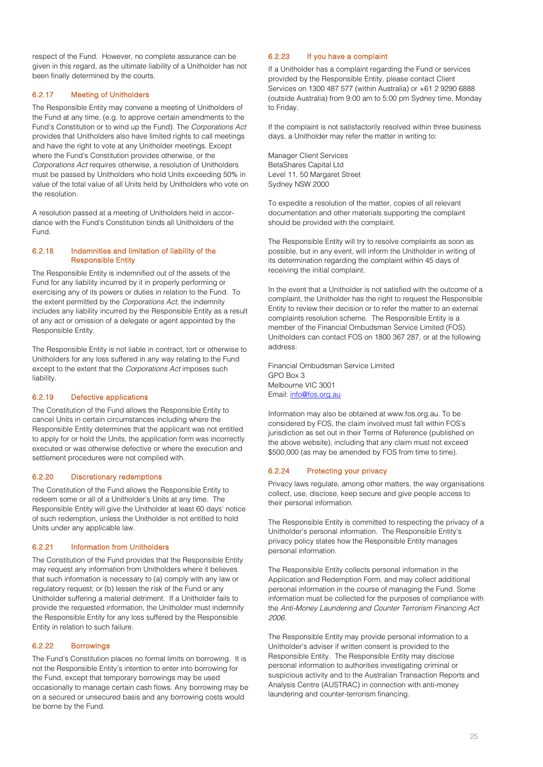respect of the Fund. However, no complete assurance can be given in this regard, as the ultimate liability of a Unitholder has not been finally determined by the courts.

### 6.2.17 Meeting of Unitholders

The Responsible Entity may convene a meeting of Unitholders of the Fund at any time, (e.g. to approve certain amendments to the Fund's Constitution or to wind up the Fund). The *Corporations Act* provides that Unitholders also have limited rights to call meetings and have the right to vote at any Unitholder meetings. Except where the Fund's Constitution provides otherwise, or the *Corporations Act* requires otherwise, a resolution of Unitholders must be passed by Unitholders who hold Units exceeding 50% in value of the total value of all Units held by Unitholders who vote on the resolution.

A resolution passed at a meeting of Unitholders held in accordance with the Fund's Constitution binds all Unitholders of the Fund.

### 6.2.18 Indemnities and limitation of liability of the Responsible Entity

The Responsible Entity is indemnified out of the assets of the Fund for any liability incurred by it in properly performing or exercising any of its powers or duties in relation to the Fund. To the extent permitted by the *Corporations Act*, the indemnity includes any liability incurred by the Responsible Entity as a result of any act or omission of a delegate or agent appointed by the Responsible Entity.

The Responsible Entity is not liable in contract, tort or otherwise to Unitholders for any loss suffered in any way relating to the Fund except to the extent that the *Corporations Act* imposes such liability.

### 6.2.19 Defective applications

The Constitution of the Fund allows the Responsible Entity to cancel Units in certain circumstances including where the Responsible Entity determines that the applicant was not entitled to apply for or hold the Units, the application form was incorrectly executed or was otherwise defective or where the execution and settlement procedures were not complied with.

### 6.2.20 Discretionary redemptions

The Constitution of the Fund allows the Responsible Entity to redeem some or all of a Unitholder's Units at any time. The Responsible Entity will give the Unitholder at least 60 days' notice of such redemption, unless the Unitholder is not entitled to hold Units under any applicable law.

### 6.2.21 Information from Unitholders

The Constitution of the Fund provides that the Responsible Entity may request any information from Unitholders where it believes that such information is necessary to (a) comply with any law or regulatory request; or (b) lessen the risk of the Fund or any Unitholder suffering a material detriment. If a Unitholder fails to provide the requested information, the Unitholder must indemnify the Responsible Entity for any loss suffered by the Responsible Entity in relation to such failure.

### 6.2.22 Borrowings

The Fund's Constitution places no formal limits on borrowing. It is not the Responsible Entity's intention to enter into borrowing for the Fund, except that temporary borrowings may be used occasionally to manage certain cash flows. Any borrowing may be on a secured or unsecured basis and any borrowing costs would be borne by the Fund.

### 6.2.23 If you have a complaint

If a Unitholder has a complaint regarding the Fund or services provided by the Responsible Entity, please contact Client Services on 1300 487 577 (within Australia) or +61 2 9290 6888 (outside Australia) from 9:00 am to 5:00 pm Sydney time, Monday to Friday.

If the complaint is not satisfactorily resolved within three business days, a Unitholder may refer the matter in writing to:

Manager Client Services
BetaShares Capital Ltd
Level 11, 50 Margaret Street
Sydney NSW 2000

To expedite a resolution of the matter, copies of all relevant documentation and other materials supporting the complaint should be provided with the complaint.

The Responsible Entity will try to resolve complaints as soon as possible, but in any event, will inform the Unitholder in writing of its determination regarding the complaint within 45 days of receiving the initial complaint.

In the event that a Unitholder is not satisfied with the outcome of a complaint, the Unitholder has the right to request the Responsible Entity to review their decision or to refer the matter to an external complaints resolution scheme. The Responsible Entity is a member of the Financial Ombudsman Service Limited (FOS). Unitholders can contact FOS on 1800 367 287, or at the following address:

Financial Ombudsman Service Limited
GPO Box 3
Melbourne VIC 3001
Email: info@fos.org.au

Information may also be obtained at www.fos.org.au. To be considered by FOS, the claim involved must fall within FOS's jurisdiction as set out in their Terms of Reference (published on the above website), including that any claim must not exceed $500,000 (as may be amended by FOS from time to time).

### 6.2.24 Protecting your privacy

Privacy laws regulate, among other matters, the way organisations collect, use, disclose, keep secure and give people access to their personal information.

The Responsible Entity is committed to respecting the privacy of a Unitholder's personal information. The Responsible Entity's privacy policy states how the Responsible Entity manages personal information.

The Responsible Entity collects personal information in the Application and Redemption Form, and may collect additional personal information in the course of managing the Fund. Some information must be collected for the purposes of compliance with the *Anti-Money Laundering and Counter Terrorism Financing Act 2006*.

The Responsible Entity may provide personal information to a Unitholder's adviser if written consent is provided to the Responsible Entity. The Responsible Entity may disclose personal information to authorities investigating criminal or suspicious activity and to the Australian Transaction Reports and Analysis Centre (AUSTRAC) in connection with anti-money laundering and counter-terrorism financing.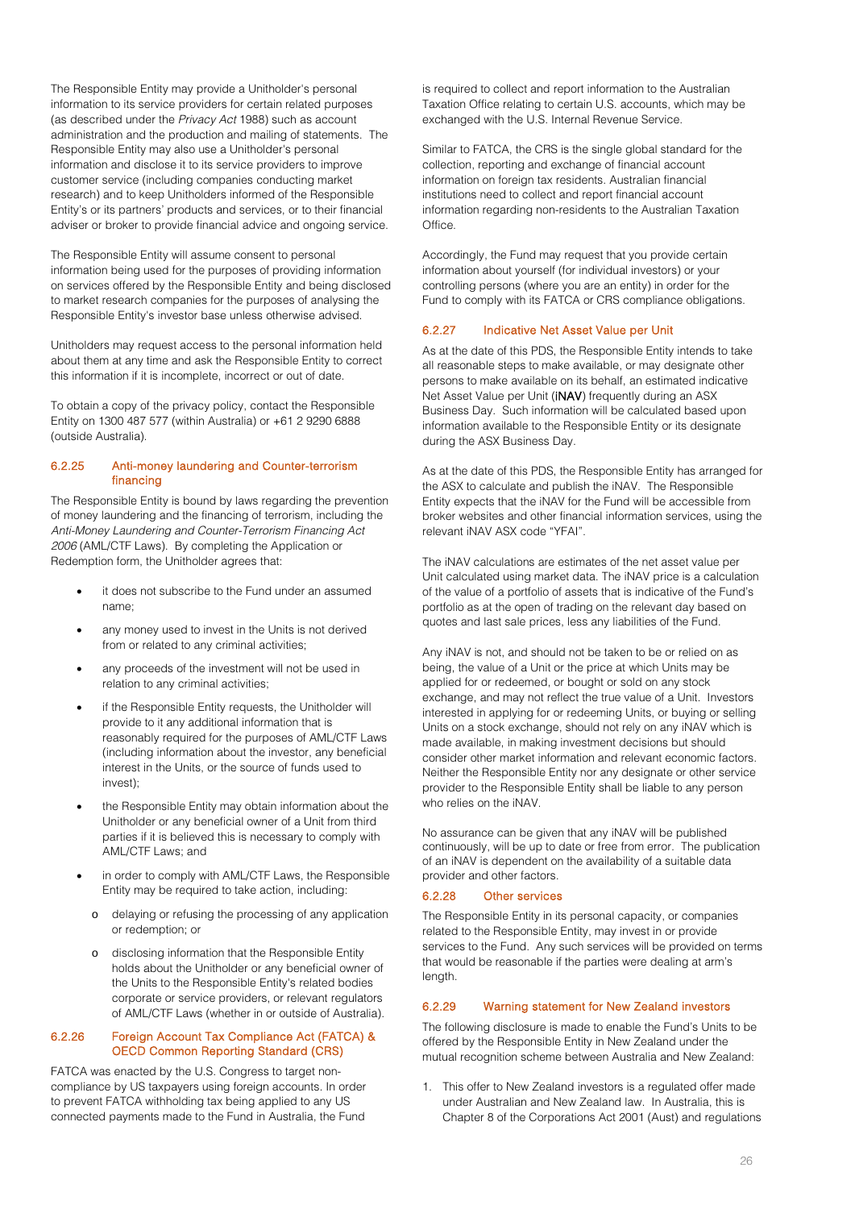The Responsible Entity may provide a Unitholder's personal information to its service providers for certain related purposes (as described under the *Privacy Act* 1988) such as account administration and the production and mailing of statements. The Responsible Entity may also use a Unitholder's personal information and disclose it to its service providers to improve customer service (including companies conducting market research) and to keep Unitholders informed of the Responsible Entity's or its partners' products and services, or to their financial adviser or broker to provide financial advice and ongoing service.

The Responsible Entity will assume consent to personal information being used for the purposes of providing information on services offered by the Responsible Entity and being disclosed to market research companies for the purposes of analysing the Responsible Entity's investor base unless otherwise advised.

Unitholders may request access to the personal information held about them at any time and ask the Responsible Entity to correct this information if it is incomplete, incorrect or out of date.

To obtain a copy of the privacy policy, contact the Responsible Entity on 1300 487 577 (within Australia) or +61 2 9290 6888 (outside Australia).

### 6.2.25 Anti-money laundering and Counter-terrorism financing

The Responsible Entity is bound by laws regarding the prevention of money laundering and the financing of terrorism, including the *Anti-Money Laundering and Counter-Terrorism Financing Act 2006* (AML/CTF Laws). By completing the Application or Redemption form, the Unitholder agrees that:

- it does not subscribe to the Fund under an assumed name;
- any money used to invest in the Units is not derived from or related to any criminal activities;
- any proceeds of the investment will not be used in relation to any criminal activities;
- if the Responsible Entity requests, the Unitholder will provide to it any additional information that is reasonably required for the purposes of AML/CTF Laws (including information about the investor, any beneficial interest in the Units, or the source of funds used to invest);
- the Responsible Entity may obtain information about the Unitholder or any beneficial owner of a Unit from third parties if it is believed this is necessary to comply with AML/CTF Laws; and
- in order to comply with AML/CTF Laws, the Responsible Entity may be required to take action, including:
  - delaying or refusing the processing of any application or redemption; or
  - disclosing information that the Responsible Entity holds about the Unitholder or any beneficial owner of the Units to the Responsible Entity's related bodies corporate or service providers, or relevant regulators of AML/CTF Laws (whether in or outside of Australia).

### 6.2.26 Foreign Account Tax Compliance Act (FATCA) & OECD Common Reporting Standard (CRS)

FATCA was enacted by the U.S. Congress to target non-compliance by US taxpayers using foreign accounts. In order to prevent FATCA withholding tax being applied to any US connected payments made to the Fund in Australia, the Fund is required to collect and report information to the Australian Taxation Office relating to certain U.S. accounts, which may be exchanged with the U.S. Internal Revenue Service.

Similar to FATCA, the CRS is the single global standard for the collection, reporting and exchange of financial account information on foreign tax residents. Australian financial institutions need to collect and report financial account information regarding non-residents to the Australian Taxation Office.

Accordingly, the Fund may request that you provide certain information about yourself (for individual investors) or your controlling persons (where you are an entity) in order for the Fund to comply with its FATCA or CRS compliance obligations.

### 6.2.27 Indicative Net Asset Value per Unit

As at the date of this PDS, the Responsible Entity intends to take all reasonable steps to make available, or may designate other persons to make available on its behalf, an estimated indicative Net Asset Value per Unit (**iNAV**) frequently during an ASX Business Day. Such information will be calculated based upon information available to the Responsible Entity or its designate during the ASX Business Day.

As at the date of this PDS, the Responsible Entity has arranged for the ASX to calculate and publish the iNAV. The Responsible Entity expects that the iNAV for the Fund will be accessible from broker websites and other financial information services, using the relevant iNAV ASX code "YFAI".

The iNAV calculations are estimates of the net asset value per Unit calculated using market data. The iNAV price is a calculation of the value of a portfolio of assets that is indicative of the Fund's portfolio as at the open of trading on the relevant day based on quotes and last sale prices, less any liabilities of the Fund.

Any iNAV is not, and should not be taken to be or relied on as being, the value of a Unit or the price at which Units may be applied for or redeemed, or bought or sold on any stock exchange, and may not reflect the true value of a Unit. Investors interested in applying for or redeeming Units, or buying or selling Units on a stock exchange, should not rely on any iNAV which is made available, in making investment decisions but should consider other market information and relevant economic factors. Neither the Responsible Entity nor any designate or other service provider to the Responsible Entity shall be liable to any person who relies on the iNAV.

No assurance can be given that any iNAV will be published continuously, will be up to date or free from error. The publication of an iNAV is dependent on the availability of a suitable data provider and other factors.

### 6.2.28 Other services

The Responsible Entity in its personal capacity, or companies related to the Responsible Entity, may invest in or provide services to the Fund. Any such services will be provided on terms that would be reasonable if the parties were dealing at arm's length.

### 6.2.29 Warning statement for New Zealand investors

The following disclosure is made to enable the Fund's Units to be offered by the Responsible Entity in New Zealand under the mutual recognition scheme between Australia and New Zealand:

1. This offer to New Zealand investors is a regulated offer made under Australian and New Zealand law. In Australia, this is Chapter 8 of the Corporations Act 2001 (Aust) and regulations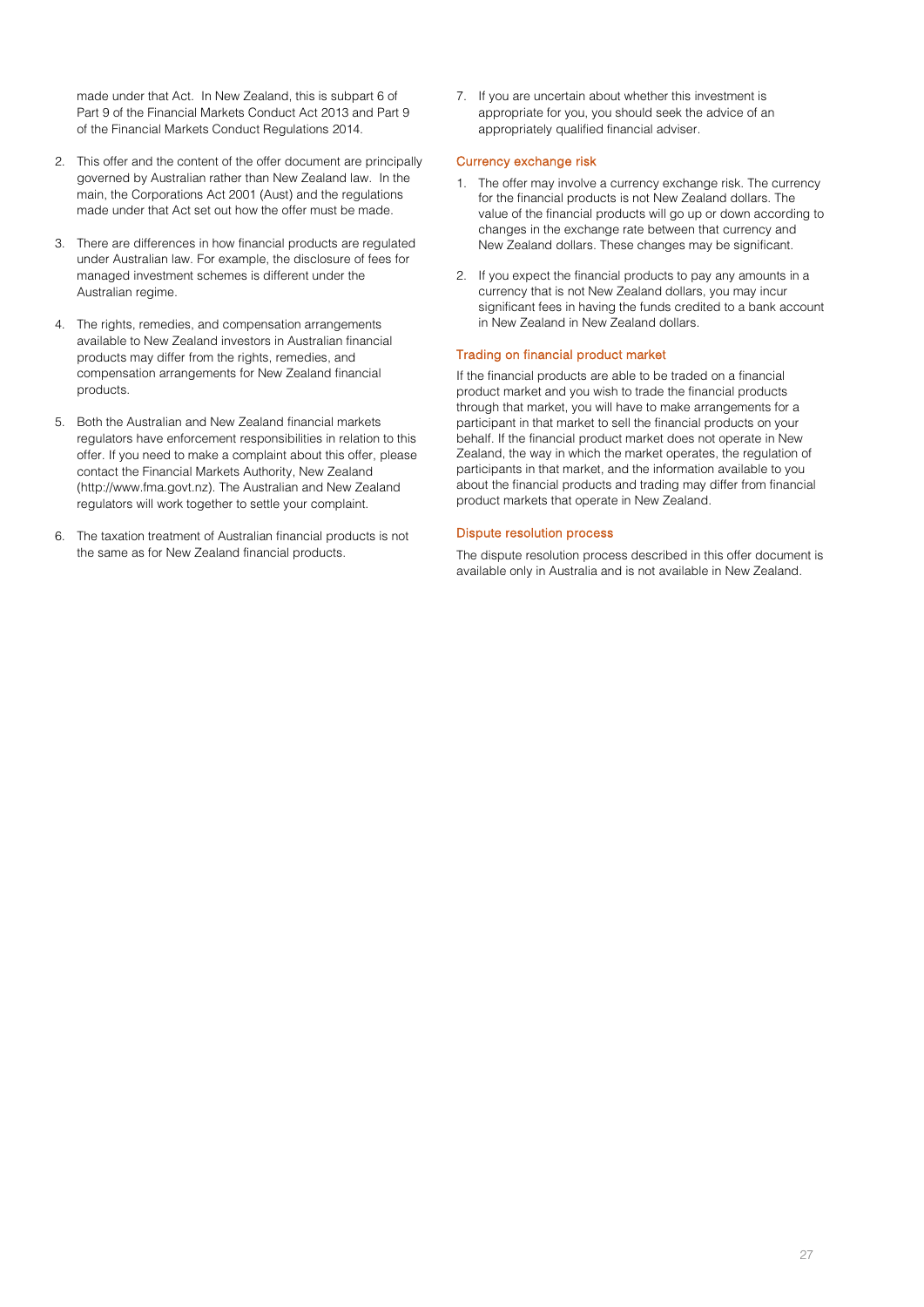made under that Act. In New Zealand, this is subpart 6 of Part 9 of the Financial Markets Conduct Act 2013 and Part 9 of the Financial Markets Conduct Regulations 2014.

2. This offer and the content of the offer document are principally governed by Australian rather than New Zealand law. In the main, the Corporations Act 2001 (Aust) and the regulations made under that Act set out how the offer must be made.

3. There are differences in how financial products are regulated under Australian law. For example, the disclosure of fees for managed investment schemes is different under the Australian regime.

4. The rights, remedies, and compensation arrangements available to New Zealand investors in Australian financial products may differ from the rights, remedies, and compensation arrangements for New Zealand financial products.

5. Both the Australian and New Zealand financial markets regulators have enforcement responsibilities in relation to this offer. If you need to make a complaint about this offer, please contact the Financial Markets Authority, New Zealand (http://www.fma.govt.nz). The Australian and New Zealand regulators will work together to settle your complaint.

6. The taxation treatment of Australian financial products is not the same as for New Zealand financial products.

7. If you are uncertain about whether this investment is appropriate for you, you should seek the advice of an appropriately qualified financial adviser.

### Currency exchange risk

1. The offer may involve a currency exchange risk. The currency for the financial products is not New Zealand dollars. The value of the financial products will go up or down according to changes in the exchange rate between that currency and New Zealand dollars. These changes may be significant.

2. If you expect the financial products to pay any amounts in a currency that is not New Zealand dollars, you may incur significant fees in having the funds credited to a bank account in New Zealand in New Zealand dollars.

### Trading on financial product market

If the financial products are able to be traded on a financial product market and you wish to trade the financial products through that market, you will have to make arrangements for a participant in that market to sell the financial products on your behalf. If the financial product market does not operate in New Zealand, the way in which the market operates, the regulation of participants in that market, and the information available to you about the financial products and trading may differ from financial product markets that operate in New Zealand.

### Dispute resolution process

The dispute resolution process described in this offer document is available only in Australia and is not available in New Zealand.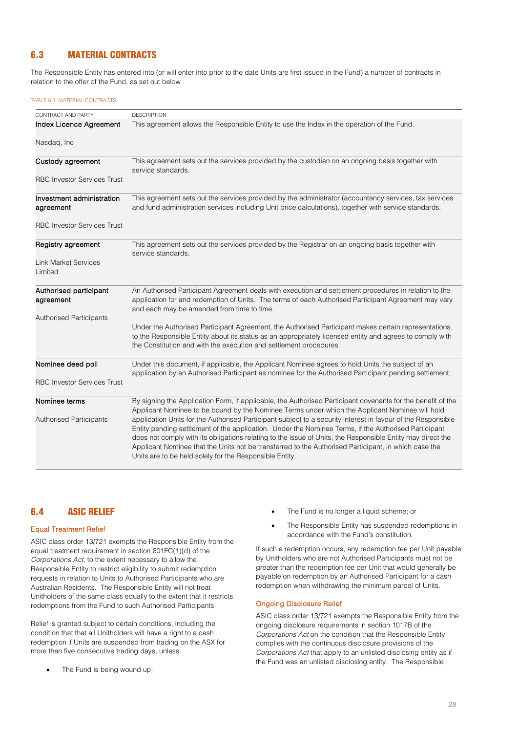## 6.3 MATERIAL CONTRACTS

The Responsible Entity has entered into (or will enter into prior to the date Units are first issued in the Fund) a number of contracts in relation to the offer of the Fund, as set out below

TABLE 6.3: MATERIAL CONTRACTS

| CONTRACT AND PARTY | DESCRIPTION |
|---|---|
| **Index Licence Agreement**<br><br>Nasdaq, Inc | This agreement allows the Responsible Entity to use the Index in the operation of the Fund. |
| **Custody agreement**<br><br>RBC Investor Services Trust | This agreement sets out the services provided by the custodian on an ongoing basis together with service standards. |
| **Investment administration agreement**<br><br>RBC Investor Services Trust | This agreement sets out the services provided by the administrator (accountancy services, tax services and fund administration services including Unit price calculations), together with service standards. |
| **Registry agreement**<br><br>Link Market Services Limited | This agreement sets out the services provided by the Registrar on an ongoing basis together with service standards. |
| **Authorised participant agreement**<br><br>Authorised Participants | An Authorised Participant Agreement deals with execution and settlement procedures in relation to the application for and redemption of Units. The terms of each Authorised Participant Agreement may vary and each may be amended from time to time.<br><br>Under the Authorised Participant Agreement, the Authorised Participant makes certain representations to the Responsible Entity about its status as an appropriately licensed entity and agrees to comply with the Constitution and with the execution and settlement procedures. |
| **Nominee deed poll**<br><br>RBC Investor Services Trust | Under this document, if applicable, the Applicant Nominee agrees to hold Units the subject of an application by an Authorised Participant as nominee for the Authorised Participant pending settlement. |
| **Nominee terms**<br><br>Authorised Participants | By signing the Application Form, if applicable, the Authorised Participant covenants for the benefit of the Applicant Nominee to be bound by the Nominee Terms under which the Applicant Nominee will hold application Units for the Authorised Participant subject to a security interest in favour of the Responsible Entity pending settlement of the application. Under the Nominee Terms, if the Authorised Participant does not comply with its obligations relating to the issue of Units, the Responsible Entity may direct the Applicant Nominee that the Units not be transferred to the Authorised Participant, in which case the Units are to be held solely for the Responsible Entity. |

## 6.4 ASIC RELIEF

### Equal Treatment Relief

ASIC class order 13/721 exempts the Responsible Entity from the equal treatment requirement in section 601FC(1)(d) of the *Corporations Act*, to the extent necessary to allow the Responsible Entity to restrict eligibility to submit redemption requests in relation to Units to Authorised Participants who are Australian Residents. The Responsible Entity will not treat Unitholders of the same class equally to the extent that it restricts redemptions from the Fund to such Authorised Participants.

Relief is granted subject to certain conditions, including the condition that that all Unitholders will have a right to a cash redemption if Units are suspended from trading on the ASX for more than five consecutive trading days, unless:

- The Fund is being wound up;
- The Fund is no longer a liquid scheme; or
- The Responsible Entity has suspended redemptions in accordance with the Fund's constitution.

If such a redemption occurs, any redemption fee per Unit payable by Unitholders who are not Authorised Participants must not be greater than the redemption fee per Unit that would generally be payable on redemption by an Authorised Participant for a cash redemption when withdrawing the minimum parcel of Units.

### Ongoing Disclosure Relief

ASIC class order 13/721 exempts the Responsible Entity from the ongoing disclosure requirements in section 1017B of the *Corporations Act* on the condition that the Responsible Entity complies with the continuous disclosure provisions of the *Corporations Act* that apply to an unlisted disclosing entity as if the Fund was an unlisted disclosing entity. The Responsible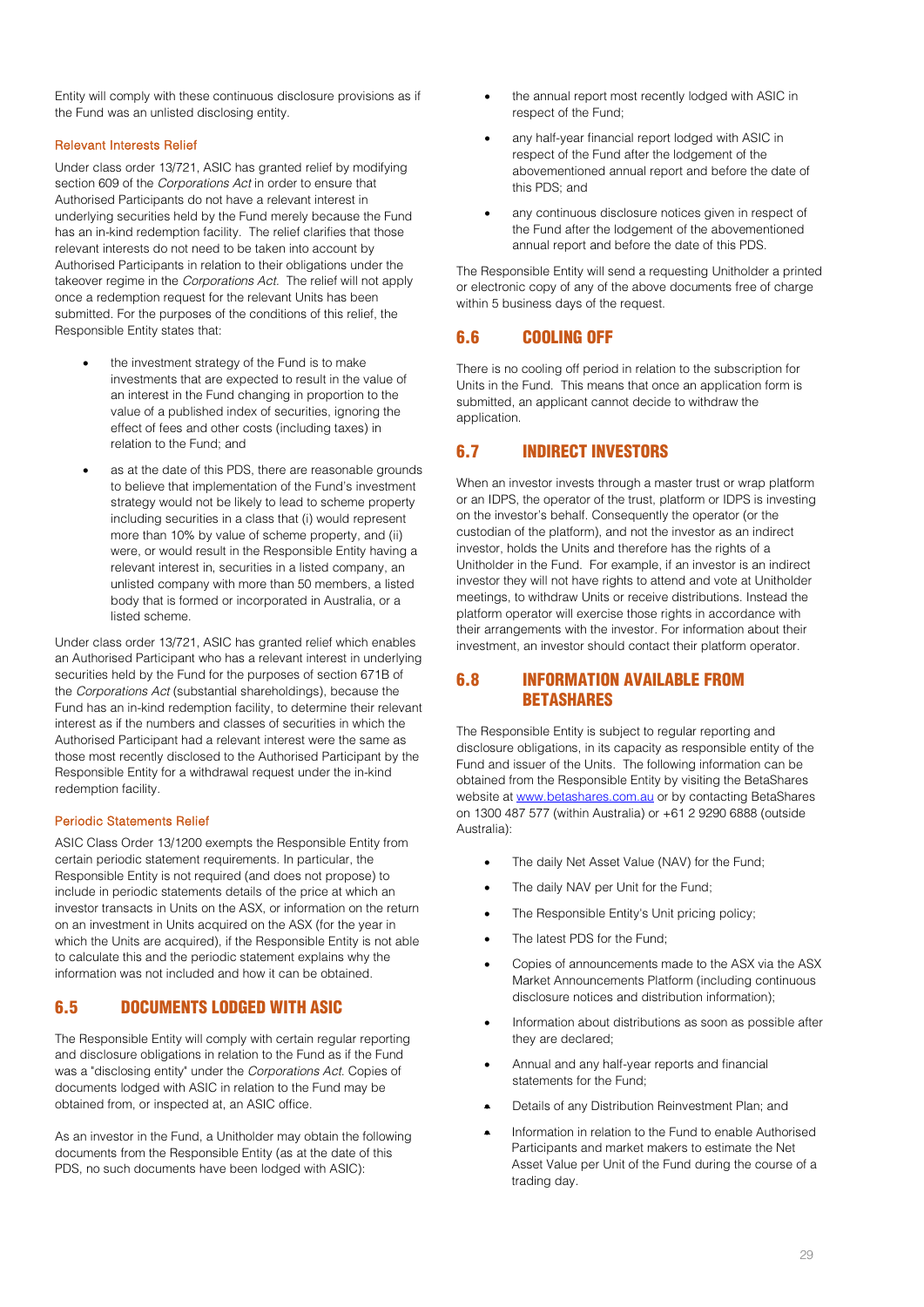Entity will comply with these continuous disclosure provisions as if the Fund was an unlisted disclosing entity.

### Relevant Interests Relief

Under class order 13/721, ASIC has granted relief by modifying section 609 of the *Corporations Act* in order to ensure that Authorised Participants do not have a relevant interest in underlying securities held by the Fund merely because the Fund has an in-kind redemption facility. The relief clarifies that those relevant interests do not need to be taken into account by Authorised Participants in relation to their obligations under the takeover regime in the *Corporations Act*. The relief will not apply once a redemption request for the relevant Units has been submitted. For the purposes of the conditions of this relief, the Responsible Entity states that:

- the investment strategy of the Fund is to make investments that are expected to result in the value of an interest in the Fund changing in proportion to the value of a published index of securities, ignoring the effect of fees and other costs (including taxes) in relation to the Fund; and
- as at the date of this PDS, there are reasonable grounds to believe that implementation of the Fund's investment strategy would not be likely to lead to scheme property including securities in a class that (i) would represent more than 10% by value of scheme property, and (ii) were, or would result in the Responsible Entity having a relevant interest in, securities in a listed company, an unlisted company with more than 50 members, a listed body that is formed or incorporated in Australia, or a listed scheme.

Under class order 13/721, ASIC has granted relief which enables an Authorised Participant who has a relevant interest in underlying securities held by the Fund for the purposes of section 671B of the *Corporations Act* (substantial shareholdings), because the Fund has an in-kind redemption facility, to determine their relevant interest as if the numbers and classes of securities in which the Authorised Participant had a relevant interest were the same as those most recently disclosed to the Authorised Participant by the Responsible Entity for a withdrawal request under the in-kind redemption facility.

### Periodic Statements Relief

ASIC Class Order 13/1200 exempts the Responsible Entity from certain periodic statement requirements. In particular, the Responsible Entity is not required (and does not propose) to include in periodic statements details of the price at which an investor transacts in Units on the ASX, or information on the return on an investment in Units acquired on the ASX (for the year in which the Units are acquired), if the Responsible Entity is not able to calculate this and the periodic statement explains why the information was not included and how it can be obtained.

## 6.5 DOCUMENTS LODGED WITH ASIC

The Responsible Entity will comply with certain regular reporting and disclosure obligations in relation to the Fund as if the Fund was a "disclosing entity" under the *Corporations Act*. Copies of documents lodged with ASIC in relation to the Fund may be obtained from, or inspected at, an ASIC office.

As an investor in the Fund, a Unitholder may obtain the following documents from the Responsible Entity (as at the date of this PDS, no such documents have been lodged with ASIC):

- the annual report most recently lodged with ASIC in respect of the Fund;
- any half-year financial report lodged with ASIC in respect of the Fund after the lodgement of the abovementioned annual report and before the date of this PDS; and
- any continuous disclosure notices given in respect of the Fund after the lodgement of the abovementioned annual report and before the date of this PDS.

The Responsible Entity will send a requesting Unitholder a printed or electronic copy of any of the above documents free of charge within 5 business days of the request.

## 6.6 COOLING OFF

There is no cooling off period in relation to the subscription for Units in the Fund. This means that once an application form is submitted, an applicant cannot decide to withdraw the application.

## 6.7 INDIRECT INVESTORS

When an investor invests through a master trust or wrap platform or an IDPS, the operator of the trust, platform or IDPS is investing on the investor's behalf. Consequently the operator (or the custodian of the platform), and not the investor as an indirect investor, holds the Units and therefore has the rights of a Unitholder in the Fund. For example, if an investor is an indirect investor they will not have rights to attend and vote at Unitholder meetings, to withdraw Units or receive distributions. Instead the platform operator will exercise those rights in accordance with their arrangements with the investor. For information about their investment, an investor should contact their platform operator.

## 6.8 INFORMATION AVAILABLE FROM BETASHARES

The Responsible Entity is subject to regular reporting and disclosure obligations, in its capacity as responsible entity of the Fund and issuer of the Units. The following information can be obtained from the Responsible Entity by visiting the BetaShares website at www.betashares.com.au or by contacting BetaShares on 1300 487 577 (within Australia) or +61 2 9290 6888 (outside Australia):

- The daily Net Asset Value (NAV) for the Fund;
- The daily NAV per Unit for the Fund;
- The Responsible Entity's Unit pricing policy;
- The latest PDS for the Fund;
- Copies of announcements made to the ASX via the ASX Market Announcements Platform (including continuous disclosure notices and distribution information);
- Information about distributions as soon as possible after they are declared;
- Annual and any half-year reports and financial statements for the Fund;
- Details of any Distribution Reinvestment Plan; and
- Information in relation to the Fund to enable Authorised Participants and market makers to estimate the Net Asset Value per Unit of the Fund during the course of a trading day.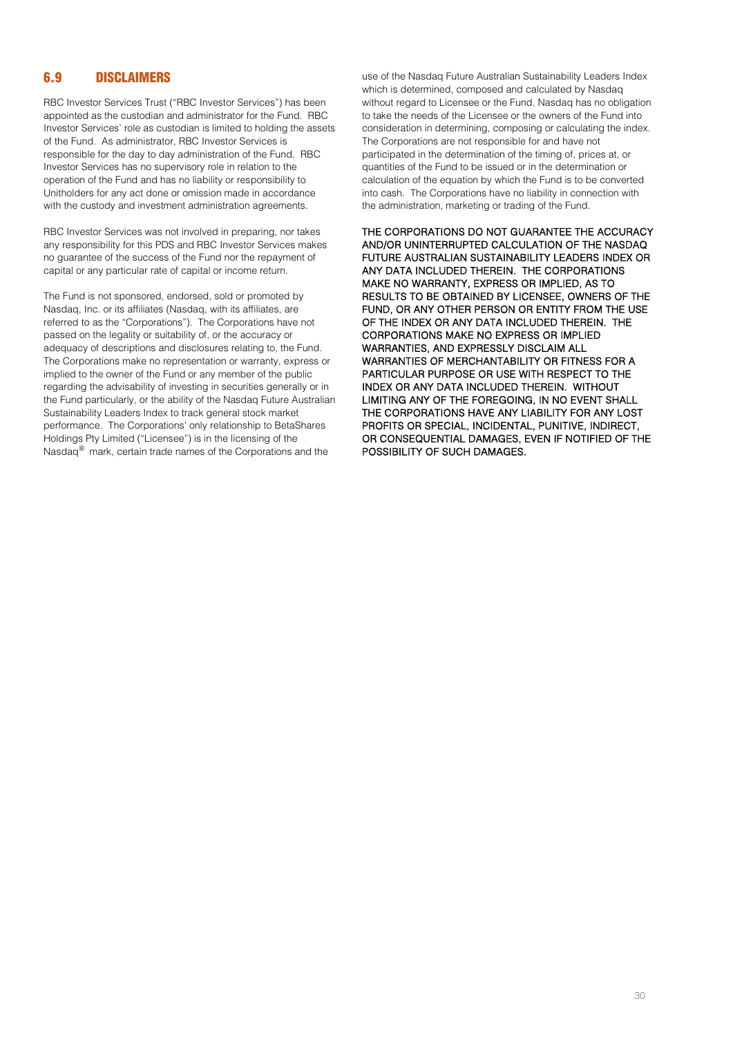## 6.9 DISCLAIMERS

RBC Investor Services Trust ("RBC Investor Services") has been appointed as the custodian and administrator for the Fund. RBC Investor Services' role as custodian is limited to holding the assets of the Fund. As administrator, RBC Investor Services is responsible for the day to day administration of the Fund. RBC Investor Services has no supervisory role in relation to the operation of the Fund and has no liability or responsibility to Unitholders for any act done or omission made in accordance with the custody and investment administration agreements.

RBC Investor Services was not involved in preparing, nor takes any responsibility for this PDS and RBC Investor Services makes no guarantee of the success of the Fund nor the repayment of capital or any particular rate of capital or income return.

The Fund is not sponsored, endorsed, sold or promoted by Nasdaq, Inc. or its affiliates (Nasdaq, with its affiliates, are referred to as the "Corporations"). The Corporations have not passed on the legality or suitability of, or the accuracy or adequacy of descriptions and disclosures relating to, the Fund. The Corporations make no representation or warranty, express or implied to the owner of the Fund or any member of the public regarding the advisability of investing in securities generally or in the Fund particularly, or the ability of the Nasdaq Future Australian Sustainability Leaders Index to track general stock market performance. The Corporations' only relationship to BetaShares Holdings Pty Limited ("Licensee") is in the licensing of the Nasdaq® mark, certain trade names of the Corporations and the use of the Nasdaq Future Australian Sustainability Leaders Index which is determined, composed and calculated by Nasdaq without regard to Licensee or the Fund. Nasdaq has no obligation to take the needs of the Licensee or the owners of the Fund into consideration in determining, composing or calculating the index. The Corporations are not responsible for and have not participated in the determination of the timing of, prices at, or quantities of the Fund to be issued or in the determination or calculation of the equation by which the Fund is to be converted into cash. The Corporations have no liability in connection with the administration, marketing or trading of the Fund.

THE CORPORATIONS DO NOT GUARANTEE THE ACCURACY AND/OR UNINTERRUPTED CALCULATION OF THE NASDAQ FUTURE AUSTRALIAN SUSTAINABILITY LEADERS INDEX OR ANY DATA INCLUDED THEREIN. THE CORPORATIONS MAKE NO WARRANTY, EXPRESS OR IMPLIED, AS TO RESULTS TO BE OBTAINED BY LICENSEE, OWNERS OF THE FUND, OR ANY OTHER PERSON OR ENTITY FROM THE USE OF THE INDEX OR ANY DATA INCLUDED THEREIN. THE CORPORATIONS MAKE NO EXPRESS OR IMPLIED WARRANTIES, AND EXPRESSLY DISCLAIM ALL WARRANTIES OF MERCHANTABILITY OR FITNESS FOR A PARTICULAR PURPOSE OR USE WITH RESPECT TO THE INDEX OR ANY DATA INCLUDED THEREIN. WITHOUT LIMITING ANY OF THE FOREGOING, IN NO EVENT SHALL THE CORPORATIONS HAVE ANY LIABILITY FOR ANY LOST PROFITS OR SPECIAL, INCIDENTAL, PUNITIVE, INDIRECT, OR CONSEQUENTIAL DAMAGES, EVEN IF NOTIFIED OF THE POSSIBILITY OF SUCH DAMAGES.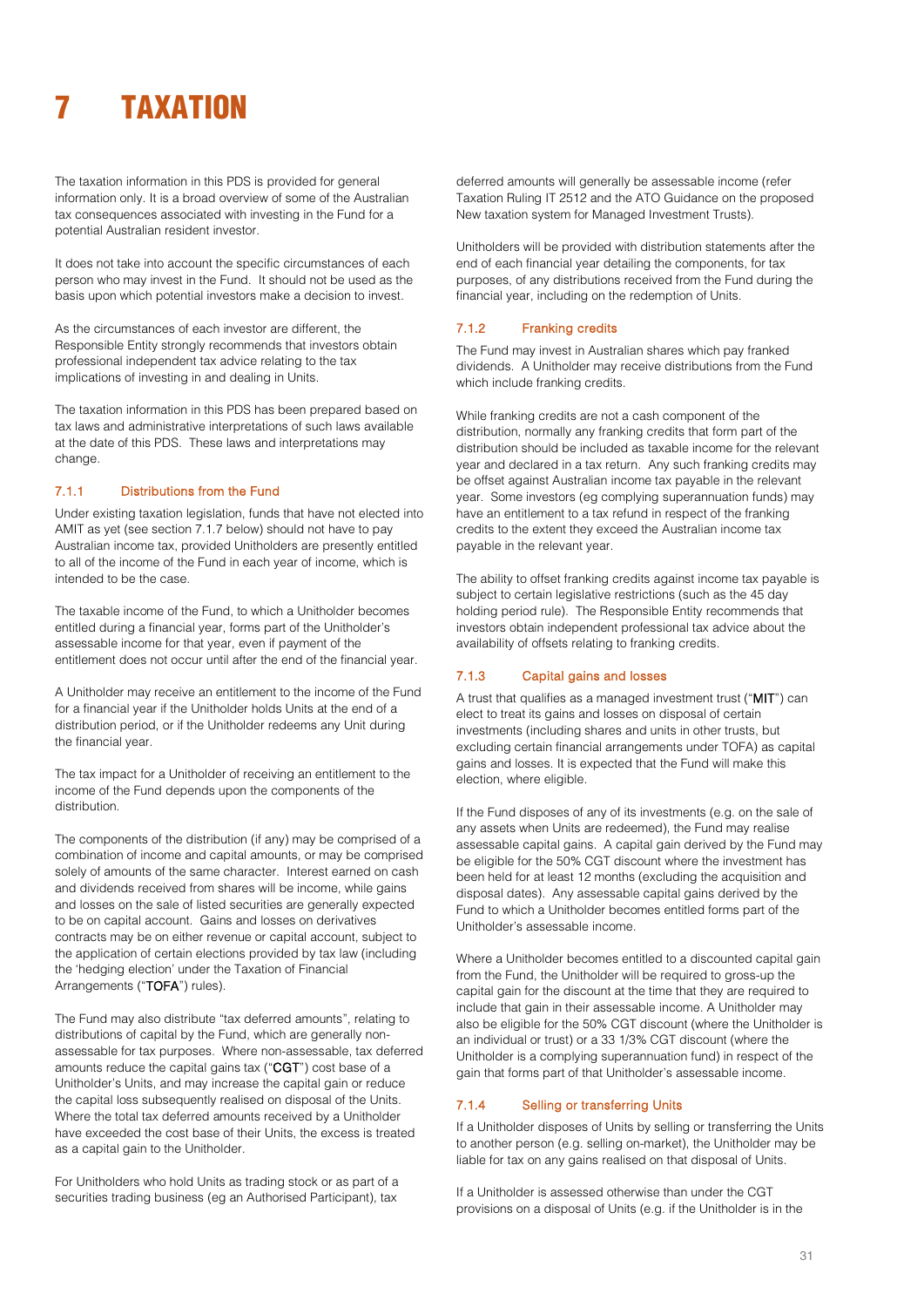# 7 TAXATION

The taxation information in this PDS is provided for general information only. It is a broad overview of some of the Australian tax consequences associated with investing in the Fund for a potential Australian resident investor.

It does not take into account the specific circumstances of each person who may invest in the Fund. It should not be used as the basis upon which potential investors make a decision to invest.

As the circumstances of each investor are different, the Responsible Entity strongly recommends that investors obtain professional independent tax advice relating to the tax implications of investing in and dealing in Units.

The taxation information in this PDS has been prepared based on tax laws and administrative interpretations of such laws available at the date of this PDS. These laws and interpretations may change.

### 7.1.1 Distributions from the Fund

Under existing taxation legislation, funds that have not elected into AMIT as yet (see section 7.1.7 below) should not have to pay Australian income tax, provided Unitholders are presently entitled to all of the income of the Fund in each year of income, which is intended to be the case.

The taxable income of the Fund, to which a Unitholder becomes entitled during a financial year, forms part of the Unitholder's assessable income for that year, even if payment of the entitlement does not occur until after the end of the financial year.

A Unitholder may receive an entitlement to the income of the Fund for a financial year if the Unitholder holds Units at the end of a distribution period, or if the Unitholder redeems any Unit during the financial year.

The tax impact for a Unitholder of receiving an entitlement to the income of the Fund depends upon the components of the distribution.

The components of the distribution (if any) may be comprised of a combination of income and capital amounts, or may be comprised solely of amounts of the same character. Interest earned on cash and dividends received from shares will be income, while gains and losses on the sale of listed securities are generally expected to be on capital account. Gains and losses on derivatives contracts may be on either revenue or capital account, subject to the application of certain elections provided by tax law (including the 'hedging election' under the Taxation of Financial Arrangements ("**TOFA**") rules).

The Fund may also distribute "tax deferred amounts", relating to distributions of capital by the Fund, which are generally non-assessable for tax purposes. Where non-assessable, tax deferred amounts reduce the capital gains tax ("**CGT**") cost base of a Unitholder's Units, and may increase the capital gain or reduce the capital loss subsequently realised on disposal of the Units. Where the total tax deferred amounts received by a Unitholder have exceeded the cost base of their Units, the excess is treated as a capital gain to the Unitholder.

For Unitholders who hold Units as trading stock or as part of a securities trading business (eg an Authorised Participant), tax deferred amounts will generally be assessable income (refer Taxation Ruling IT 2512 and the ATO Guidance on the proposed New taxation system for Managed Investment Trusts).

Unitholders will be provided with distribution statements after the end of each financial year detailing the components, for tax purposes, of any distributions received from the Fund during the financial year, including on the redemption of Units.

### 7.1.2 Franking credits

The Fund may invest in Australian shares which pay franked dividends. A Unitholder may receive distributions from the Fund which include franking credits.

While franking credits are not a cash component of the distribution, normally any franking credits that form part of the distribution should be included as taxable income for the relevant year and declared in a tax return. Any such franking credits may be offset against Australian income tax payable in the relevant year. Some investors (eg complying superannuation funds) may have an entitlement to a tax refund in respect of the franking credits to the extent they exceed the Australian income tax payable in the relevant year.

The ability to offset franking credits against income tax payable is subject to certain legislative restrictions (such as the 45 day holding period rule). The Responsible Entity recommends that investors obtain independent professional tax advice about the availability of offsets relating to franking credits.

### 7.1.3 Capital gains and losses

A trust that qualifies as a managed investment trust ("**MIT**") can elect to treat its gains and losses on disposal of certain investments (including shares and units in other trusts, but excluding certain financial arrangements under TOFA) as capital gains and losses. It is expected that the Fund will make this election, where eligible.

If the Fund disposes of any of its investments (e.g. on the sale of any assets when Units are redeemed), the Fund may realise assessable capital gains. A capital gain derived by the Fund may be eligible for the 50% CGT discount where the investment has been held for at least 12 months (excluding the acquisition and disposal dates). Any assessable capital gains derived by the Fund to which a Unitholder becomes entitled forms part of the Unitholder's assessable income.

Where a Unitholder becomes entitled to a discounted capital gain from the Fund, the Unitholder will be required to gross-up the capital gain for the discount at the time that they are required to include that gain in their assessable income. A Unitholder may also be eligible for the 50% CGT discount (where the Unitholder is an individual or trust) or a 33 1/3% CGT discount (where the Unitholder is a complying superannuation fund) in respect of the gain that forms part of that Unitholder's assessable income.

### 7.1.4 Selling or transferring Units

If a Unitholder disposes of Units by selling or transferring the Units to another person (e.g. selling on-market), the Unitholder may be liable for tax on any gains realised on that disposal of Units.

If a Unitholder is assessed otherwise than under the CGT provisions on a disposal of Units (e.g. if the Unitholder is in the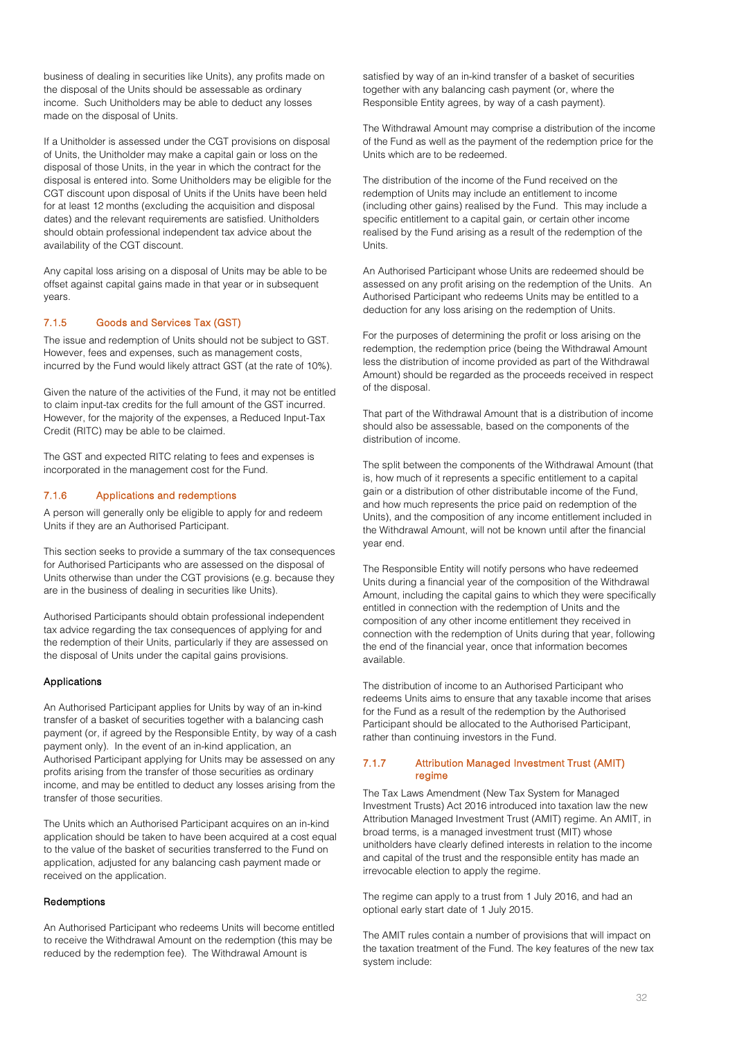business of dealing in securities like Units), any profits made on the disposal of the Units should be assessable as ordinary income. Such Unitholders may be able to deduct any losses made on the disposal of Units.

If a Unitholder is assessed under the CGT provisions on disposal of Units, the Unitholder may make a capital gain or loss on the disposal of those Units, in the year in which the contract for the disposal is entered into. Some Unitholders may be eligible for the CGT discount upon disposal of Units if the Units have been held for at least 12 months (excluding the acquisition and disposal dates) and the relevant requirements are satisfied. Unitholders should obtain professional independent tax advice about the availability of the CGT discount.

Any capital loss arising on a disposal of Units may be able to be offset against capital gains made in that year or in subsequent years.

### 7.1.5 Goods and Services Tax (GST)

The issue and redemption of Units should not be subject to GST. However, fees and expenses, such as management costs, incurred by the Fund would likely attract GST (at the rate of 10%).

Given the nature of the activities of the Fund, it may not be entitled to claim input-tax credits for the full amount of the GST incurred. However, for the majority of the expenses, a Reduced Input-Tax Credit (RITC) may be able to be claimed.

The GST and expected RITC relating to fees and expenses is incorporated in the management cost for the Fund.

### 7.1.6 Applications and redemptions

A person will generally only be eligible to apply for and redeem Units if they are an Authorised Participant.

This section seeks to provide a summary of the tax consequences for Authorised Participants who are assessed on the disposal of Units otherwise than under the CGT provisions (e.g. because they are in the business of dealing in securities like Units).

Authorised Participants should obtain professional independent tax advice regarding the tax consequences of applying for and the redemption of their Units, particularly if they are assessed on the disposal of Units under the capital gains provisions.

#### Applications

An Authorised Participant applies for Units by way of an in-kind transfer of a basket of securities together with a balancing cash payment (or, if agreed by the Responsible Entity, by way of a cash payment only). In the event of an in-kind application, an Authorised Participant applying for Units may be assessed on any profits arising from the transfer of those securities as ordinary income, and may be entitled to deduct any losses arising from the transfer of those securities.

The Units which an Authorised Participant acquires on an in-kind application should be taken to have been acquired at a cost equal to the value of the basket of securities transferred to the Fund on application, adjusted for any balancing cash payment made or received on the application.

#### Redemptions

An Authorised Participant who redeems Units will become entitled to receive the Withdrawal Amount on the redemption (this may be reduced by the redemption fee). The Withdrawal Amount is satisfied by way of an in-kind transfer of a basket of securities together with any balancing cash payment (or, where the Responsible Entity agrees, by way of a cash payment).

The Withdrawal Amount may comprise a distribution of the income of the Fund as well as the payment of the redemption price for the Units which are to be redeemed.

The distribution of the income of the Fund received on the redemption of Units may include an entitlement to income (including other gains) realised by the Fund. This may include a specific entitlement to a capital gain, or certain other income realised by the Fund arising as a result of the redemption of the Units.

An Authorised Participant whose Units are redeemed should be assessed on any profit arising on the redemption of the Units. An Authorised Participant who redeems Units may be entitled to a deduction for any loss arising on the redemption of Units.

For the purposes of determining the profit or loss arising on the redemption, the redemption price (being the Withdrawal Amount less the distribution of income provided as part of the Withdrawal Amount) should be regarded as the proceeds received in respect of the disposal.

That part of the Withdrawal Amount that is a distribution of income should also be assessable, based on the components of the distribution of income.

The split between the components of the Withdrawal Amount (that is, how much of it represents a specific entitlement to a capital gain or a distribution of other distributable income of the Fund, and how much represents the price paid on redemption of the Units), and the composition of any income entitlement included in the Withdrawal Amount, will not be known until after the financial year end.

The Responsible Entity will notify persons who have redeemed Units during a financial year of the composition of the Withdrawal Amount, including the capital gains to which they were specifically entitled in connection with the redemption of Units and the composition of any other income entitlement they received in connection with the redemption of Units during that year, following the end of the financial year, once that information becomes available.

The distribution of income to an Authorised Participant who redeems Units aims to ensure that any taxable income that arises for the Fund as a result of the redemption by the Authorised Participant should be allocated to the Authorised Participant, rather than continuing investors in the Fund.

### 7.1.7 Attribution Managed Investment Trust (AMIT) regime

The Tax Laws Amendment (New Tax System for Managed Investment Trusts) Act 2016 introduced into taxation law the new Attribution Managed Investment Trust (AMIT) regime. An AMIT, in broad terms, is a managed investment trust (MIT) whose unitholders have clearly defined interests in relation to the income and capital of the trust and the responsible entity has made an irrevocable election to apply the regime.

The regime can apply to a trust from 1 July 2016, and had an optional early start date of 1 July 2015.

The AMIT rules contain a number of provisions that will impact on the taxation treatment of the Fund. The key features of the new tax system include: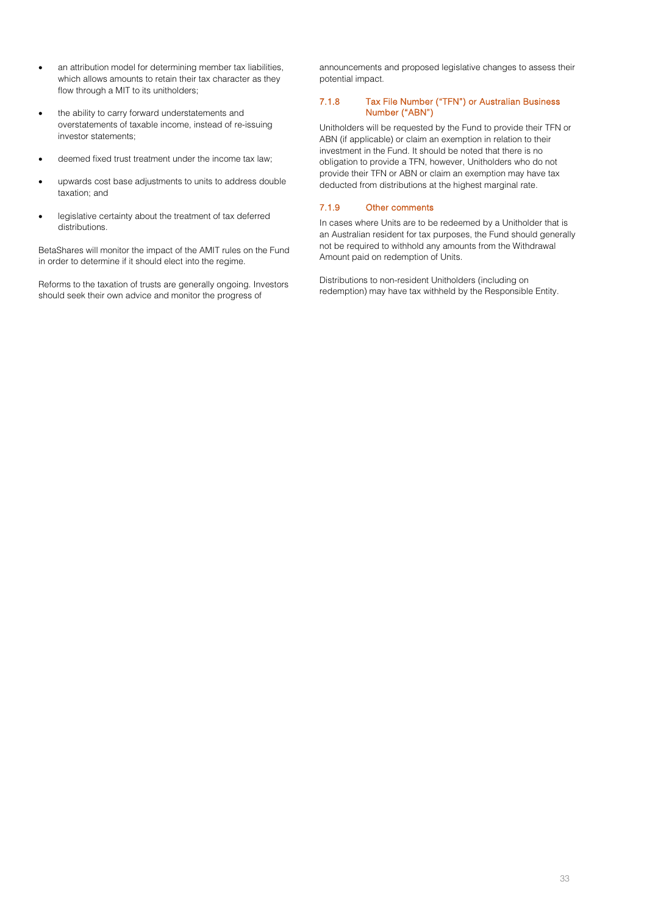- an attribution model for determining member tax liabilities, which allows amounts to retain their tax character as they flow through a MIT to its unitholders;
- the ability to carry forward understatements and overstatements of taxable income, instead of re-issuing investor statements;
- deemed fixed trust treatment under the income tax law;
- upwards cost base adjustments to units to address double taxation; and
- legislative certainty about the treatment of tax deferred distributions.

BetaShares will monitor the impact of the AMIT rules on the Fund in order to determine if it should elect into the regime.

Reforms to the taxation of trusts are generally ongoing. Investors should seek their own advice and monitor the progress of announcements and proposed legislative changes to assess their potential impact.

### 7.1.8 Tax File Number ("TFN") or Australian Business Number ("ABN")

Unitholders will be requested by the Fund to provide their TFN or ABN (if applicable) or claim an exemption in relation to their investment in the Fund. It should be noted that there is no obligation to provide a TFN, however, Unitholders who do not provide their TFN or ABN or claim an exemption may have tax deducted from distributions at the highest marginal rate.

### 7.1.9 Other comments

In cases where Units are to be redeemed by a Unitholder that is an Australian resident for tax purposes, the Fund should generally not be required to withhold any amounts from the Withdrawal Amount paid on redemption of Units.

Distributions to non-resident Unitholders (including on redemption) may have tax withheld by the Responsible Entity.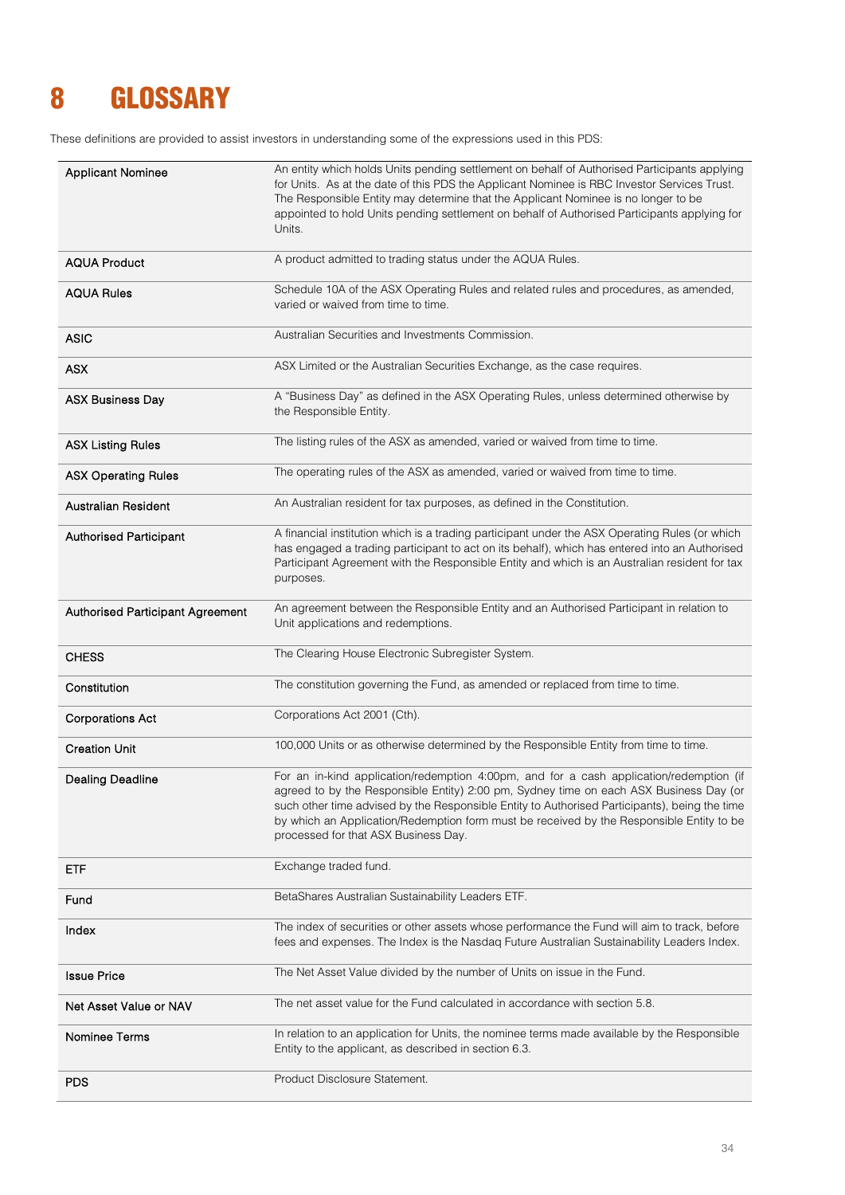# 8 GLOSSARY

These definitions are provided to assist investors in understanding some of the expressions used in this PDS:

| Term | Definition |
|---|---|
| **Applicant Nominee** | An entity which holds Units pending settlement on behalf of Authorised Participants applying for Units. As at the date of this PDS the Applicant Nominee is RBC Investor Services Trust. The Responsible Entity may determine that the Applicant Nominee is no longer to be appointed to hold Units pending settlement on behalf of Authorised Participants applying for Units. |
| **AQUA Product** | A product admitted to trading status under the AQUA Rules. |
| **AQUA Rules** | Schedule 10A of the ASX Operating Rules and related rules and procedures, as amended, varied or waived from time to time. |
| **ASIC** | Australian Securities and Investments Commission. |
| **ASX** | ASX Limited or the Australian Securities Exchange, as the case requires. |
| **ASX Business Day** | A "Business Day" as defined in the ASX Operating Rules, unless determined otherwise by the Responsible Entity. |
| **ASX Listing Rules** | The listing rules of the ASX as amended, varied or waived from time to time. |
| **ASX Operating Rules** | The operating rules of the ASX as amended, varied or waived from time to time. |
| **Australian Resident** | An Australian resident for tax purposes, as defined in the Constitution. |
| **Authorised Participant** | A financial institution which is a trading participant under the ASX Operating Rules (or which has engaged a trading participant to act on its behalf), which has entered into an Authorised Participant Agreement with the Responsible Entity and which is an Australian resident for tax purposes. |
| **Authorised Participant Agreement** | An agreement between the Responsible Entity and an Authorised Participant in relation to Unit applications and redemptions. |
| **CHESS** | The Clearing House Electronic Subregister System. |
| **Constitution** | The constitution governing the Fund, as amended or replaced from time to time. |
| **Corporations Act** | Corporations Act 2001 (Cth). |
| **Creation Unit** | 100,000 Units or as otherwise determined by the Responsible Entity from time to time. |
| **Dealing Deadline** | For an in-kind application/redemption 4:00pm, and for a cash application/redemption (if agreed to by the Responsible Entity) 2:00 pm, Sydney time on each ASX Business Day (or such other time advised by the Responsible Entity to Authorised Participants), being the time by which an Application/Redemption form must be received by the Responsible Entity to be processed for that ASX Business Day. |
| **ETF** | Exchange traded fund. |
| **Fund** | BetaShares Australian Sustainability Leaders ETF. |
| **Index** | The index of securities or other assets whose performance the Fund will aim to track, before fees and expenses. The Index is the Nasdaq Future Australian Sustainability Leaders Index. |
| **Issue Price** | The Net Asset Value divided by the number of Units on issue in the Fund. |
| **Net Asset Value or NAV** | The net asset value for the Fund calculated in accordance with section 5.8. |
| **Nominee Terms** | In relation to an application for Units, the nominee terms made available by the Responsible Entity to the applicant, as described in section 6.3. |
| **PDS** | Product Disclosure Statement. |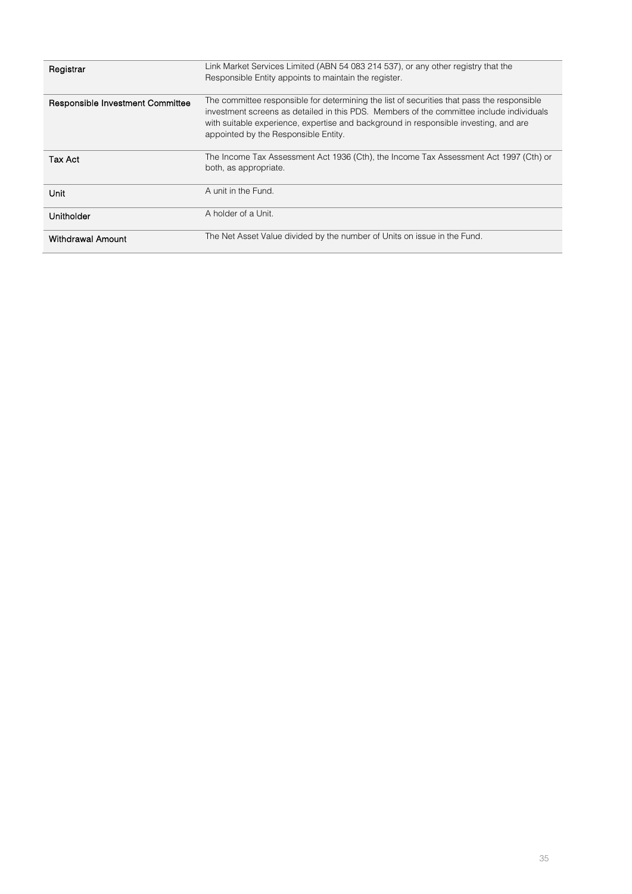| | |
|---|---|
| Registrar | Link Market Services Limited (ABN 54 083 214 537), or any other registry that the Responsible Entity appoints to maintain the register. |
| Responsible Investment Committee | The committee responsible for determining the list of securities that pass the responsible investment screens as detailed in this PDS. Members of the committee include individuals with suitable experience, expertise and background in responsible investing, and are appointed by the Responsible Entity. |
| Tax Act | The Income Tax Assessment Act 1936 (Cth), the Income Tax Assessment Act 1997 (Cth) or both, as appropriate. |
| Unit | A unit in the Fund. |
| Unitholder | A holder of a Unit. |
| Withdrawal Amount | The Net Asset Value divided by the number of Units on issue in the Fund. |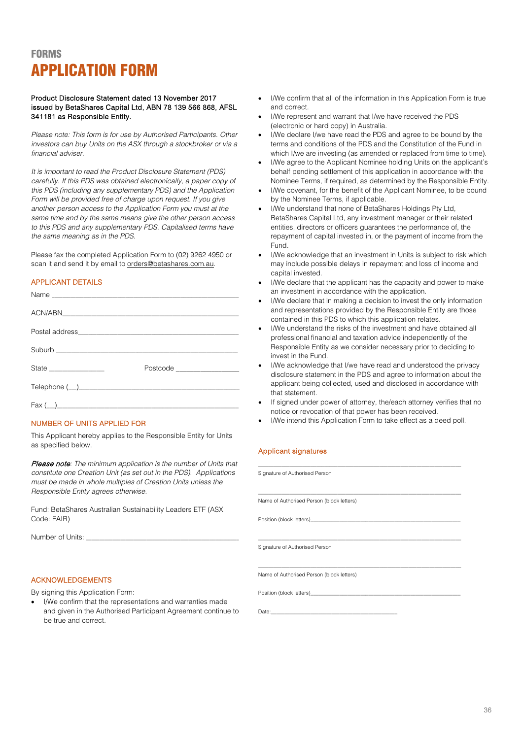# FORMS

# APPLICATION FORM

Product Disclosure Statement dated 13 November 2017 issued by BetaShares Capital Ltd, ABN 78 139 566 868, AFSL 341181 as Responsible Entity.

*Please note: This form is for use by Authorised Participants. Other investors can buy Units on the ASX through a stockbroker or via a financial adviser.*

*It is important to read the Product Disclosure Statement (PDS) carefully. If this PDS was obtained electronically, a paper copy of this PDS (including any supplementary PDS) and the Application Form will be provided free of charge upon request. If you give another person access to the Application Form you must at the same time and by the same means give the other person access to this PDS and any supplementary PDS. Capitalised terms have the same meaning as in the PDS.*

Please fax the completed Application Form to (02) 9262 4950 or scan it and send it by email to orders@betashares.com.au.

## APPLICANT DETAILS

Name ______________________________________________

ACN/ABN ___________________________________________

Postal address _______________________________________

Suburb ____________________________________________

State _______________ Postcode _________________

Telephone (__)_______________________________________

Fax (__)____________________________________________

## NUMBER OF UNITS APPLIED FOR

This Applicant hereby applies to the Responsible Entity for Units as specified below.

***Please note**: The minimum application is the number of Units that constitute one Creation Unit (as set out in the PDS). Applications must be made in whole multiples of Creation Units unless the Responsible Entity agrees otherwise.*

Fund: BetaShares Australian Sustainability Leaders ETF (ASX Code: FAIR)

Number of Units: ________________________________________

## ACKNOWLEDGEMENTS

By signing this Application Form:

- I/We confirm that the representations and warranties made and given in the Authorised Participant Agreement continue to be true and correct.
- I/We confirm that all of the information in this Application Form is true and correct.
- I/We represent and warrant that I/we have received the PDS (electronic or hard copy) in Australia.
- I/We declare I/we have read the PDS and agree to be bound by the terms and conditions of the PDS and the Constitution of the Fund in which I/we are investing (as amended or replaced from time to time).
- I/We agree to the Applicant Nominee holding Units on the applicant's behalf pending settlement of this application in accordance with the Nominee Terms, if required, as determined by the Responsible Entity.
- I/We covenant, for the benefit of the Applicant Nominee, to be bound by the Nominee Terms, if applicable.
- I/We understand that none of BetaShares Holdings Pty Ltd, BetaShares Capital Ltd, any investment manager or their related entities, directors or officers guarantees the performance of, the repayment of capital invested in, or the payment of income from the Fund.
- I/We acknowledge that an investment in Units is subject to risk which may include possible delays in repayment and loss of income and capital invested.
- I/We declare that the applicant has the capacity and power to make an investment in accordance with the application.
- I/We declare that in making a decision to invest the only information and representations provided by the Responsible Entity are those contained in this PDS to which this application relates.
- I/We understand the risks of the investment and have obtained all professional financial and taxation advice independently of the Responsible Entity as we consider necessary prior to deciding to invest in the Fund.
- I/We acknowledge that I/we have read and understood the privacy disclosure statement in the PDS and agree to information about the applicant being collected, used and disclosed in accordance with that statement.
- If signed under power of attorney, the/each attorney verifies that no notice or revocation of that power has been received.
- I/We intend this Application Form to take effect as a deed poll.

## Applicant signatures

______________________________________________
Signature of Authorised Person

______________________________________________
Name of Authorised Person (block letters)

Position (block letters)______________________________

______________________________________________
Signature of Authorised Person

______________________________________________
Name of Authorised Person (block letters)

Position (block letters)______________________________

Date:_____________________________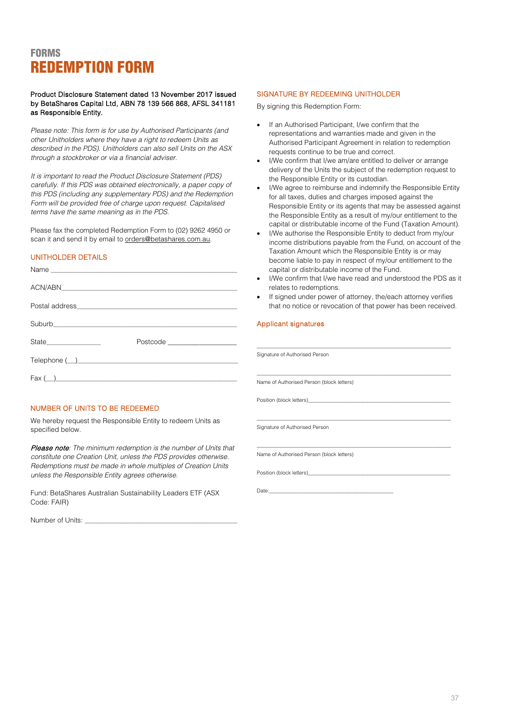# FORMS

# REDEMPTION FORM

**Product Disclosure Statement dated 13 November 2017 issued by BetaShares Capital Ltd, ABN 78 139 566 868, AFSL 341181 as Responsible Entity.**

*Please note: This form is for use by Authorised Participants (and other Unitholders where they have a right to redeem Units as described in the PDS). Unitholders can also sell Units on the ASX through a stockbroker or via a financial adviser.*

*It is important to read the Product Disclosure Statement (PDS) carefully. If this PDS was obtained electronically, a paper copy of this PDS (including any supplementary PDS) and the Redemption Form will be provided free of charge upon request. Capitalised terms have the same meaning as in the PDS.*

Please fax the completed Redemption Form to (02) 9262 4950 or scan it and send it by email to orders@betashares.com.au.

## UNITHOLDER DETAILS

Name ______________________________________________

ACN/ABN____________________________________________

Postal address_______________________________________

Suburb_____________________________________________

State_______________ Postcode ___________________

Telephone (__)______________________________________

Fax (__)____________________________________________

## NUMBER OF UNITS TO BE REDEEMED

We hereby request the Responsible Entity to redeem Units as specified below.

***Please note***: *The minimum redemption is the number of Units that constitute one Creation Unit, unless the PDS provides otherwise. Redemptions must be made in whole multiples of Creation Units unless the Responsible Entity agrees otherwise.*

Fund: BetaShares Australian Sustainability Leaders ETF (ASX Code: FAIR)

Number of Units: ___________________________________

## SIGNATURE BY REDEEMING UNITHOLDER

By signing this Redemption Form:

- If an Authorised Participant, I/we confirm that the representations and warranties made and given in the Authorised Participant Agreement in relation to redemption requests continue to be true and correct.
- I/We confirm that I/we am/are entitled to deliver or arrange delivery of the Units the subject of the redemption request to the Responsible Entity or its custodian.
- I/We agree to reimburse and indemnify the Responsible Entity for all taxes, duties and charges imposed against the Responsible Entity or its agents that may be assessed against the Responsible Entity as a result of my/our entitlement to the capital or distributable income of the Fund (Taxation Amount).
- I/We authorise the Responsible Entity to deduct from my/our income distributions payable from the Fund, on account of the Taxation Amount which the Responsible Entity is or may become liable to pay in respect of my/our entitlement to the capital or distributable income of the Fund.
- I/We confirm that I/we have read and understood the PDS as it relates to redemptions.
- If signed under power of attorney, the/each attorney verifies that no notice or revocation of that power has been received.

### Applicant signatures

_______________________________________________
Signature of Authorised Person

_______________________________________________
Name of Authorised Person (block letters)

Position (block letters)_________________________________

_______________________________________________
Signature of Authorised Person

_______________________________________________
Name of Authorised Person (block letters)

Position (block letters)_________________________________

Date:_______________________________________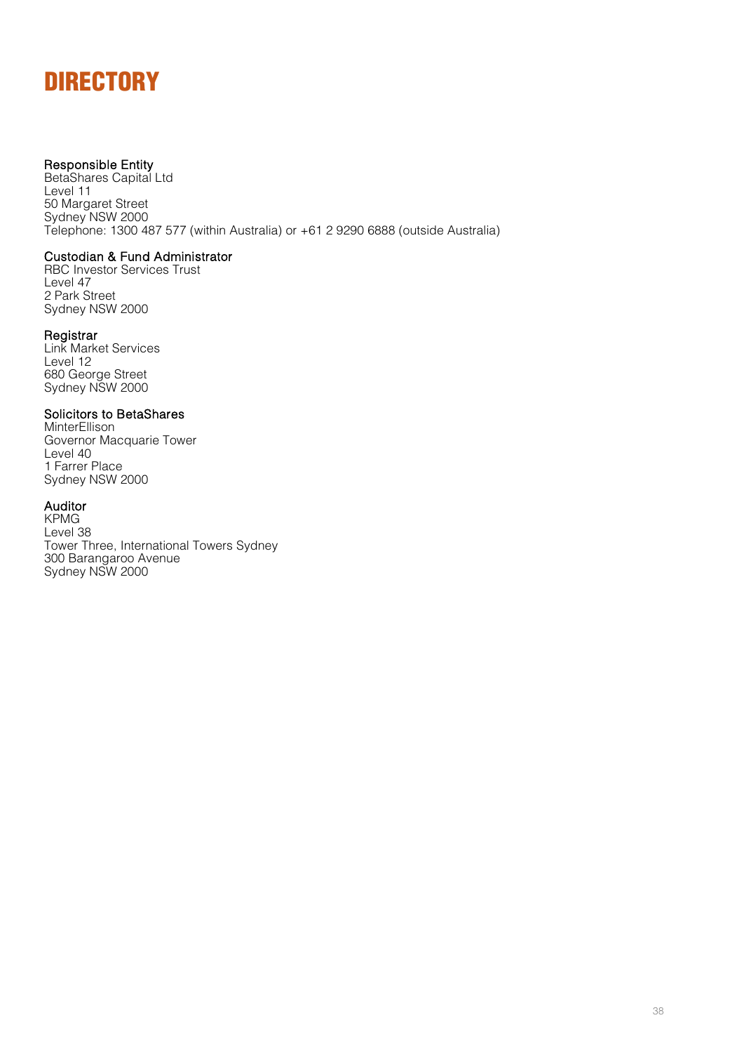# DIRECTORY

**Responsible Entity**
BetaShares Capital Ltd
Level 11
50 Margaret Street
Sydney NSW 2000
Telephone: 1300 487 577 (within Australia) or +61 2 9290 6888 (outside Australia)

**Custodian & Fund Administrator**
RBC Investor Services Trust
Level 47
2 Park Street
Sydney NSW 2000

**Registrar**
Link Market Services
Level 12
680 George Street
Sydney NSW 2000

**Solicitors to BetaShares**
MinterEllison
Governor Macquarie Tower
Level 40
1 Farrer Place
Sydney NSW 2000

**Auditor**
KPMG
Level 38
Tower Three, International Towers Sydney
300 Barangaroo Avenue
Sydney NSW 2000